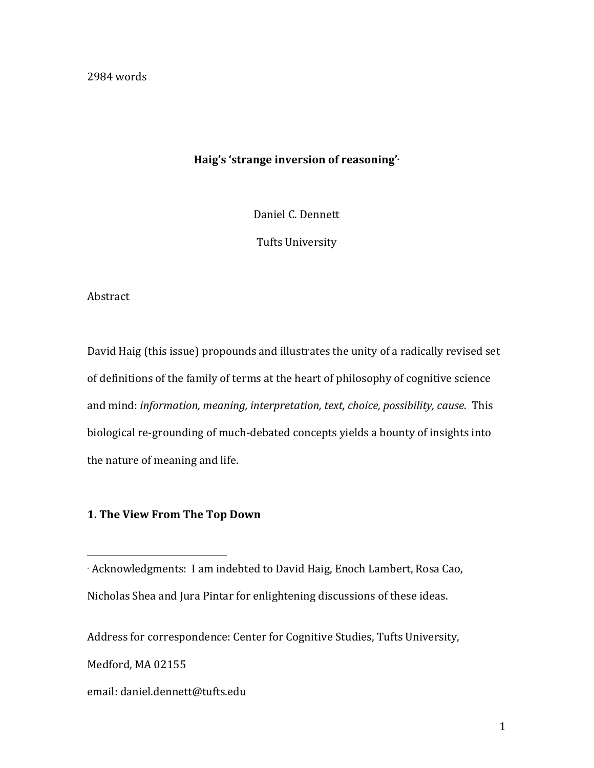2984 words

# Haig's 'strange inversion of reasoning'*

Daniel C. Dennett

Tufts University

Abstract

David Haig (this issue) propounds and illustrates the unity of a radically revised set of definitions of the family of terms at the heart of philosophy of cognitive science and mind: *information, meaning, interpretation, text, choice, possibility, cause*. This biological re-grounding of much-debated concepts yields a bounty of insights into the nature of meaning and life.

## 1. The View From The Top Down

---

* Acknowledgments: I am indebted to David Haig, Enoch Lambert, Rosa Cao, Nicholas Shea and Jura Pintar for enlightening discussions of these ideas.

Address for correspondence: Center for Cognitive Studies, Tufts University, Medford, MA 02155

email: daniel.dennett@tufts.edu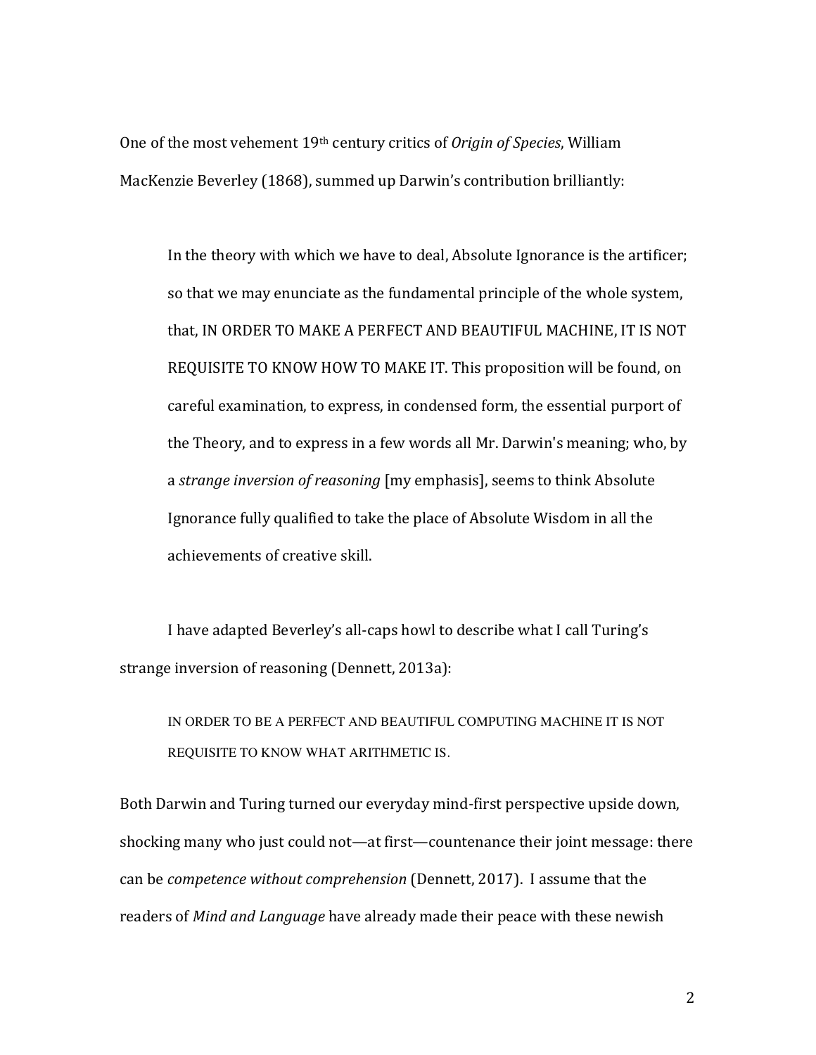One of the most vehement 19th century critics of *Origin of Species*, William MacKenzie Beverley (1868), summed up Darwin's contribution brilliantly:

> In the theory with which we have to deal, Absolute Ignorance is the artificer; so that we may enunciate as the fundamental principle of the whole system, that, IN ORDER TO MAKE A PERFECT AND BEAUTIFUL MACHINE, IT IS NOT REQUISITE TO KNOW HOW TO MAKE IT. This proposition will be found, on careful examination, to express, in condensed form, the essential purport of the Theory, and to express in a few words all Mr. Darwin's meaning; who, by a *strange inversion of reasoning* [my emphasis], seems to think Absolute Ignorance fully qualified to take the place of Absolute Wisdom in all the achievements of creative skill.

I have adapted Beverley's all-caps howl to describe what I call Turing's strange inversion of reasoning (Dennett, 2013a):

> IN ORDER TO BE A PERFECT AND BEAUTIFUL COMPUTING MACHINE IT IS NOT REQUISITE TO KNOW WHAT ARITHMETIC IS.

Both Darwin and Turing turned our everyday mind-first perspective upside down, shocking many who just could not—at first—countenance their joint message: there can be *competence without comprehension* (Dennett, 2017). I assume that the readers of *Mind and Language* have already made their peace with these newish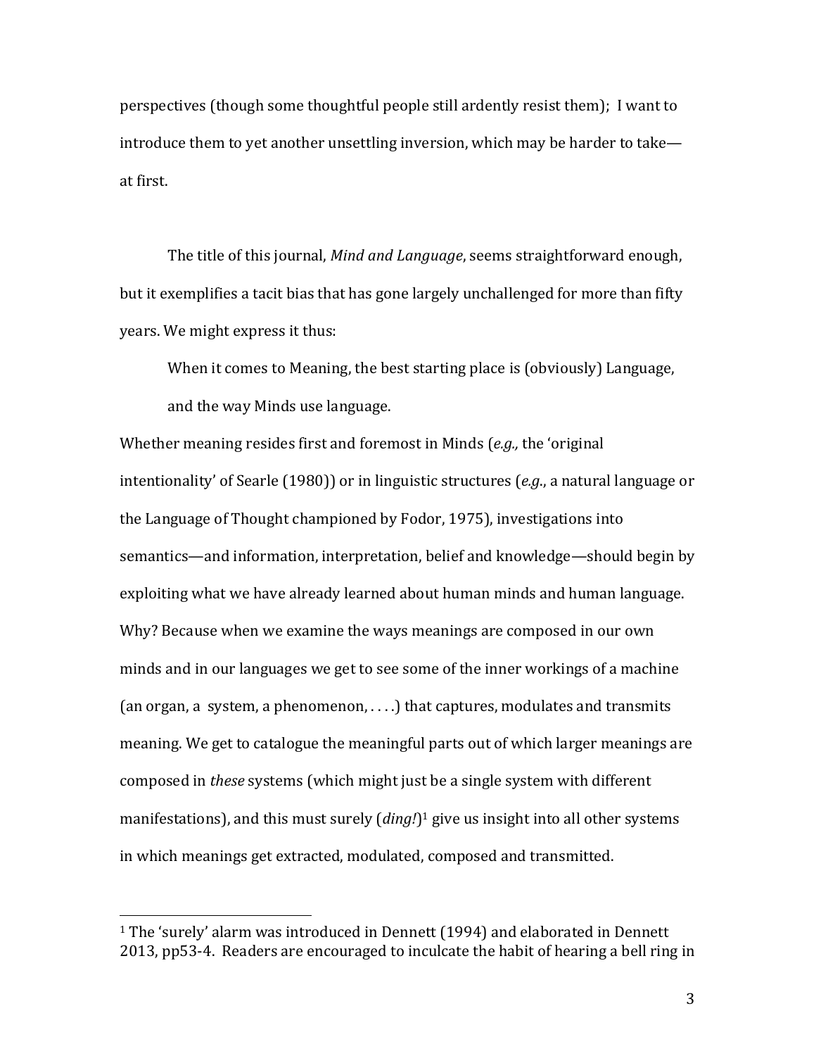perspectives (though some thoughtful people still ardently resist them); I want to introduce them to yet another unsettling inversion, which may be harder to take—at first.

The title of this journal, *Mind and Language*, seems straightforward enough, but it exemplifies a tacit bias that has gone largely unchallenged for more than fifty years. We might express it thus:

> When it comes to Meaning, the best starting place is (obviously) Language, and the way Minds use language.

Whether meaning resides first and foremost in Minds (*e.g.,* the 'original intentionality' of Searle (1980)) or in linguistic structures (*e.g.*, a natural language or the Language of Thought championed by Fodor, 1975), investigations into semantics—and information, interpretation, belief and knowledge—should begin by exploiting what we have already learned about human minds and human language. Why? Because when we examine the ways meanings are composed in our own minds and in our languages we get to see some of the inner workings of a machine (an organ, a system, a phenomenon, . . . .) that captures, modulates and transmits meaning. We get to catalogue the meaningful parts out of which larger meanings are composed in *these* systems (which might just be a single system with different manifestations), and this must surely (*ding!*)[1] give us insight into all other systems in which meanings get extracted, modulated, composed and transmitted.

---

[1] The 'surely' alarm was introduced in Dennett (1994) and elaborated in Dennett 2013, pp53-4. Readers are encouraged to inculcate the habit of hearing a bell ring in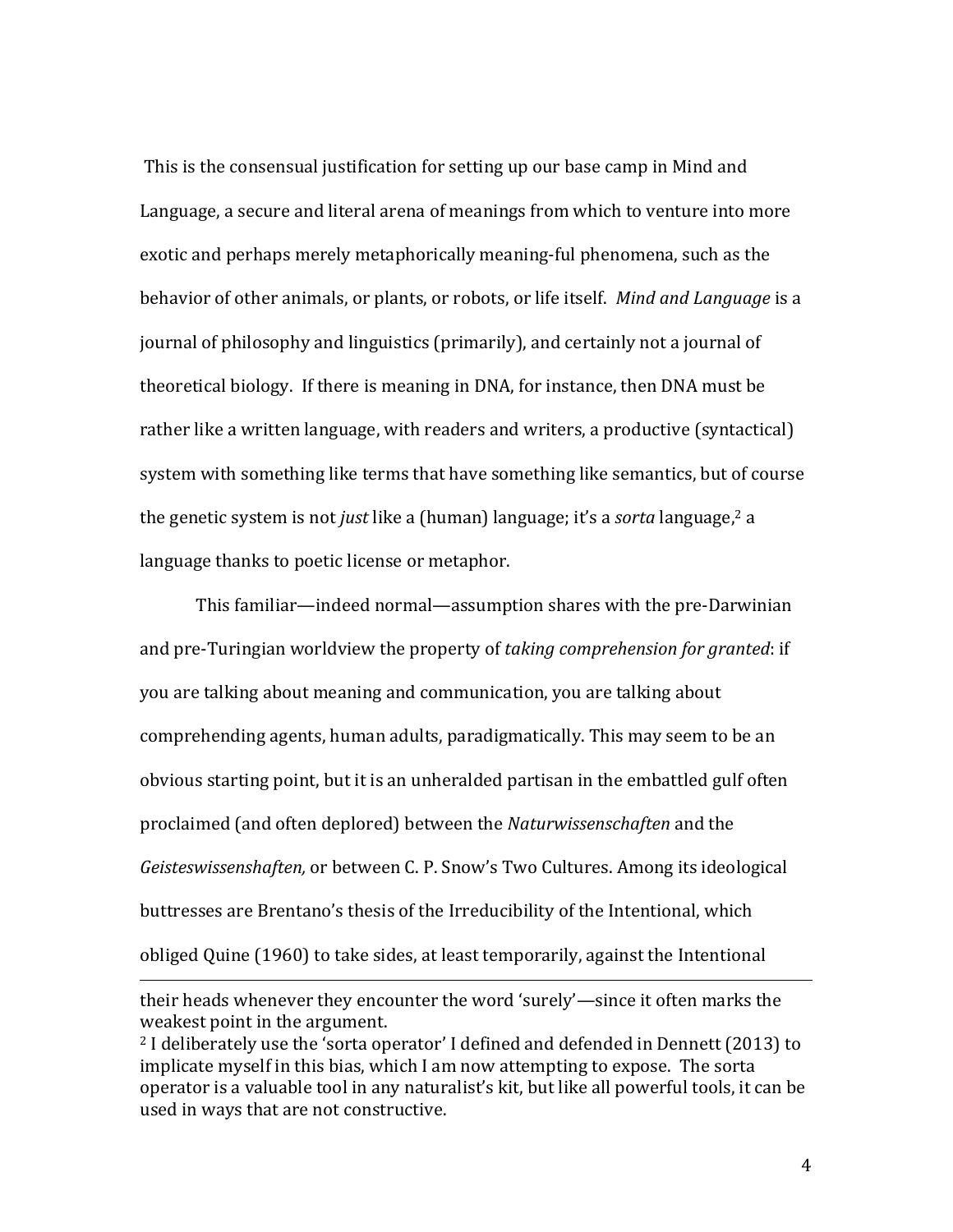This is the consensual justification for setting up our base camp in Mind and Language, a secure and literal arena of meanings from which to venture into more exotic and perhaps merely metaphorically meaning-ful phenomena, such as the behavior of other animals, or plants, or robots, or life itself. *Mind and Language* is a journal of philosophy and linguistics (primarily), and certainly not a journal of theoretical biology. If there is meaning in DNA, for instance, then DNA must be rather like a written language, with readers and writers, a productive (syntactical) system with something like terms that have something like semantics, but of course the genetic system is not *just* like a (human) language; it's a *sorta* language,[2] a language thanks to poetic license or metaphor.

This familiar—indeed normal—assumption shares with the pre-Darwinian and pre-Turingian worldview the property of *taking comprehension for granted*: if you are talking about meaning and communication, you are talking about comprehending agents, human adults, paradigmatically. This may seem to be an obvious starting point, but it is an unheralded partisan in the embattled gulf often proclaimed (and often deplored) between the *Naturwissenschaften* and the *Geisteswissenshaften,* or between C. P. Snow's Two Cultures. Among its ideological buttresses are Brentano's thesis of the Irreducibility of the Intentional, which obliged Quine (1960) to take sides, at least temporarily, against the Intentional

---

their heads whenever they encounter the word 'surely'—since it often marks the weakest point in the argument.

[2] I deliberately use the 'sorta operator' I defined and defended in Dennett (2013) to implicate myself in this bias, which I am now attempting to expose. The sorta operator is a valuable tool in any naturalist's kit, but like all powerful tools, it can be used in ways that are not constructive.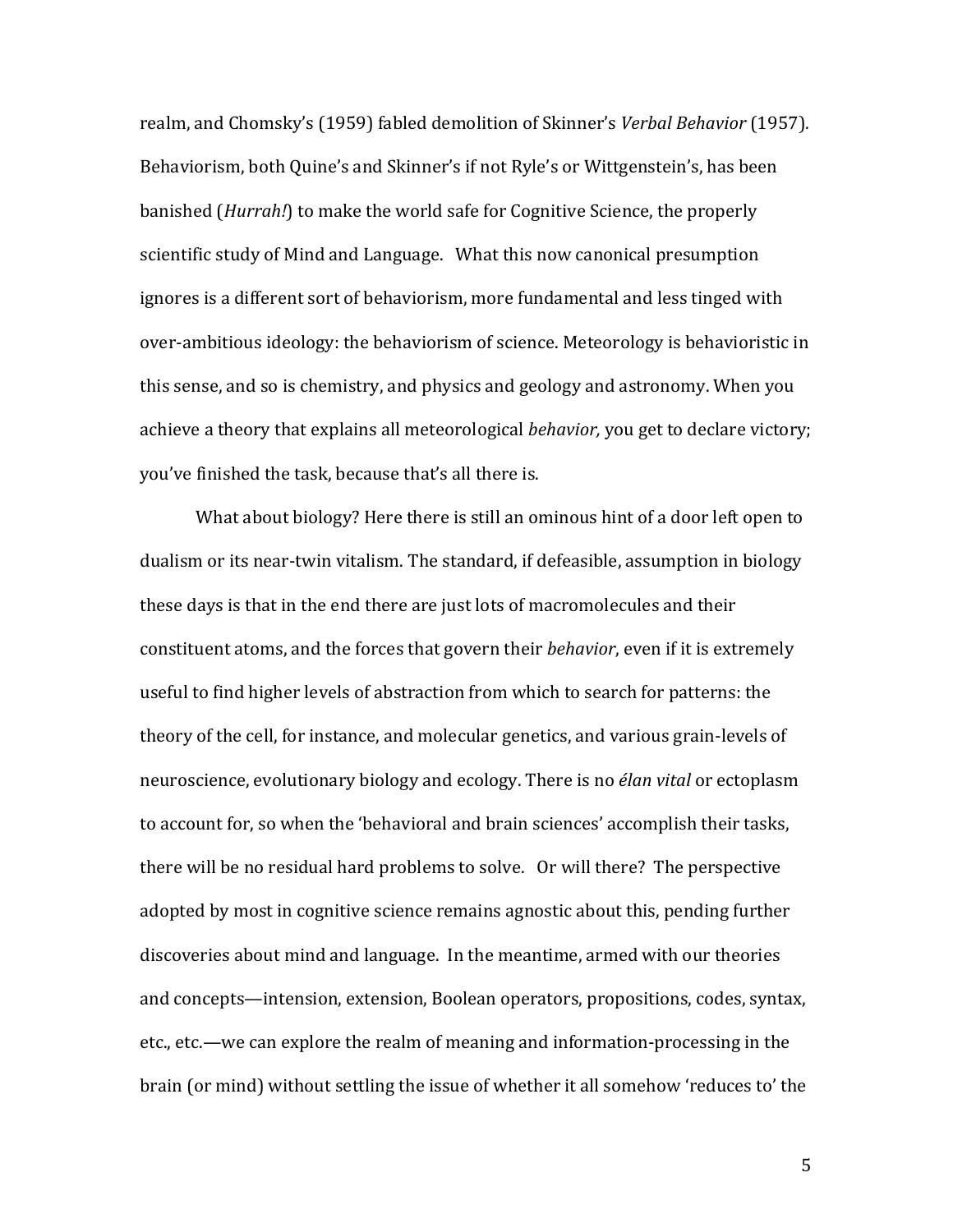realm, and Chomsky's (1959) fabled demolition of Skinner's *Verbal Behavior* (1957). Behaviorism, both Quine's and Skinner's if not Ryle's or Wittgenstein's, has been banished (*Hurrah!*) to make the world safe for Cognitive Science, the properly scientific study of Mind and Language. What this now canonical presumption ignores is a different sort of behaviorism, more fundamental and less tinged with over-ambitious ideology: the behaviorism of science. Meteorology is behavioristic in this sense, and so is chemistry, and physics and geology and astronomy. When you achieve a theory that explains all meteorological *behavior,* you get to declare victory; you've finished the task, because that's all there is.

What about biology? Here there is still an ominous hint of a door left open to dualism or its near-twin vitalism. The standard, if defeasible, assumption in biology these days is that in the end there are just lots of macromolecules and their constituent atoms, and the forces that govern their *behavior*, even if it is extremely useful to find higher levels of abstraction from which to search for patterns: the theory of the cell, for instance, and molecular genetics, and various grain-levels of neuroscience, evolutionary biology and ecology. There is no *élan vital* or ectoplasm to account for, so when the 'behavioral and brain sciences' accomplish their tasks, there will be no residual hard problems to solve. Or will there? The perspective adopted by most in cognitive science remains agnostic about this, pending further discoveries about mind and language. In the meantime, armed with our theories and concepts—intension, extension, Boolean operators, propositions, codes, syntax, etc., etc.—we can explore the realm of meaning and information-processing in the brain (or mind) without settling the issue of whether it all somehow 'reduces to' the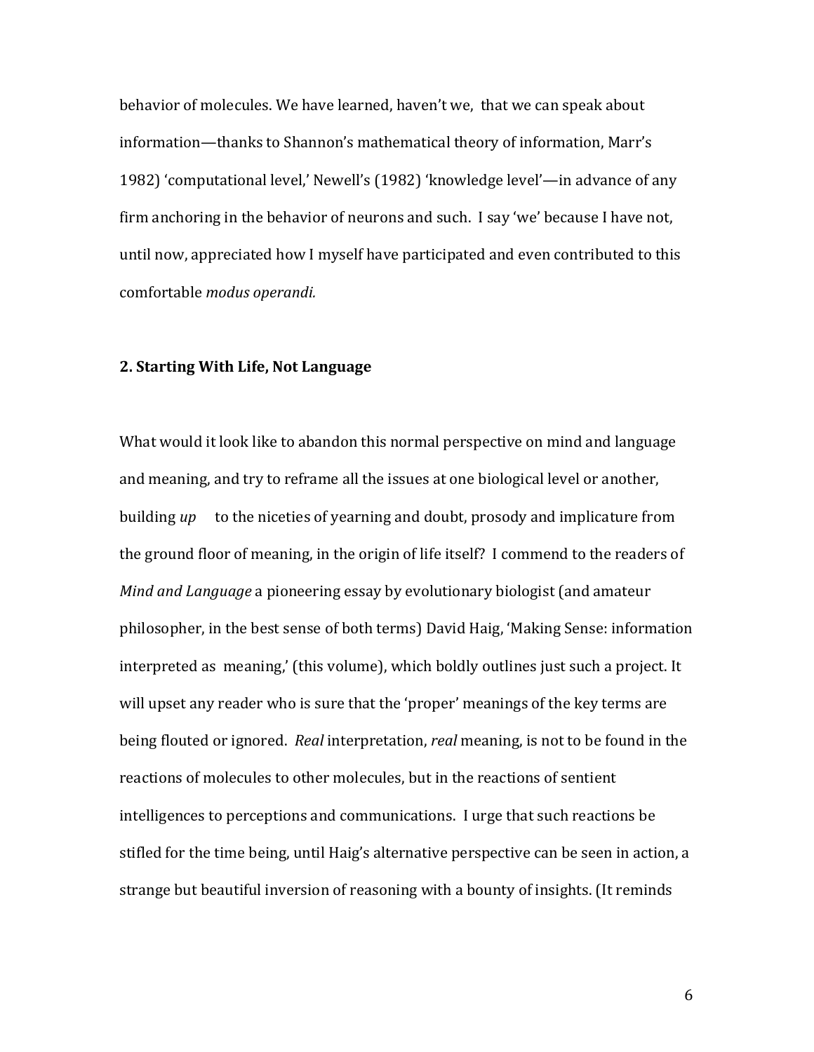behavior of molecules. We have learned, haven't we, that we can speak about information—thanks to Shannon's mathematical theory of information, Marr's 1982) 'computational level,' Newell's (1982) 'knowledge level'—in advance of any firm anchoring in the behavior of neurons and such. I say 'we' because I have not, until now, appreciated how I myself have participated and even contributed to this comfortable *modus operandi.*

## 2. Starting With Life, Not Language

What would it look like to abandon this normal perspective on mind and language and meaning, and try to reframe all the issues at one biological level or another, building *up* to the niceties of yearning and doubt, prosody and implicature from the ground floor of meaning, in the origin of life itself? I commend to the readers of *Mind and Language* a pioneering essay by evolutionary biologist (and amateur philosopher, in the best sense of both terms) David Haig, 'Making Sense: information interpreted as meaning,' (this volume), which boldly outlines just such a project. It will upset any reader who is sure that the 'proper' meanings of the key terms are being flouted or ignored. *Real* interpretation, *real* meaning, is not to be found in the reactions of molecules to other molecules, but in the reactions of sentient intelligences to perceptions and communications. I urge that such reactions be stifled for the time being, until Haig's alternative perspective can be seen in action, a strange but beautiful inversion of reasoning with a bounty of insights. (It reminds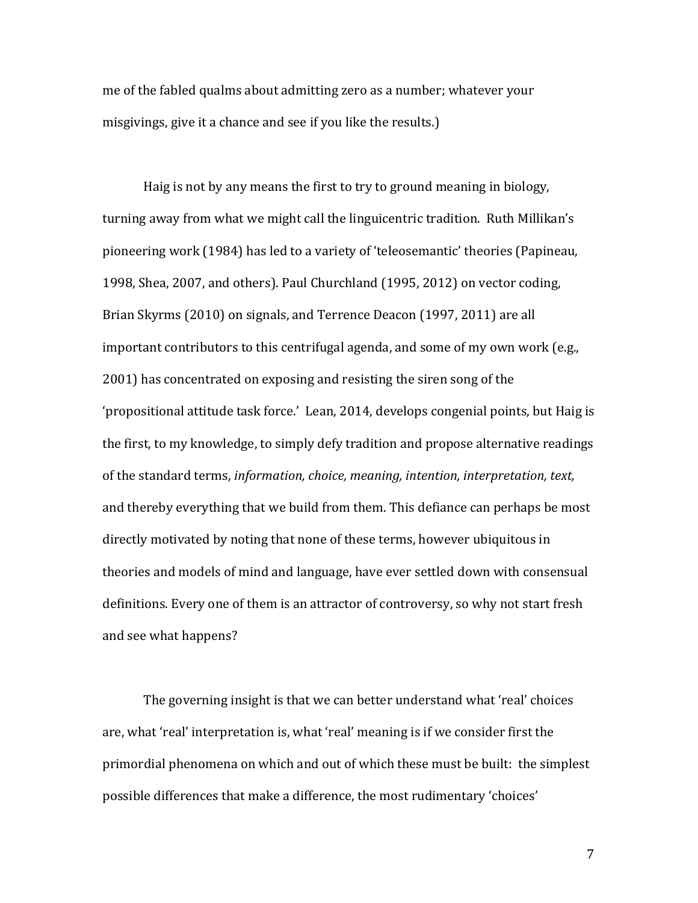me of the fabled qualms about admitting zero as a number; whatever your misgivings, give it a chance and see if you like the results.)

Haig is not by any means the first to try to ground meaning in biology, turning away from what we might call the linguicentric tradition. Ruth Millikan's pioneering work (1984) has led to a variety of 'teleosemantic' theories (Papineau, 1998, Shea, 2007, and others). Paul Churchland (1995, 2012) on vector coding, Brian Skyrms (2010) on signals, and Terrence Deacon (1997, 2011) are all important contributors to this centrifugal agenda, and some of my own work (e.g., 2001) has concentrated on exposing and resisting the siren song of the 'propositional attitude task force.' Lean, 2014, develops congenial points, but Haig is the first, to my knowledge, to simply defy tradition and propose alternative readings of the standard terms, *information, choice, meaning, intention, interpretation, text,* and thereby everything that we build from them. This defiance can perhaps be most directly motivated by noting that none of these terms, however ubiquitous in theories and models of mind and language, have ever settled down with consensual definitions. Every one of them is an attractor of controversy, so why not start fresh and see what happens?

The governing insight is that we can better understand what 'real' choices are, what 'real' interpretation is, what 'real' meaning is if we consider first the primordial phenomena on which and out of which these must be built: the simplest possible differences that make a difference, the most rudimentary 'choices'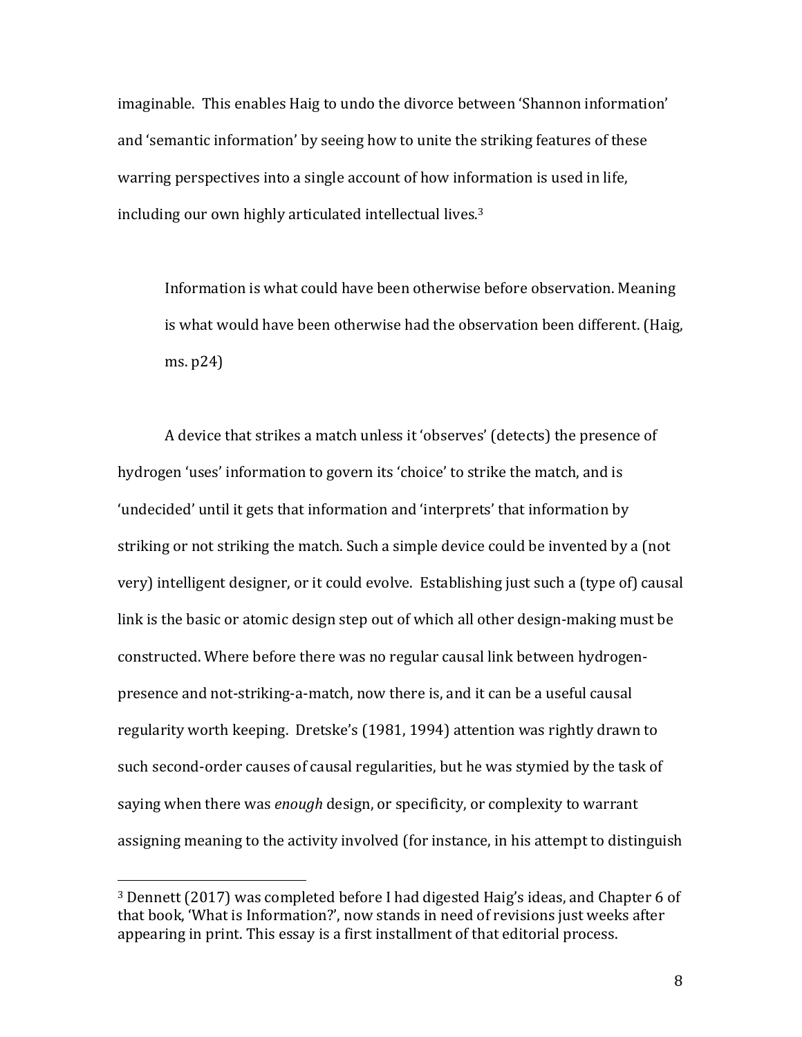imaginable. This enables Haig to undo the divorce between 'Shannon information' and 'semantic information' by seeing how to unite the striking features of these warring perspectives into a single account of how information is used in life, including our own highly articulated intellectual lives.[3]

> Information is what could have been otherwise before observation. Meaning is what would have been otherwise had the observation been different. (Haig, ms. p24)

A device that strikes a match unless it 'observes' (detects) the presence of hydrogen 'uses' information to govern its 'choice' to strike the match, and is 'undecided' until it gets that information and 'interprets' that information by striking or not striking the match. Such a simple device could be invented by a (not very) intelligent designer, or it could evolve. Establishing just such a (type of) causal link is the basic or atomic design step out of which all other design-making must be constructed. Where before there was no regular causal link between hydrogen-presence and not-striking-a-match, now there is, and it can be a useful causal regularity worth keeping. Dretske's (1981, 1994) attention was rightly drawn to such second-order causes of causal regularities, but he was stymied by the task of saying when there was *enough* design, or specificity, or complexity to warrant assigning meaning to the activity involved (for instance, in his attempt to distinguish

---

[3] Dennett (2017) was completed before I had digested Haig's ideas, and Chapter 6 of that book, 'What is Information?', now stands in need of revisions just weeks after appearing in print. This essay is a first installment of that editorial process.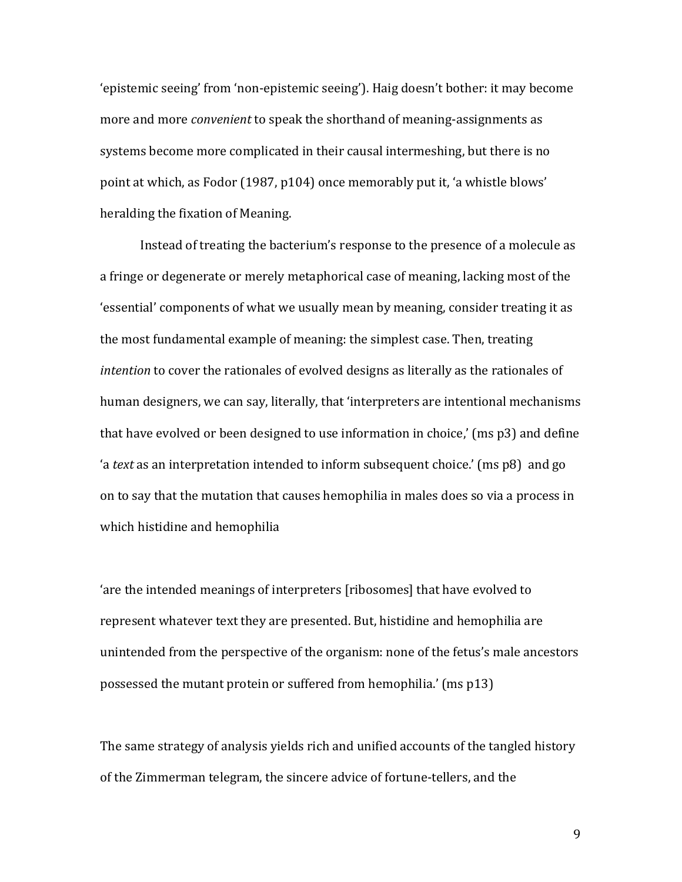'epistemic seeing' from 'non-epistemic seeing'). Haig doesn't bother: it may become more and more *convenient* to speak the shorthand of meaning-assignments as systems become more complicated in their causal intermeshing, but there is no point at which, as Fodor (1987, p104) once memorably put it, 'a whistle blows' heralding the fixation of Meaning.

Instead of treating the bacterium's response to the presence of a molecule as a fringe or degenerate or merely metaphorical case of meaning, lacking most of the 'essential' components of what we usually mean by meaning, consider treating it as the most fundamental example of meaning: the simplest case. Then, treating *intention* to cover the rationales of evolved designs as literally as the rationales of human designers, we can say, literally, that 'interpreters are intentional mechanisms that have evolved or been designed to use information in choice,' (ms p3) and define 'a *text* as an interpretation intended to inform subsequent choice.' (ms p8) and go on to say that the mutation that causes hemophilia in males does so via a process in which histidine and hemophilia

'are the intended meanings of interpreters [ribosomes] that have evolved to represent whatever text they are presented. But, histidine and hemophilia are unintended from the perspective of the organism: none of the fetus's male ancestors possessed the mutant protein or suffered from hemophilia.' (ms p13)

The same strategy of analysis yields rich and unified accounts of the tangled history of the Zimmerman telegram, the sincere advice of fortune-tellers, and the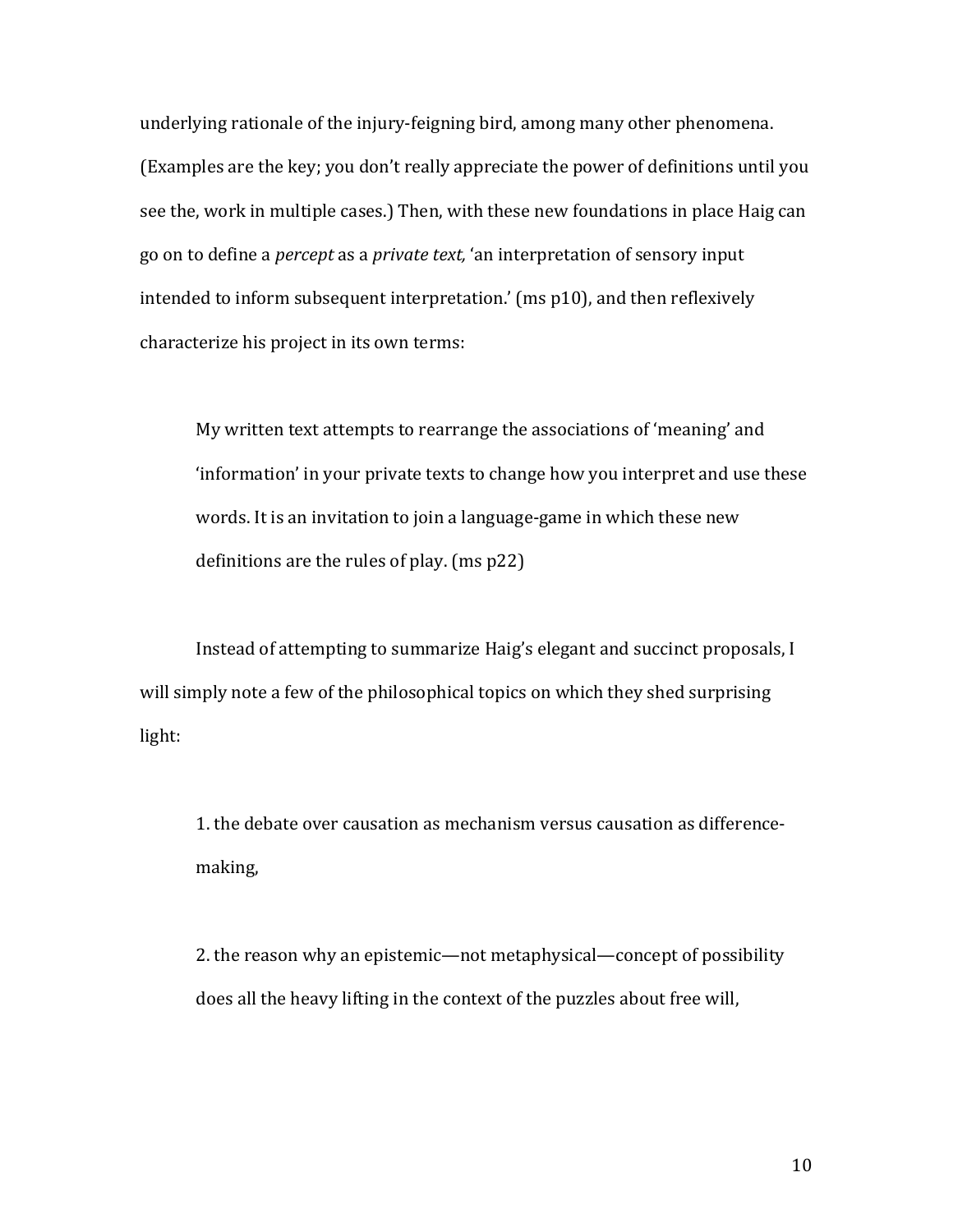underlying rationale of the injury-feigning bird, among many other phenomena. (Examples are the key; you don't really appreciate the power of definitions until you see the, work in multiple cases.) Then, with these new foundations in place Haig can go on to define a *percept* as a *private text,* 'an interpretation of sensory input intended to inform subsequent interpretation.' (ms p10), and then reflexively characterize his project in its own terms:

> My written text attempts to rearrange the associations of 'meaning' and 'information' in your private texts to change how you interpret and use these words. It is an invitation to join a language-game in which these new definitions are the rules of play. (ms p22)

Instead of attempting to summarize Haig's elegant and succinct proposals, I will simply note a few of the philosophical topics on which they shed surprising light:

1. the debate over causation as mechanism versus causation as difference-making,

2. the reason why an epistemic—not metaphysical—concept of possibility does all the heavy lifting in the context of the puzzles about free will,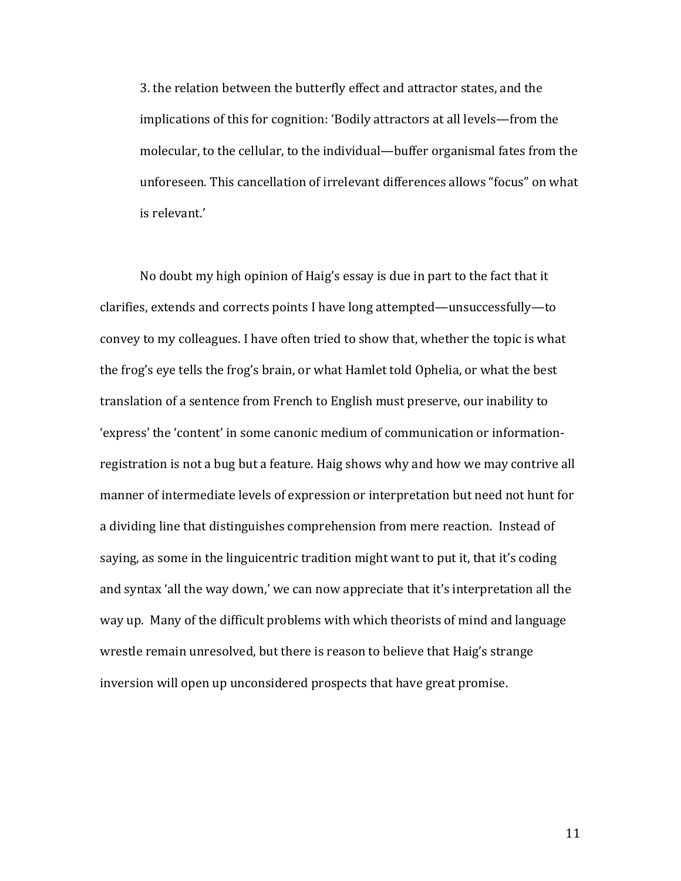3. the relation between the butterfly effect and attractor states, and the implications of this for cognition: 'Bodily attractors at all levels—from the molecular, to the cellular, to the individual—buffer organismal fates from the unforeseen. This cancellation of irrelevant differences allows "focus" on what is relevant.'

No doubt my high opinion of Haig's essay is due in part to the fact that it clarifies, extends and corrects points I have long attempted—unsuccessfully—to convey to my colleagues. I have often tried to show that, whether the topic is what the frog's eye tells the frog's brain, or what Hamlet told Ophelia, or what the best translation of a sentence from French to English must preserve, our inability to 'express' the 'content' in some canonic medium of communication or information-registration is not a bug but a feature. Haig shows why and how we may contrive all manner of intermediate levels of expression or interpretation but need not hunt for a dividing line that distinguishes comprehension from mere reaction. Instead of saying, as some in the linguicentric tradition might want to put it, that it's coding and syntax 'all the way down,' we can now appreciate that it's interpretation all the way up. Many of the difficult problems with which theorists of mind and language wrestle remain unresolved, but there is reason to believe that Haig's strange inversion will open up unconsidered prospects that have great promise.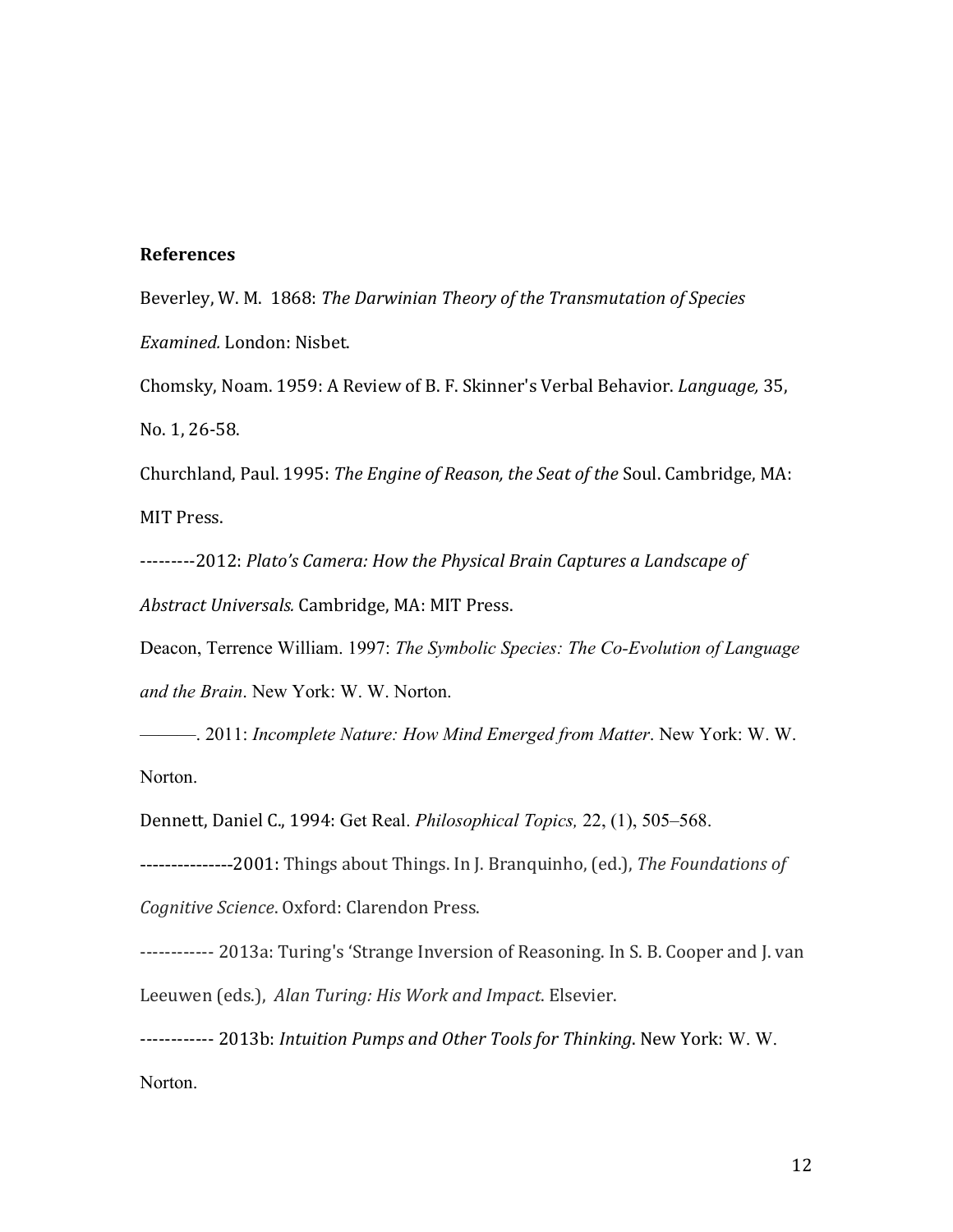**References**

Beverley, W. M. 1868: *The Darwinian Theory of the Transmutation of Species Examined.* London: Nisbet.

Chomsky, Noam. 1959: A Review of B. F. Skinner's Verbal Behavior. *Language,* 35, No. 1, 26-58.

Churchland, Paul. 1995: *The Engine of Reason, the Seat of the* Soul. Cambridge, MA: MIT Press.

---------2012: *Plato's Camera: How the Physical Brain Captures a Landscape of Abstract Universals.* Cambridge, MA: MIT Press.

Deacon, Terrence William. 1997: *The Symbolic Species: The Co-Evolution of Language and the Brain*. New York: W. W. Norton.

———. 2011: *Incomplete Nature: How Mind Emerged from Matter*. New York: W. W. Norton.

Dennett, Daniel C., 1994: Get Real. *Philosophical Topics,* 22, (1), 505–568.

---------------2001: Things about Things. In J. Branquinho, (ed.), *The Foundations of Cognitive Science*. Oxford: Clarendon Press.

------------ 2013a: Turing's 'Strange Inversion of Reasoning. In S. B. Cooper and J. van Leeuwen (eds.), *Alan Turing: His Work and Impact*. Elsevier.

------------ 2013b: *Intuition Pumps and Other Tools for Thinking*. New York: W. W. Norton.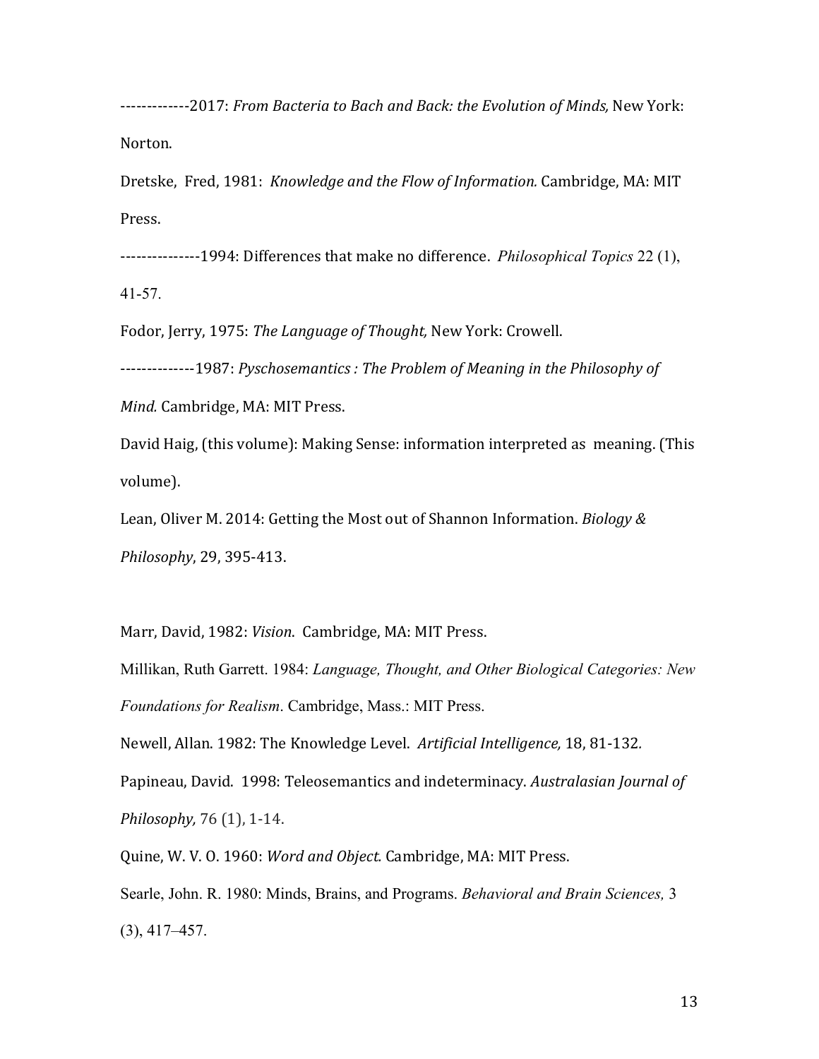-------------2017: *From Bacteria to Bach and Back: the Evolution of Minds,* New York: Norton.

Dretske, Fred, 1981: *Knowledge and the Flow of Information.* Cambridge, MA: MIT Press.

---------------1994: Differences that make no difference. *Philosophical Topics* 22 (1), 41-57.

Fodor, Jerry, 1975: *The Language of Thought,* New York: Crowell.

--------------1987: *Pyschosemantics : The Problem of Meaning in the Philosophy of Mind.* Cambridge, MA: MIT Press.

David Haig, (this volume): Making Sense: information interpreted as meaning. (This volume).

Lean, Oliver M. 2014: Getting the Most out of Shannon Information. *Biology & Philosophy*, 29, 395-413.

Marr, David, 1982: *Vision*. Cambridge, MA: MIT Press.

Millikan, Ruth Garrett. 1984: *Language, Thought, and Other Biological Categories: New Foundations for Realism*. Cambridge, Mass.: MIT Press.

Newell, Allan. 1982: The Knowledge Level. *Artificial Intelligence,* 18, 81-132.

Papineau, David. 1998: Teleosemantics and indeterminacy. *Australasian Journal of Philosophy,* 76 (1), 1-14.

Quine, W. V. O. 1960: *Word and Object.* Cambridge, MA: MIT Press.

Searle, John. R. 1980: Minds, Brains, and Programs. *Behavioral and Brain Sciences,* 3 (3), 417–457.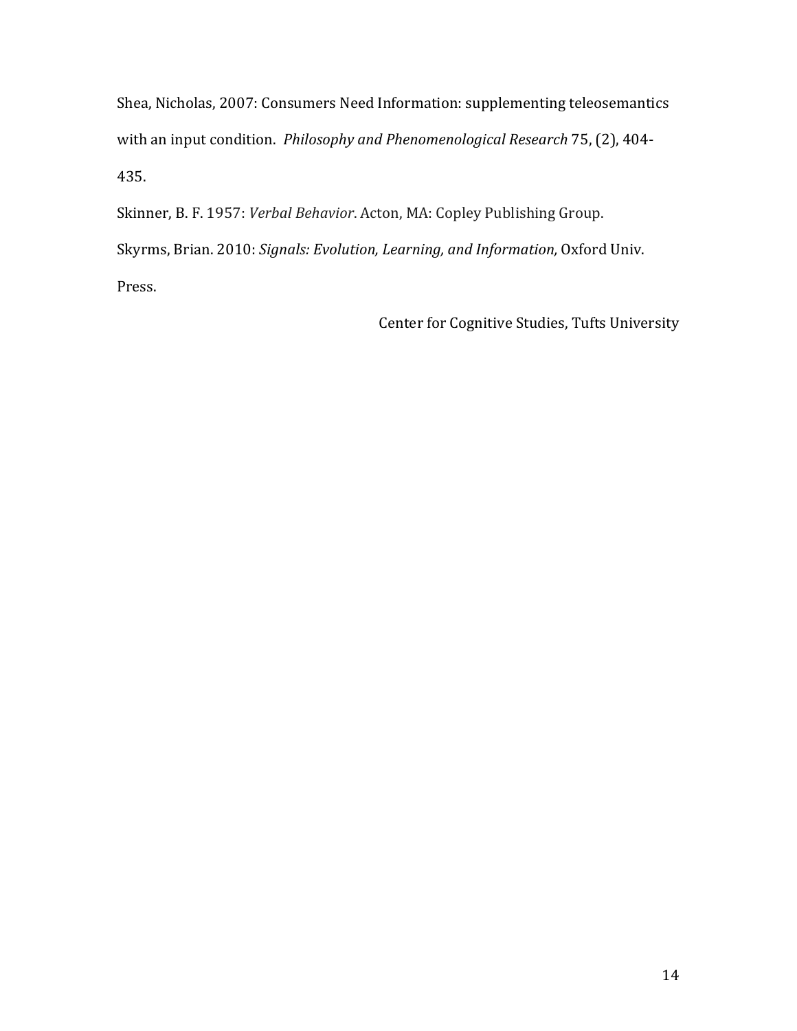Shea, Nicholas, 2007: Consumers Need Information: supplementing teleosemantics with an input condition. *Philosophy and Phenomenological Research* 75, (2), 404-435.

Skinner, B. F. 1957: *Verbal Behavior*. Acton, MA: Copley Publishing Group.

Skyrms, Brian. 2010: *Signals: Evolution, Learning, and Information,* Oxford Univ. Press.

Center for Cognitive Studies, Tufts University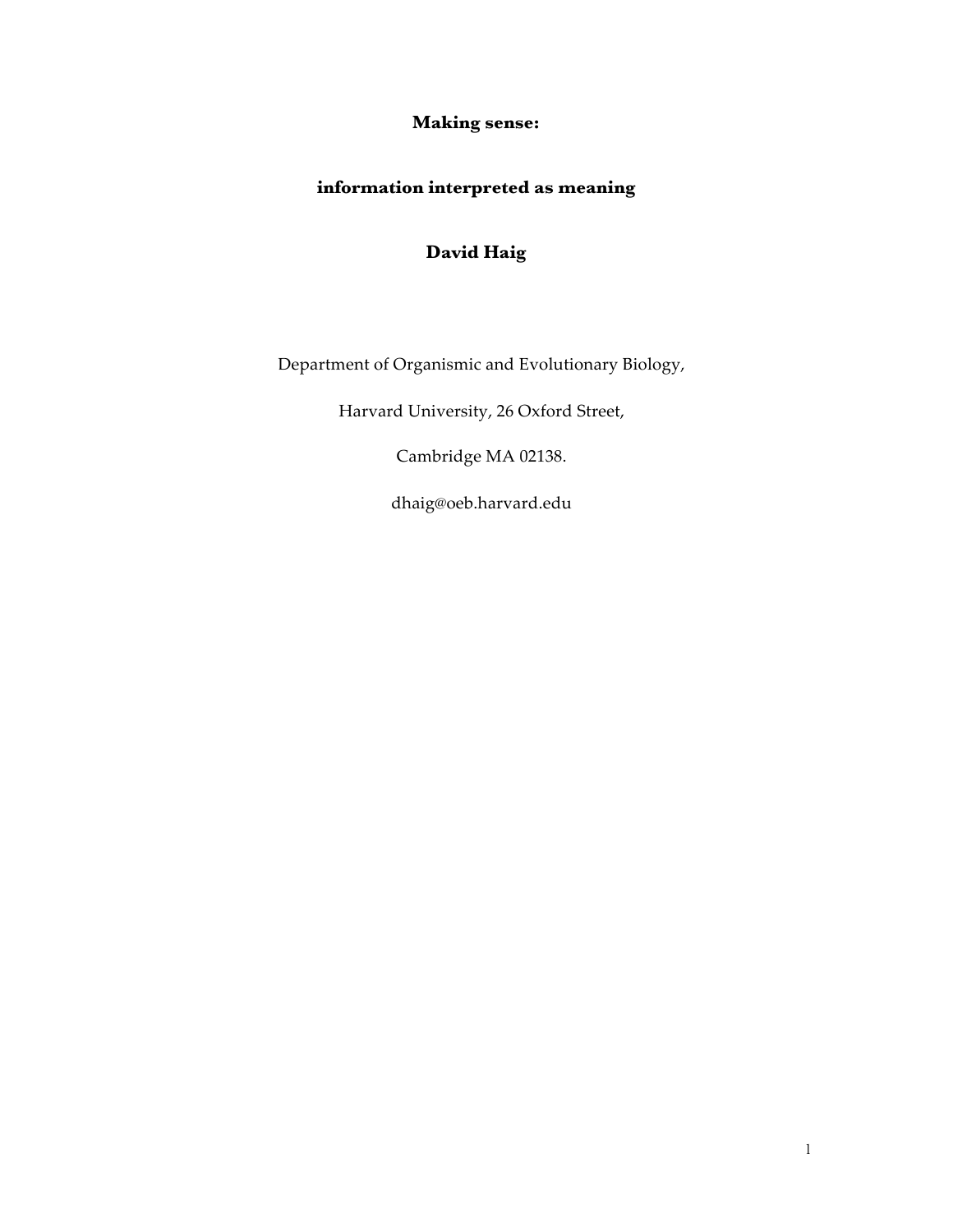**Making sense:**

**information interpreted as meaning**

**David Haig**

Department of Organismic and Evolutionary Biology,

Harvard University, 26 Oxford Street,

Cambridge MA 02138.

dhaig@oeb.harvard.edu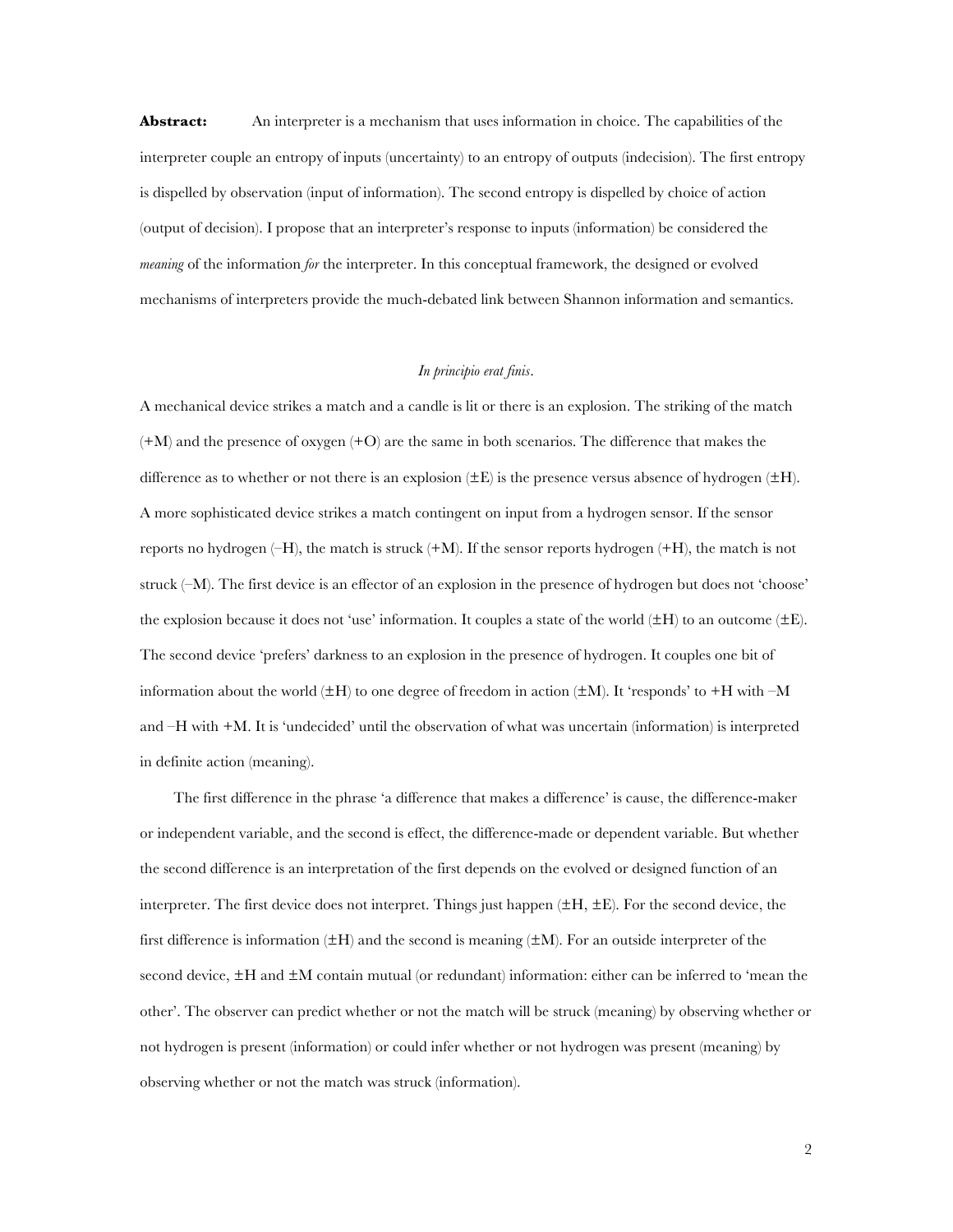**Abstract:** An interpreter is a mechanism that uses information in choice. The capabilities of the interpreter couple an entropy of inputs (uncertainty) to an entropy of outputs (indecision). The first entropy is dispelled by observation (input of information). The second entropy is dispelled by choice of action (output of decision). I propose that an interpreter's response to inputs (information) be considered the *meaning* of the information *for* the interpreter. In this conceptual framework, the designed or evolved mechanisms of interpreters provide the much-debated link between Shannon information and semantics.

*In principio erat finis*.

A mechanical device strikes a match and a candle is lit or there is an explosion. The striking of the match (+M) and the presence of oxygen (+O) are the same in both scenarios. The difference that makes the difference as to whether or not there is an explosion (±E) is the presence versus absence of hydrogen (±H). A more sophisticated device strikes a match contingent on input from a hydrogen sensor. If the sensor reports no hydrogen (–H), the match is struck (+M). If the sensor reports hydrogen (+H), the match is not struck (–M). The first device is an effector of an explosion in the presence of hydrogen but does not 'choose' the explosion because it does not 'use' information. It couples a state of the world (±H) to an outcome (±E). The second device 'prefers' darkness to an explosion in the presence of hydrogen. It couples one bit of information about the world (±H) to one degree of freedom in action (±M). It 'responds' to +H with –M and –H with +M. It is 'undecided' until the observation of what was uncertain (information) is interpreted in definite action (meaning).

The first difference in the phrase 'a difference that makes a difference' is cause, the difference-maker or independent variable, and the second is effect, the difference-made or dependent variable. But whether the second difference is an interpretation of the first depends on the evolved or designed function of an interpreter. The first device does not interpret. Things just happen (±H, ±E). For the second device, the first difference is information (±H) and the second is meaning (±M). For an outside interpreter of the second device, ±H and ±M contain mutual (or redundant) information: either can be inferred to 'mean the other'. The observer can predict whether or not the match will be struck (meaning) by observing whether or not hydrogen is present (information) or could infer whether or not hydrogen was present (meaning) by observing whether or not the match was struck (information).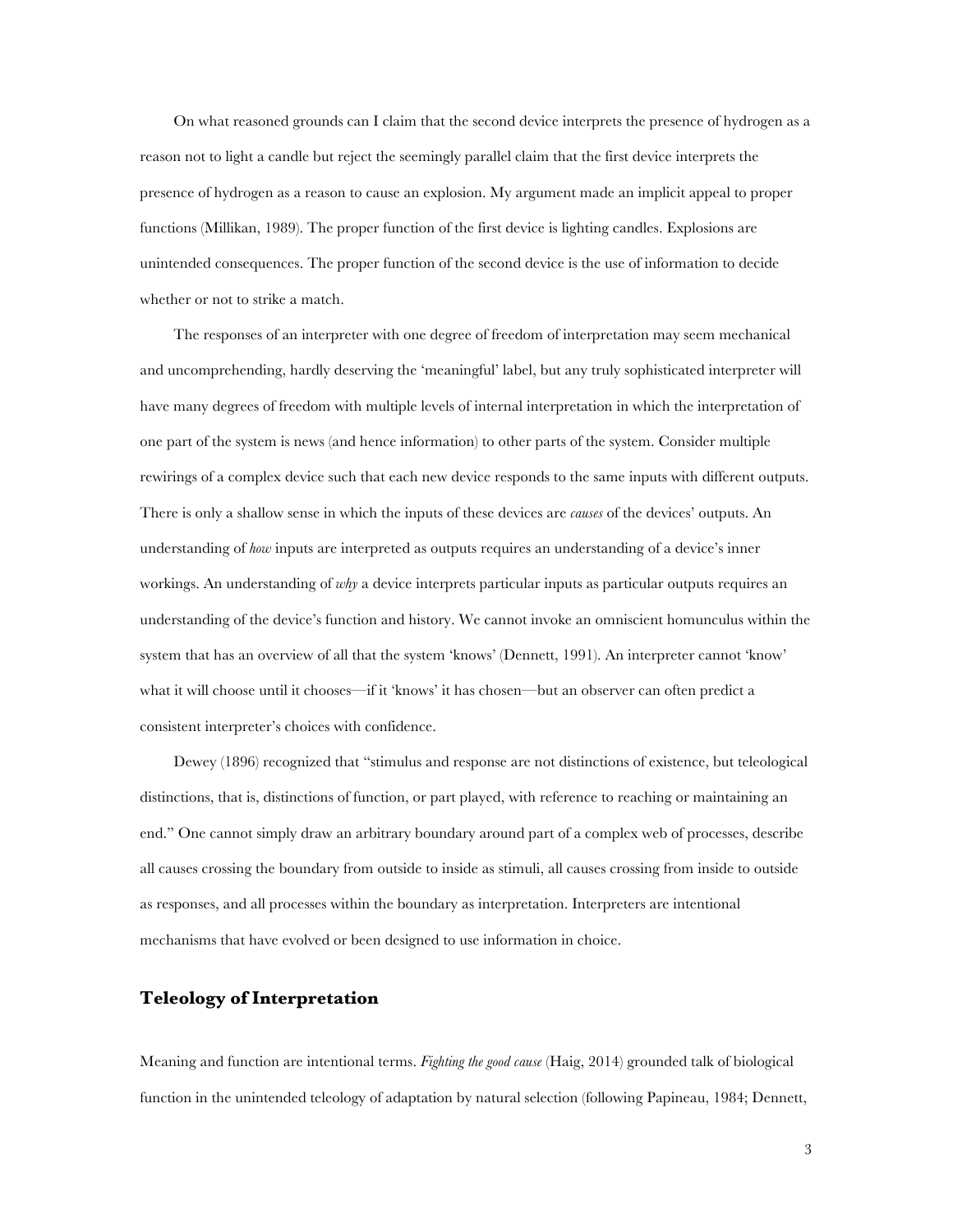On what reasoned grounds can I claim that the second device interprets the presence of hydrogen as a reason not to light a candle but reject the seemingly parallel claim that the first device interprets the presence of hydrogen as a reason to cause an explosion. My argument made an implicit appeal to proper functions (Millikan, 1989). The proper function of the first device is lighting candles. Explosions are unintended consequences. The proper function of the second device is the use of information to decide whether or not to strike a match.

The responses of an interpreter with one degree of freedom of interpretation may seem mechanical and uncomprehending, hardly deserving the 'meaningful' label, but any truly sophisticated interpreter will have many degrees of freedom with multiple levels of internal interpretation in which the interpretation of one part of the system is news (and hence information) to other parts of the system. Consider multiple rewirings of a complex device such that each new device responds to the same inputs with different outputs. There is only a shallow sense in which the inputs of these devices are *causes* of the devices' outputs. An understanding of *how* inputs are interpreted as outputs requires an understanding of a device's inner workings. An understanding of *why* a device interprets particular inputs as particular outputs requires an understanding of the device's function and history. We cannot invoke an omniscient homunculus within the system that has an overview of all that the system 'knows' (Dennett, 1991). An interpreter cannot 'know' what it will choose until it chooses—if it 'knows' it has chosen—but an observer can often predict a consistent interpreter's choices with confidence.

Dewey (1896) recognized that "stimulus and response are not distinctions of existence, but teleological distinctions, that is, distinctions of function, or part played, with reference to reaching or maintaining an end." One cannot simply draw an arbitrary boundary around part of a complex web of processes, describe all causes crossing the boundary from outside to inside as stimuli, all causes crossing from inside to outside as responses, and all processes within the boundary as interpretation. Interpreters are intentional mechanisms that have evolved or been designed to use information in choice.

## Teleology of Interpretation

Meaning and function are intentional terms. *Fighting the good cause* (Haig, 2014) grounded talk of biological function in the unintended teleology of adaptation by natural selection (following Papineau, 1984; Dennett,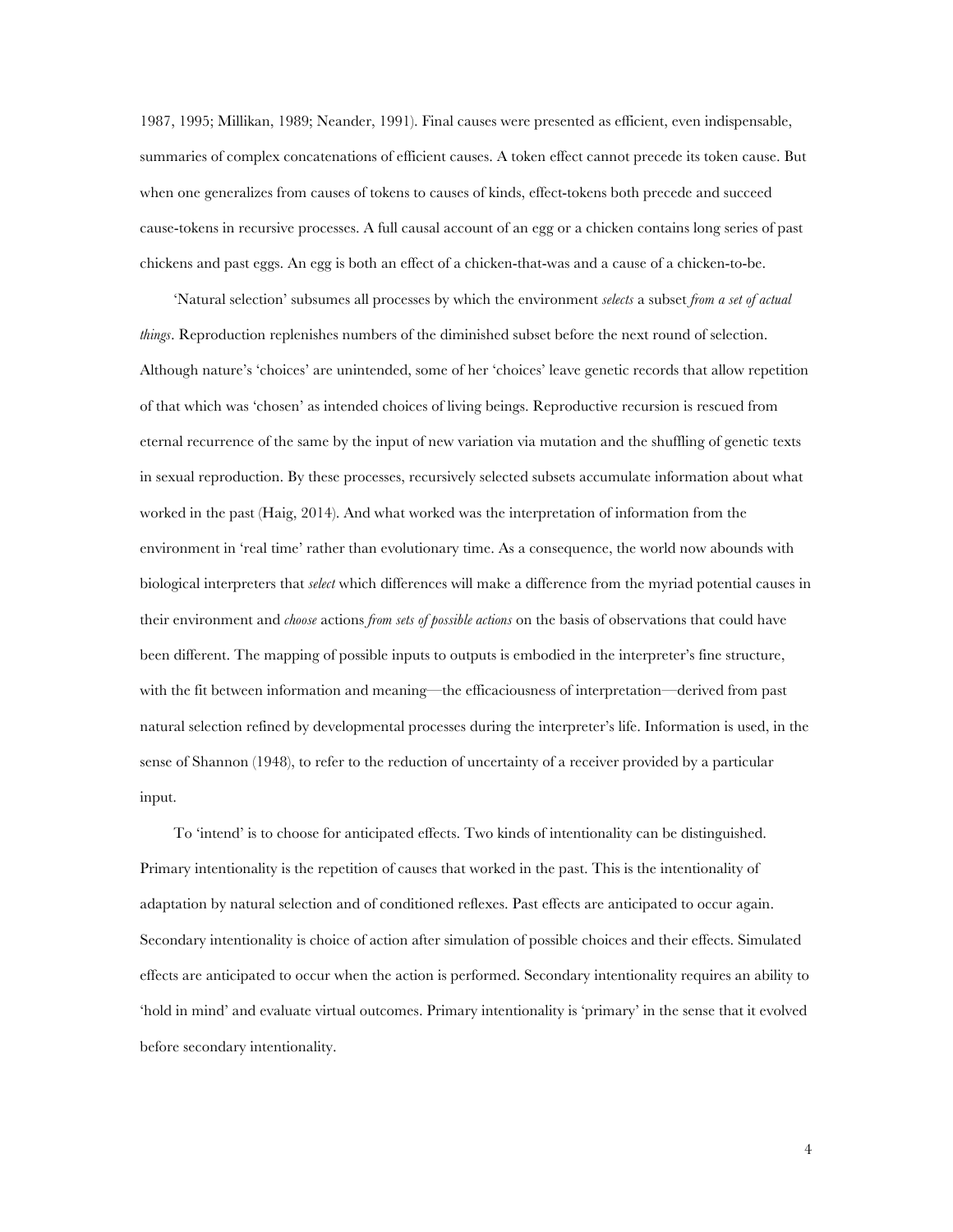1987, 1995; Millikan, 1989; Neander, 1991). Final causes were presented as efficient, even indispensable, summaries of complex concatenations of efficient causes. A token effect cannot precede its token cause. But when one generalizes from causes of tokens to causes of kinds, effect-tokens both precede and succeed cause-tokens in recursive processes. A full causal account of an egg or a chicken contains long series of past chickens and past eggs. An egg is both an effect of a chicken-that-was and a cause of a chicken-to-be.

'Natural selection' subsumes all processes by which the environment *selects* a subset *from a set of actual things*. Reproduction replenishes numbers of the diminished subset before the next round of selection. Although nature's 'choices' are unintended, some of her 'choices' leave genetic records that allow repetition of that which was 'chosen' as intended choices of living beings. Reproductive recursion is rescued from eternal recurrence of the same by the input of new variation via mutation and the shuffling of genetic texts in sexual reproduction. By these processes, recursively selected subsets accumulate information about what worked in the past (Haig, 2014). And what worked was the interpretation of information from the environment in 'real time' rather than evolutionary time. As a consequence, the world now abounds with biological interpreters that *select* which differences will make a difference from the myriad potential causes in their environment and *choose* actions *from sets of possible actions* on the basis of observations that could have been different. The mapping of possible inputs to outputs is embodied in the interpreter's fine structure, with the fit between information and meaning—the efficaciousness of interpretation—derived from past natural selection refined by developmental processes during the interpreter's life. Information is used, in the sense of Shannon (1948), to refer to the reduction of uncertainty of a receiver provided by a particular input.

To 'intend' is to choose for anticipated effects. Two kinds of intentionality can be distinguished. Primary intentionality is the repetition of causes that worked in the past. This is the intentionality of adaptation by natural selection and of conditioned reflexes. Past effects are anticipated to occur again. Secondary intentionality is choice of action after simulation of possible choices and their effects. Simulated effects are anticipated to occur when the action is performed. Secondary intentionality requires an ability to 'hold in mind' and evaluate virtual outcomes. Primary intentionality is 'primary' in the sense that it evolved before secondary intentionality.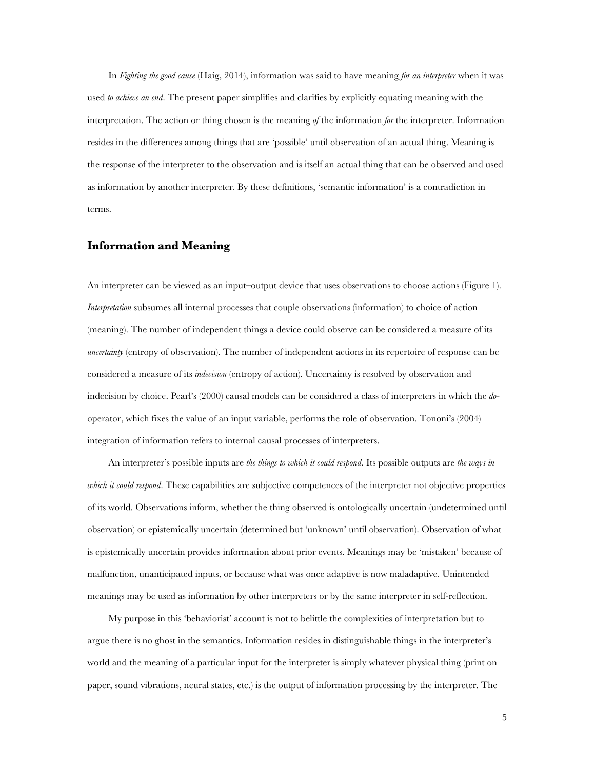In *Fighting the good cause* (Haig, 2014), information was said to have meaning *for an interpreter* when it was used *to achieve an end*. The present paper simplifies and clarifies by explicitly equating meaning with the interpretation. The action or thing chosen is the meaning *of* the information *for* the interpreter. Information resides in the differences among things that are 'possible' until observation of an actual thing. Meaning is the response of the interpreter to the observation and is itself an actual thing that can be observed and used as information by another interpreter. By these definitions, 'semantic information' is a contradiction in terms.

## Information and Meaning

An interpreter can be viewed as an input–output device that uses observations to choose actions (Figure 1). *Interpretation* subsumes all internal processes that couple observations (information) to choice of action (meaning). The number of independent things a device could observe can be considered a measure of its *uncertainty* (entropy of observation). The number of independent actions in its repertoire of response can be considered a measure of its *indecision* (entropy of action). Uncertainty is resolved by observation and indecision by choice. Pearl's (2000) causal models can be considered a class of interpreters in which the *do*-operator, which fixes the value of an input variable, performs the role of observation. Tononi's (2004) integration of information refers to internal causal processes of interpreters.

An interpreter's possible inputs are *the things to which it could respond*. Its possible outputs are *the ways in which it could respond*. These capabilities are subjective competences of the interpreter not objective properties of its world. Observations inform, whether the thing observed is ontologically uncertain (undetermined until observation) or epistemically uncertain (determined but 'unknown' until observation). Observation of what is epistemically uncertain provides information about prior events. Meanings may be 'mistaken' because of malfunction, unanticipated inputs, or because what was once adaptive is now maladaptive. Unintended meanings may be used as information by other interpreters or by the same interpreter in self-reflection.

My purpose in this 'behaviorist' account is not to belittle the complexities of interpretation but to argue there is no ghost in the semantics. Information resides in distinguishable things in the interpreter's world and the meaning of a particular input for the interpreter is simply whatever physical thing (print on paper, sound vibrations, neural states, etc.) is the output of information processing by the interpreter. The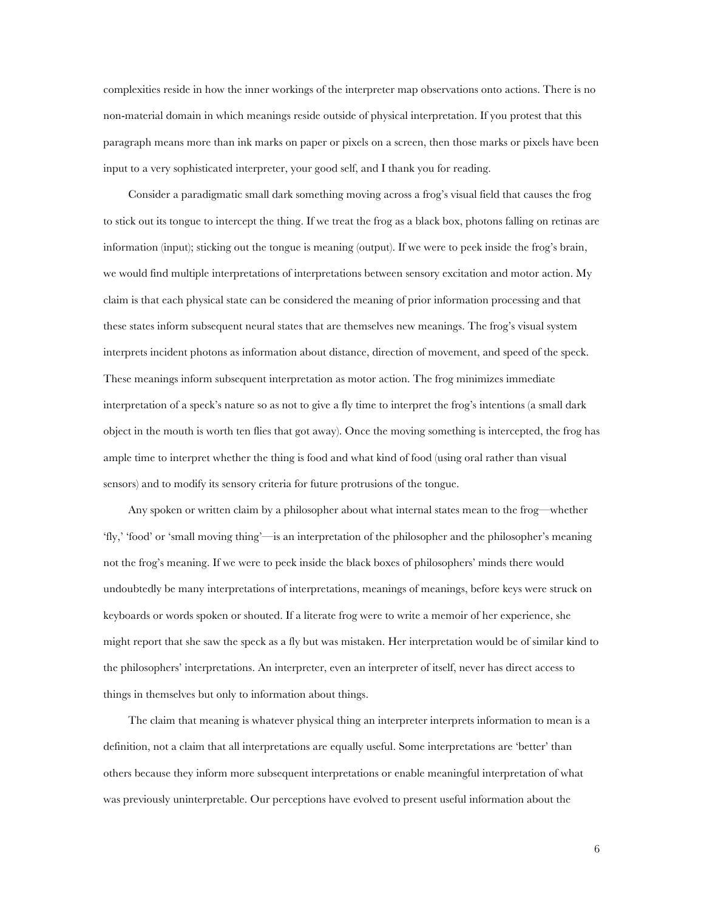complexities reside in how the inner workings of the interpreter map observations onto actions. There is no non-material domain in which meanings reside outside of physical interpretation. If you protest that this paragraph means more than ink marks on paper or pixels on a screen, then those marks or pixels have been input to a very sophisticated interpreter, your good self, and I thank you for reading.

Consider a paradigmatic small dark something moving across a frog's visual field that causes the frog to stick out its tongue to intercept the thing. If we treat the frog as a black box, photons falling on retinas are information (input); sticking out the tongue is meaning (output). If we were to peek inside the frog's brain, we would find multiple interpretations of interpretations between sensory excitation and motor action. My claim is that each physical state can be considered the meaning of prior information processing and that these states inform subsequent neural states that are themselves new meanings. The frog's visual system interprets incident photons as information about distance, direction of movement, and speed of the speck. These meanings inform subsequent interpretation as motor action. The frog minimizes immediate interpretation of a speck's nature so as not to give a fly time to interpret the frog's intentions (a small dark object in the mouth is worth ten flies that got away). Once the moving something is intercepted, the frog has ample time to interpret whether the thing is food and what kind of food (using oral rather than visual sensors) and to modify its sensory criteria for future protrusions of the tongue.

Any spoken or written claim by a philosopher about what internal states mean to the frog—whether 'fly,' 'food' or 'small moving thing'—is an interpretation of the philosopher and the philosopher's meaning not the frog's meaning. If we were to peek inside the black boxes of philosophers' minds there would undoubtedly be many interpretations of interpretations, meanings of meanings, before keys were struck on keyboards or words spoken or shouted. If a literate frog were to write a memoir of her experience, she might report that she saw the speck as a fly but was mistaken. Her interpretation would be of similar kind to the philosophers' interpretations. An interpreter, even an interpreter of itself, never has direct access to things in themselves but only to information about things.

The claim that meaning is whatever physical thing an interpreter interprets information to mean is a definition, not a claim that all interpretations are equally useful. Some interpretations are 'better' than others because they inform more subsequent interpretations or enable meaningful interpretation of what was previously uninterpretable. Our perceptions have evolved to present useful information about the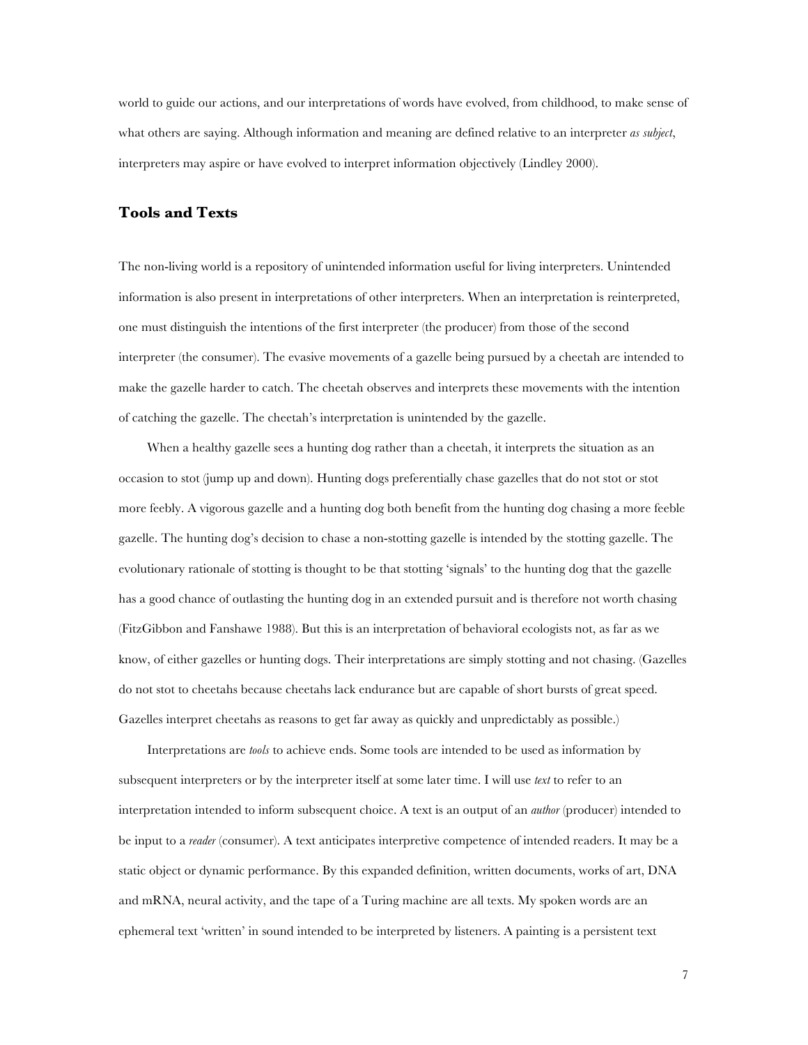world to guide our actions, and our interpretations of words have evolved, from childhood, to make sense of what others are saying. Although information and meaning are defined relative to an interpreter *as subject*, interpreters may aspire or have evolved to interpret information objectively (Lindley 2000).

## Tools and Texts

The non-living world is a repository of unintended information useful for living interpreters. Unintended information is also present in interpretations of other interpreters. When an interpretation is reinterpreted, one must distinguish the intentions of the first interpreter (the producer) from those of the second interpreter (the consumer). The evasive movements of a gazelle being pursued by a cheetah are intended to make the gazelle harder to catch. The cheetah observes and interprets these movements with the intention of catching the gazelle. The cheetah's interpretation is unintended by the gazelle.

When a healthy gazelle sees a hunting dog rather than a cheetah, it interprets the situation as an occasion to stot (jump up and down). Hunting dogs preferentially chase gazelles that do not stot or stot more feebly. A vigorous gazelle and a hunting dog both benefit from the hunting dog chasing a more feeble gazelle. The hunting dog's decision to chase a non-stotting gazelle is intended by the stotting gazelle. The evolutionary rationale of stotting is thought to be that stotting 'signals' to the hunting dog that the gazelle has a good chance of outlasting the hunting dog in an extended pursuit and is therefore not worth chasing (FitzGibbon and Fanshawe 1988). But this is an interpretation of behavioral ecologists not, as far as we know, of either gazelles or hunting dogs. Their interpretations are simply stotting and not chasing. (Gazelles do not stot to cheetahs because cheetahs lack endurance but are capable of short bursts of great speed. Gazelles interpret cheetahs as reasons to get far away as quickly and unpredictably as possible.)

Interpretations are *tools* to achieve ends. Some tools are intended to be used as information by subsequent interpreters or by the interpreter itself at some later time. I will use *text* to refer to an interpretation intended to inform subsequent choice. A text is an output of an *author* (producer) intended to be input to a *reader* (consumer). A text anticipates interpretive competence of intended readers. It may be a static object or dynamic performance. By this expanded definition, written documents, works of art, DNA and mRNA, neural activity, and the tape of a Turing machine are all texts. My spoken words are an ephemeral text 'written' in sound intended to be interpreted by listeners. A painting is a persistent text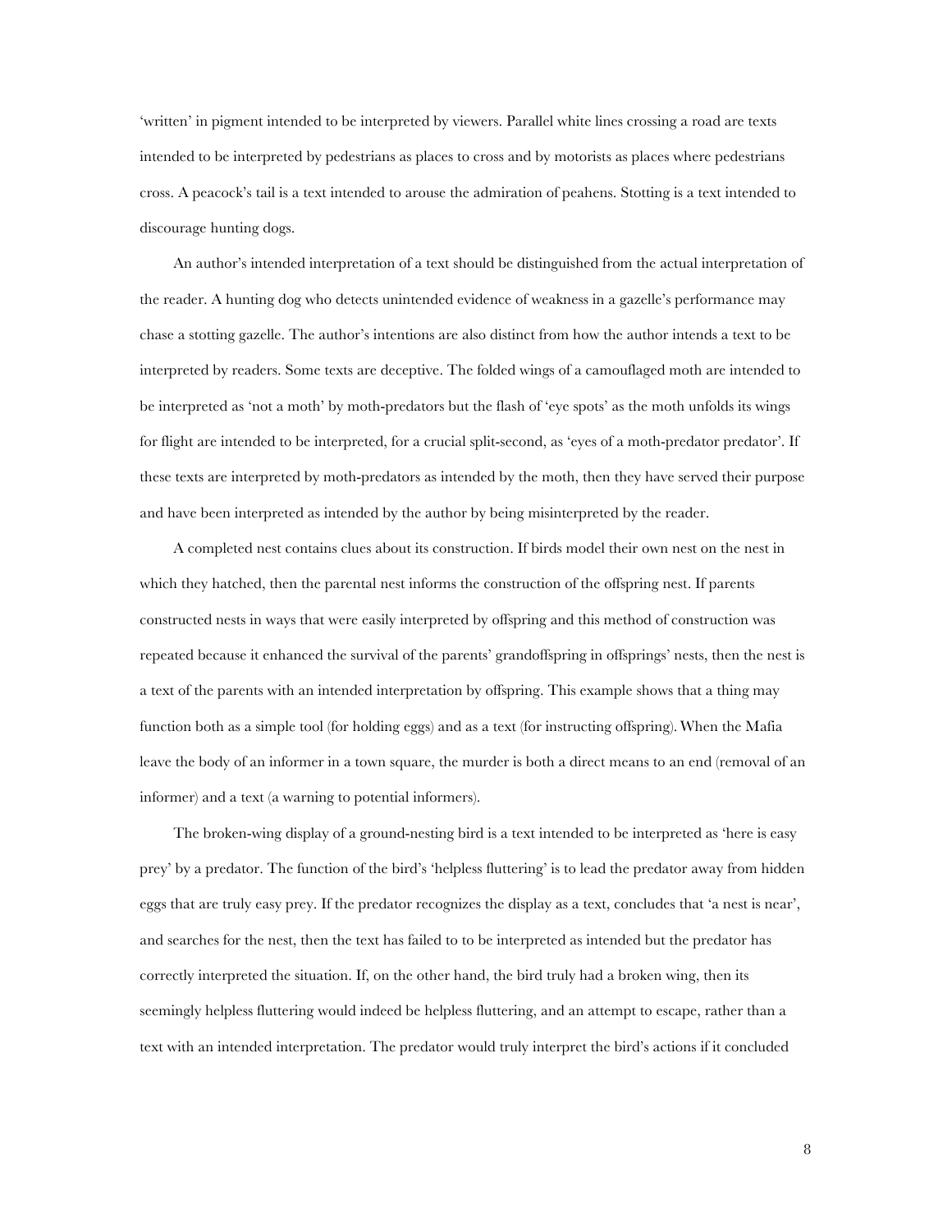'written' in pigment intended to be interpreted by viewers. Parallel white lines crossing a road are texts intended to be interpreted by pedestrians as places to cross and by motorists as places where pedestrians cross. A peacock's tail is a text intended to arouse the admiration of peahens. Stotting is a text intended to discourage hunting dogs.

An author's intended interpretation of a text should be distinguished from the actual interpretation of the reader. A hunting dog who detects unintended evidence of weakness in a gazelle's performance may chase a stotting gazelle. The author's intentions are also distinct from how the author intends a text to be interpreted by readers. Some texts are deceptive. The folded wings of a camouflaged moth are intended to be interpreted as 'not a moth' by moth-predators but the flash of 'eye spots' as the moth unfolds its wings for flight are intended to be interpreted, for a crucial split-second, as 'eyes of a moth-predator predator'. If these texts are interpreted by moth-predators as intended by the moth, then they have served their purpose and have been interpreted as intended by the author by being misinterpreted by the reader.

A completed nest contains clues about its construction. If birds model their own nest on the nest in which they hatched, then the parental nest informs the construction of the offspring nest. If parents constructed nests in ways that were easily interpreted by offspring and this method of construction was repeated because it enhanced the survival of the parents' grandoffspring in offsprings' nests, then the nest is a text of the parents with an intended interpretation by offspring. This example shows that a thing may function both as a simple tool (for holding eggs) and as a text (for instructing offspring). When the Mafia leave the body of an informer in a town square, the murder is both a direct means to an end (removal of an informer) and a text (a warning to potential informers).

The broken-wing display of a ground-nesting bird is a text intended to be interpreted as 'here is easy prey' by a predator. The function of the bird's 'helpless fluttering' is to lead the predator away from hidden eggs that are truly easy prey. If the predator recognizes the display as a text, concludes that 'a nest is near', and searches for the nest, then the text has failed to to be interpreted as intended but the predator has correctly interpreted the situation. If, on the other hand, the bird truly had a broken wing, then its seemingly helpless fluttering would indeed be helpless fluttering, and an attempt to escape, rather than a text with an intended interpretation. The predator would truly interpret the bird's actions if it concluded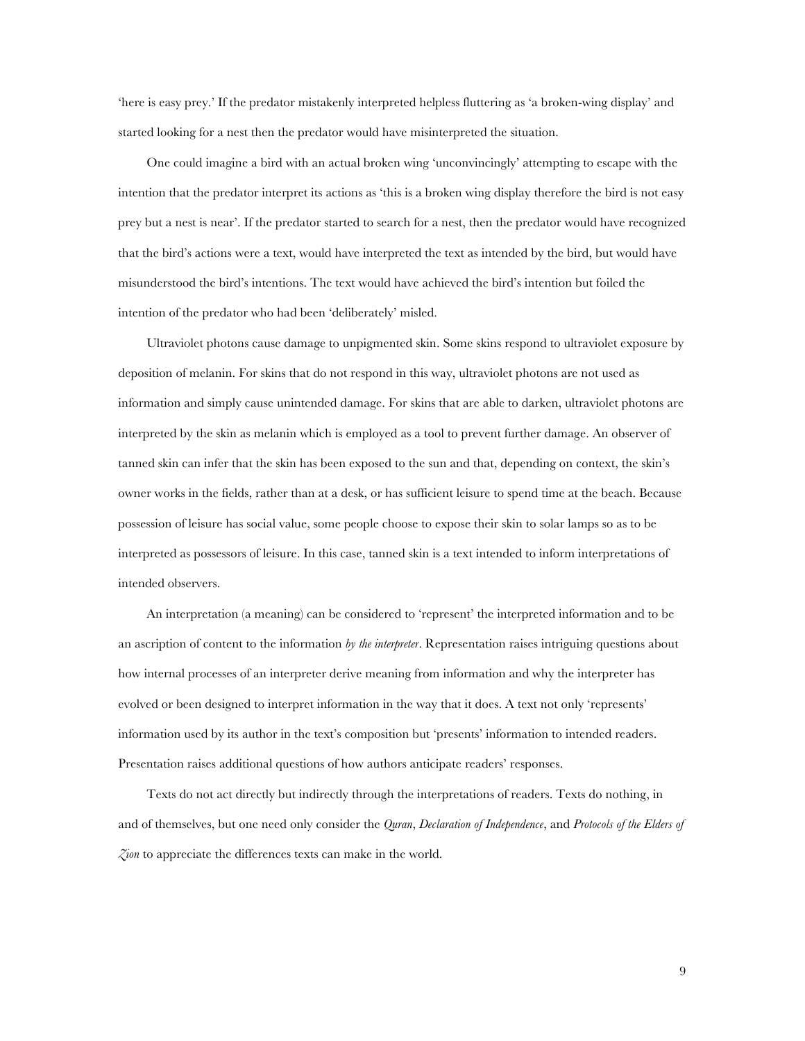'here is easy prey.' If the predator mistakenly interpreted helpless fluttering as 'a broken-wing display' and started looking for a nest then the predator would have misinterpreted the situation.

One could imagine a bird with an actual broken wing 'unconvincingly' attempting to escape with the intention that the predator interpret its actions as 'this is a broken wing display therefore the bird is not easy prey but a nest is near'. If the predator started to search for a nest, then the predator would have recognized that the bird's actions were a text, would have interpreted the text as intended by the bird, but would have misunderstood the bird's intentions. The text would have achieved the bird's intention but foiled the intention of the predator who had been 'deliberately' misled.

Ultraviolet photons cause damage to unpigmented skin. Some skins respond to ultraviolet exposure by deposition of melanin. For skins that do not respond in this way, ultraviolet photons are not used as information and simply cause unintended damage. For skins that are able to darken, ultraviolet photons are interpreted by the skin as melanin which is employed as a tool to prevent further damage. An observer of tanned skin can infer that the skin has been exposed to the sun and that, depending on context, the skin's owner works in the fields, rather than at a desk, or has sufficient leisure to spend time at the beach. Because possession of leisure has social value, some people choose to expose their skin to solar lamps so as to be interpreted as possessors of leisure. In this case, tanned skin is a text intended to inform interpretations of intended observers.

An interpretation (a meaning) can be considered to 'represent' the interpreted information and to be an ascription of content to the information *by the interpreter*. Representation raises intriguing questions about how internal processes of an interpreter derive meaning from information and why the interpreter has evolved or been designed to interpret information in the way that it does. A text not only 'represents' information used by its author in the text's composition but 'presents' information to intended readers. Presentation raises additional questions of how authors anticipate readers' responses.

Texts do not act directly but indirectly through the interpretations of readers. Texts do nothing, in and of themselves, but one need only consider the *Quran*, *Declaration of Independence*, and *Protocols of the Elders of Zion* to appreciate the differences texts can make in the world.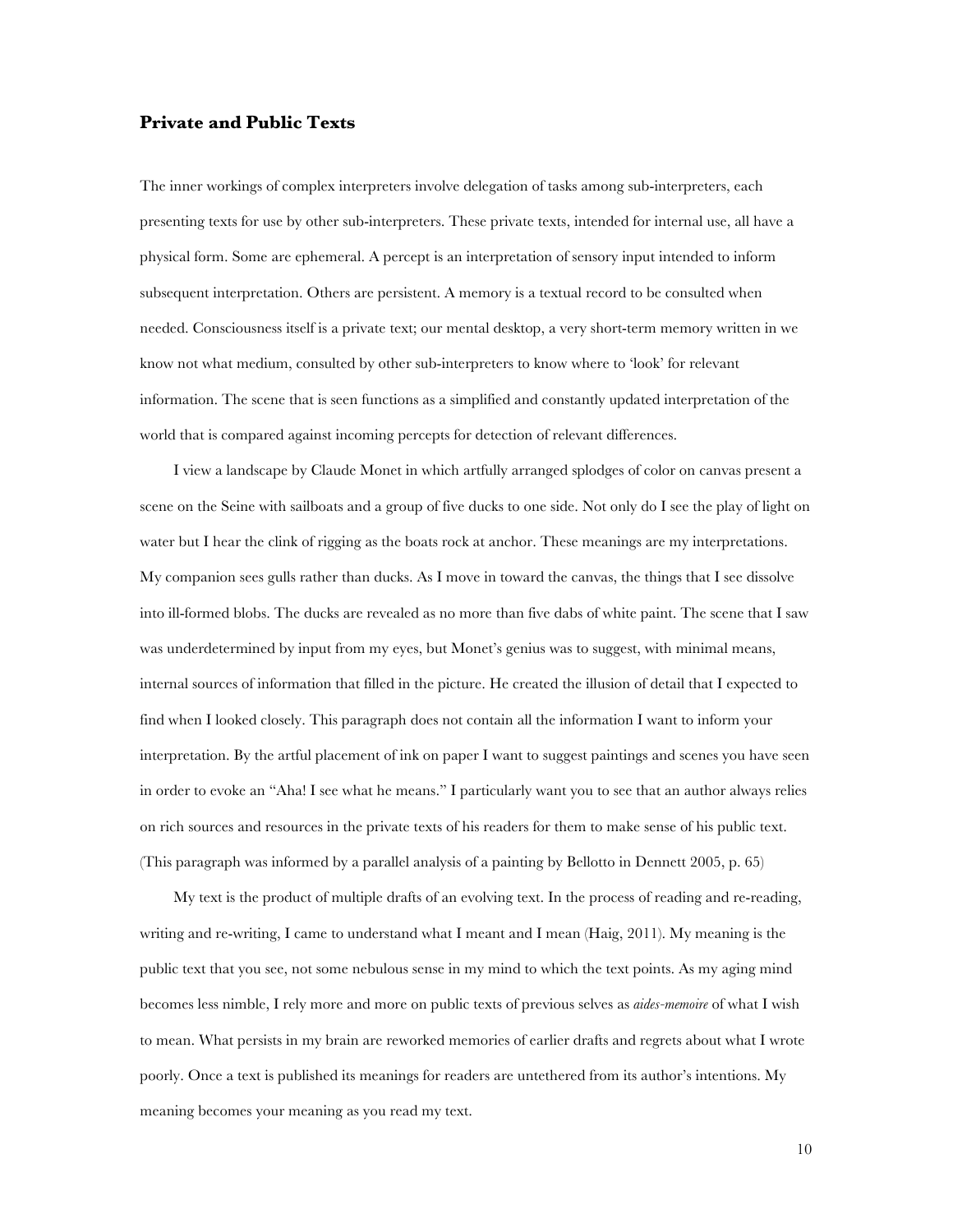### **Private and Public Texts**

The inner workings of complex interpreters involve delegation of tasks among sub-interpreters, each presenting texts for use by other sub-interpreters. These private texts, intended for internal use, all have a physical form. Some are ephemeral. A percept is an interpretation of sensory input intended to inform subsequent interpretation. Others are persistent. A memory is a textual record to be consulted when needed. Consciousness itself is a private text; our mental desktop, a very short-term memory written in we know not what medium, consulted by other sub-interpreters to know where to 'look' for relevant information. The scene that is seen functions as a simplified and constantly updated interpretation of the world that is compared against incoming percepts for detection of relevant differences.

I view a landscape by Claude Monet in which artfully arranged splodges of color on canvas present a scene on the Seine with sailboats and a group of five ducks to one side. Not only do I see the play of light on water but I hear the clink of rigging as the boats rock at anchor. These meanings are my interpretations. My companion sees gulls rather than ducks. As I move in toward the canvas, the things that I see dissolve into ill-formed blobs. The ducks are revealed as no more than five dabs of white paint. The scene that I saw was underdetermined by input from my eyes, but Monet's genius was to suggest, with minimal means, internal sources of information that filled in the picture. He created the illusion of detail that I expected to find when I looked closely. This paragraph does not contain all the information I want to inform your interpretation. By the artful placement of ink on paper I want to suggest paintings and scenes you have seen in order to evoke an "Aha! I see what he means." I particularly want you to see that an author always relies on rich sources and resources in the private texts of his readers for them to make sense of his public text. (This paragraph was informed by a parallel analysis of a painting by Bellotto in Dennett 2005, p. 65)

My text is the product of multiple drafts of an evolving text. In the process of reading and re-reading, writing and re-writing, I came to understand what I meant and I mean (Haig, 2011). My meaning is the public text that you see, not some nebulous sense in my mind to which the text points. As my aging mind becomes less nimble, I rely more and more on public texts of previous selves as *aides-memoire* of what I wish to mean. What persists in my brain are reworked memories of earlier drafts and regrets about what I wrote poorly. Once a text is published its meanings for readers are untethered from its author's intentions. My meaning becomes your meaning as you read my text.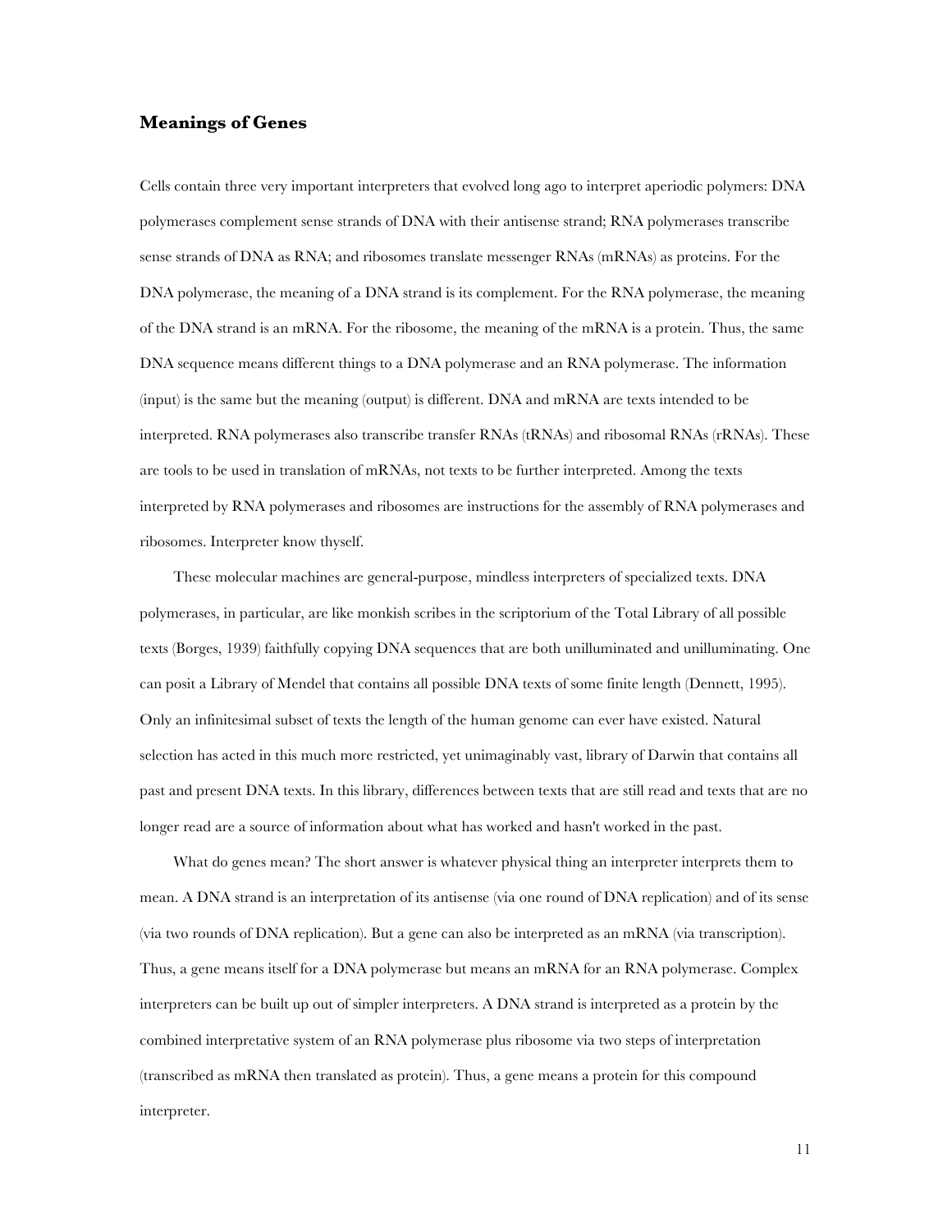## Meanings of Genes

Cells contain three very important interpreters that evolved long ago to interpret aperiodic polymers: DNA polymerases complement sense strands of DNA with their antisense strand; RNA polymerases transcribe sense strands of DNA as RNA; and ribosomes translate messenger RNAs (mRNAs) as proteins. For the DNA polymerase, the meaning of a DNA strand is its complement. For the RNA polymerase, the meaning of the DNA strand is an mRNA. For the ribosome, the meaning of the mRNA is a protein. Thus, the same DNA sequence means different things to a DNA polymerase and an RNA polymerase. The information (input) is the same but the meaning (output) is different. DNA and mRNA are texts intended to be interpreted. RNA polymerases also transcribe transfer RNAs (tRNAs) and ribosomal RNAs (rRNAs). These are tools to be used in translation of mRNAs, not texts to be further interpreted. Among the texts interpreted by RNA polymerases and ribosomes are instructions for the assembly of RNA polymerases and ribosomes. Interpreter know thyself.

These molecular machines are general-purpose, mindless interpreters of specialized texts. DNA polymerases, in particular, are like monkish scribes in the scriptorium of the Total Library of all possible texts (Borges, 1939) faithfully copying DNA sequences that are both unilluminated and unilluminating. One can posit a Library of Mendel that contains all possible DNA texts of some finite length (Dennett, 1995). Only an infinitesimal subset of texts the length of the human genome can ever have existed. Natural selection has acted in this much more restricted, yet unimaginably vast, library of Darwin that contains all past and present DNA texts. In this library, differences between texts that are still read and texts that are no longer read are a source of information about what has worked and hasn't worked in the past.

What do genes mean? The short answer is whatever physical thing an interpreter interprets them to mean. A DNA strand is an interpretation of its antisense (via one round of DNA replication) and of its sense (via two rounds of DNA replication). But a gene can also be interpreted as an mRNA (via transcription). Thus, a gene means itself for a DNA polymerase but means an mRNA for an RNA polymerase. Complex interpreters can be built up out of simpler interpreters. A DNA strand is interpreted as a protein by the combined interpretative system of an RNA polymerase plus ribosome via two steps of interpretation (transcribed as mRNA then translated as protein). Thus, a gene means a protein for this compound interpreter.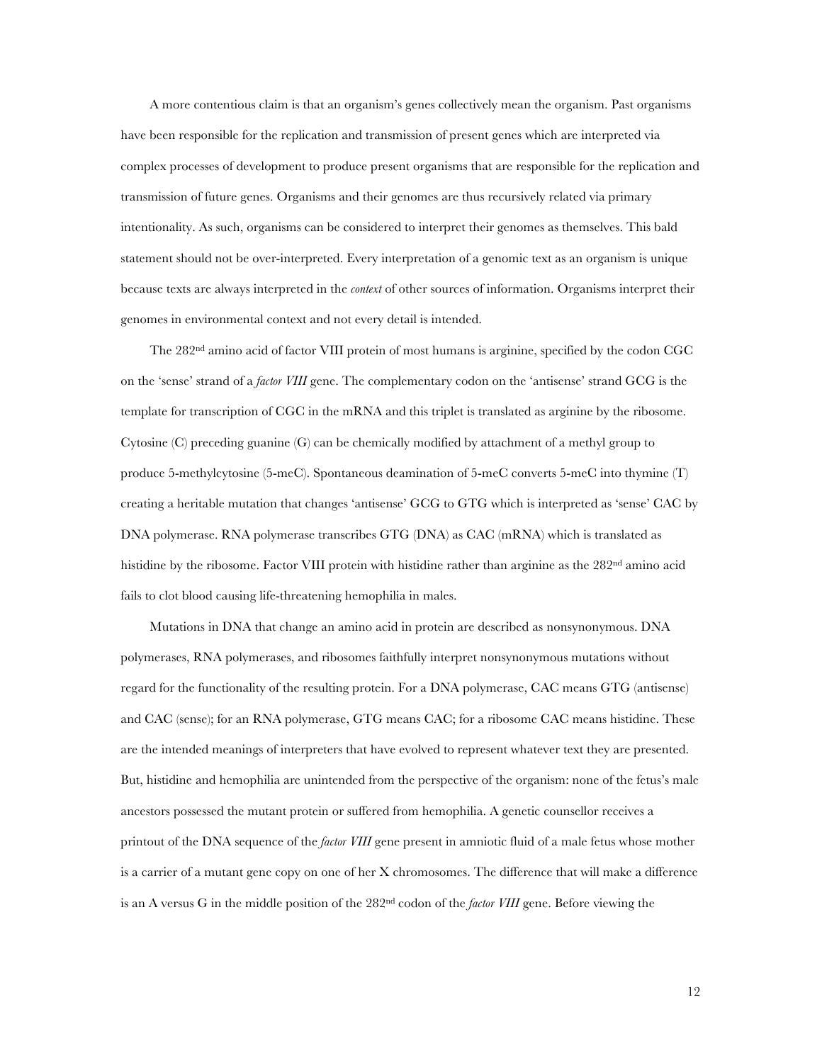A more contentious claim is that an organism's genes collectively mean the organism. Past organisms have been responsible for the replication and transmission of present genes which are interpreted via complex processes of development to produce present organisms that are responsible for the replication and transmission of future genes. Organisms and their genomes are thus recursively related via primary intentionality. As such, organisms can be considered to interpret their genomes as themselves. This bald statement should not be over-interpreted. Every interpretation of a genomic text as an organism is unique because texts are always interpreted in the *context* of other sources of information. Organisms interpret their genomes in environmental context and not every detail is intended.

The 282nd amino acid of factor VIII protein of most humans is arginine, specified by the codon CGC on the 'sense' strand of a *factor VIII* gene. The complementary codon on the 'antisense' strand GCG is the template for transcription of CGC in the mRNA and this triplet is translated as arginine by the ribosome. Cytosine (C) preceding guanine (G) can be chemically modified by attachment of a methyl group to produce 5-methylcytosine (5-meC). Spontaneous deamination of 5-meC converts 5-meC into thymine (T) creating a heritable mutation that changes 'antisense' GCG to GTG which is interpreted as 'sense' CAC by DNA polymerase. RNA polymerase transcribes GTG (DNA) as CAC (mRNA) which is translated as histidine by the ribosome. Factor VIII protein with histidine rather than arginine as the 282nd amino acid fails to clot blood causing life-threatening hemophilia in males.

Mutations in DNA that change an amino acid in protein are described as nonsynonymous. DNA polymerases, RNA polymerases, and ribosomes faithfully interpret nonsynonymous mutations without regard for the functionality of the resulting protein. For a DNA polymerase, CAC means GTG (antisense) and CAC (sense); for an RNA polymerase, GTG means CAC; for a ribosome CAC means histidine. These are the intended meanings of interpreters that have evolved to represent whatever text they are presented. But, histidine and hemophilia are unintended from the perspective of the organism: none of the fetus's male ancestors possessed the mutant protein or suffered from hemophilia. A genetic counsellor receives a printout of the DNA sequence of the *factor VIII* gene present in amniotic fluid of a male fetus whose mother is a carrier of a mutant gene copy on one of her X chromosomes. The difference that will make a difference is an A versus G in the middle position of the 282nd codon of the *factor VIII* gene. Before viewing the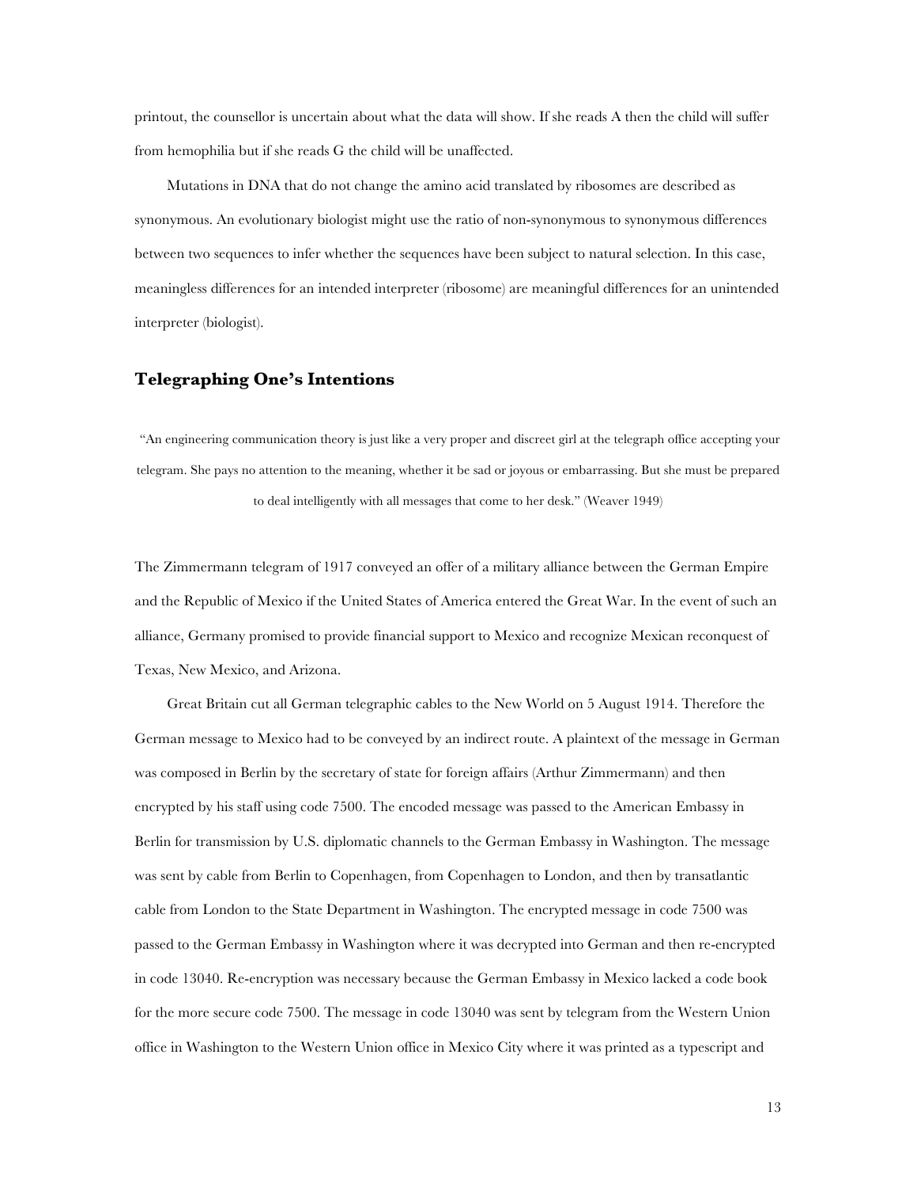printout, the counsellor is uncertain about what the data will show. If she reads A then the child will suffer from hemophilia but if she reads G the child will be unaffected.

Mutations in DNA that do not change the amino acid translated by ribosomes are described as synonymous. An evolutionary biologist might use the ratio of non-synonymous to synonymous differences between two sequences to infer whether the sequences have been subject to natural selection. In this case, meaningless differences for an intended interpreter (ribosome) are meaningful differences for an unintended interpreter (biologist).

## Telegraphing One's Intentions

"An engineering communication theory is just like a very proper and discreet girl at the telegraph office accepting your telegram. She pays no attention to the meaning, whether it be sad or joyous or embarrassing. But she must be prepared to deal intelligently with all messages that come to her desk." (Weaver 1949)

The Zimmermann telegram of 1917 conveyed an offer of a military alliance between the German Empire and the Republic of Mexico if the United States of America entered the Great War. In the event of such an alliance, Germany promised to provide financial support to Mexico and recognize Mexican reconquest of Texas, New Mexico, and Arizona.

Great Britain cut all German telegraphic cables to the New World on 5 August 1914. Therefore the German message to Mexico had to be conveyed by an indirect route. A plaintext of the message in German was composed in Berlin by the secretary of state for foreign affairs (Arthur Zimmermann) and then encrypted by his staff using code 7500. The encoded message was passed to the American Embassy in Berlin for transmission by U.S. diplomatic channels to the German Embassy in Washington. The message was sent by cable from Berlin to Copenhagen, from Copenhagen to London, and then by transatlantic cable from London to the State Department in Washington. The encrypted message in code 7500 was passed to the German Embassy in Washington where it was decrypted into German and then re-encrypted in code 13040. Re-encryption was necessary because the German Embassy in Mexico lacked a code book for the more secure code 7500. The message in code 13040 was sent by telegram from the Western Union office in Washington to the Western Union office in Mexico City where it was printed as a typescript and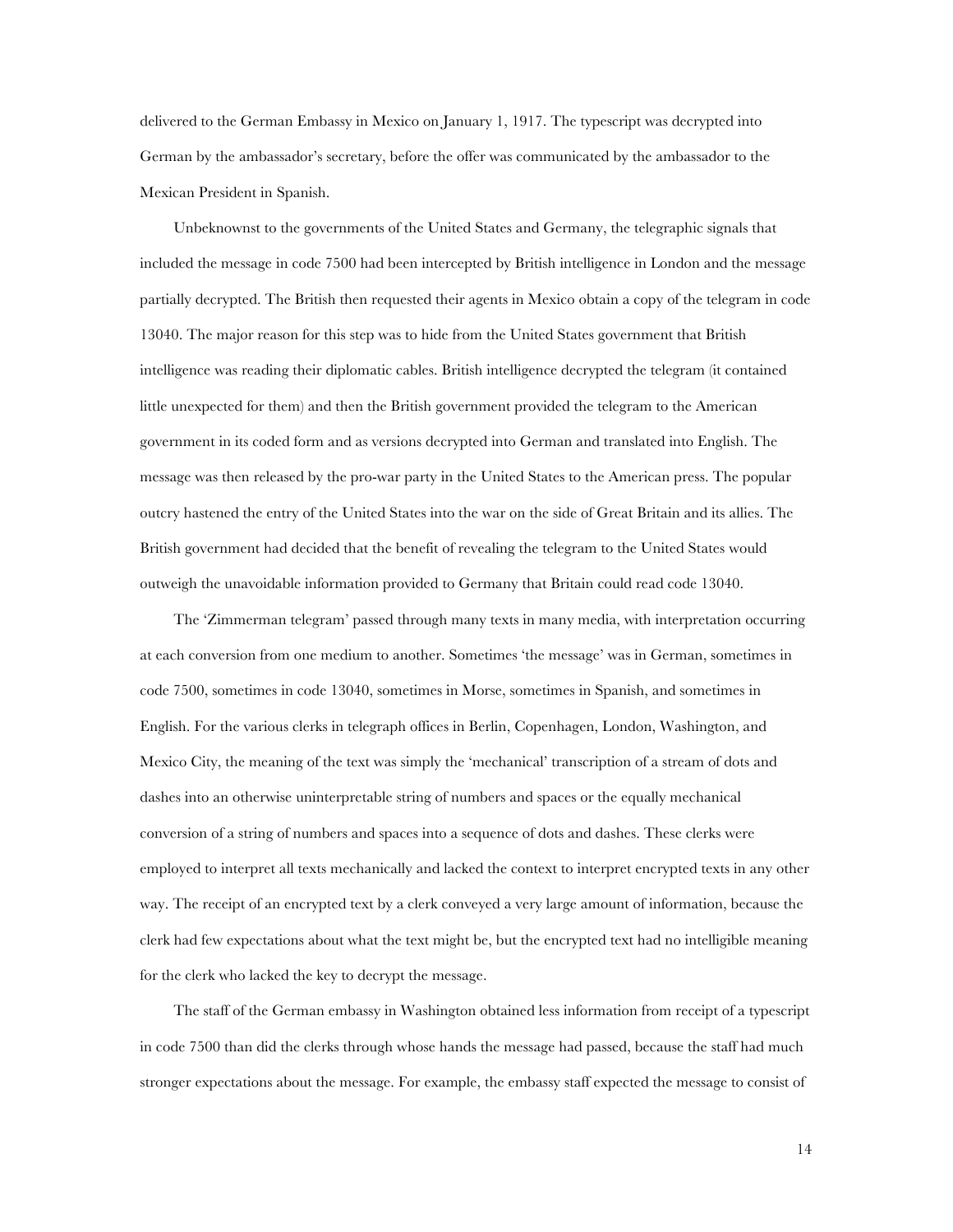delivered to the German Embassy in Mexico on January 1, 1917. The typescript was decrypted into German by the ambassador's secretary, before the offer was communicated by the ambassador to the Mexican President in Spanish.

Unbeknownst to the governments of the United States and Germany, the telegraphic signals that included the message in code 7500 had been intercepted by British intelligence in London and the message partially decrypted. The British then requested their agents in Mexico obtain a copy of the telegram in code 13040. The major reason for this step was to hide from the United States government that British intelligence was reading their diplomatic cables. British intelligence decrypted the telegram (it contained little unexpected for them) and then the British government provided the telegram to the American government in its coded form and as versions decrypted into German and translated into English. The message was then released by the pro-war party in the United States to the American press. The popular outcry hastened the entry of the United States into the war on the side of Great Britain and its allies. The British government had decided that the benefit of revealing the telegram to the United States would outweigh the unavoidable information provided to Germany that Britain could read code 13040.

The 'Zimmerman telegram' passed through many texts in many media, with interpretation occurring at each conversion from one medium to another. Sometimes 'the message' was in German, sometimes in code 7500, sometimes in code 13040, sometimes in Morse, sometimes in Spanish, and sometimes in English. For the various clerks in telegraph offices in Berlin, Copenhagen, London, Washington, and Mexico City, the meaning of the text was simply the 'mechanical' transcription of a stream of dots and dashes into an otherwise uninterpretable string of numbers and spaces or the equally mechanical conversion of a string of numbers and spaces into a sequence of dots and dashes. These clerks were employed to interpret all texts mechanically and lacked the context to interpret encrypted texts in any other way. The receipt of an encrypted text by a clerk conveyed a very large amount of information, because the clerk had few expectations about what the text might be, but the encrypted text had no intelligible meaning for the clerk who lacked the key to decrypt the message.

The staff of the German embassy in Washington obtained less information from receipt of a typescript in code 7500 than did the clerks through whose hands the message had passed, because the staff had much stronger expectations about the message. For example, the embassy staff expected the message to consist of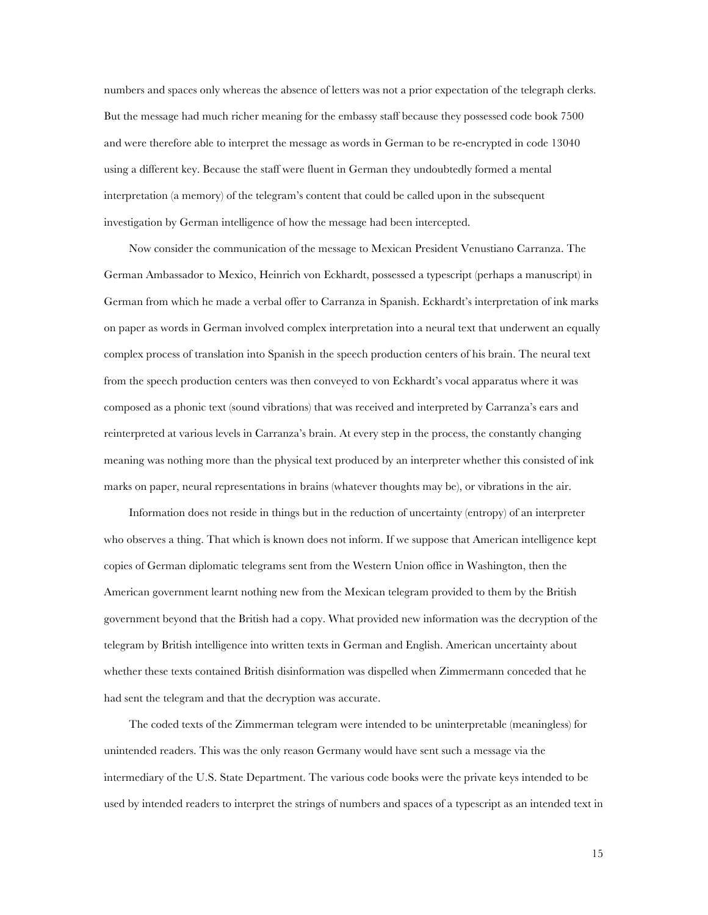numbers and spaces only whereas the absence of letters was not a prior expectation of the telegraph clerks. But the message had much richer meaning for the embassy staff because they possessed code book 7500 and were therefore able to interpret the message as words in German to be re-encrypted in code 13040 using a different key. Because the staff were fluent in German they undoubtedly formed a mental interpretation (a memory) of the telegram's content that could be called upon in the subsequent investigation by German intelligence of how the message had been intercepted.

Now consider the communication of the message to Mexican President Venustiano Carranza. The German Ambassador to Mexico, Heinrich von Eckhardt, possessed a typescript (perhaps a manuscript) in German from which he made a verbal offer to Carranza in Spanish. Eckhardt's interpretation of ink marks on paper as words in German involved complex interpretation into a neural text that underwent an equally complex process of translation into Spanish in the speech production centers of his brain. The neural text from the speech production centers was then conveyed to von Eckhardt's vocal apparatus where it was composed as a phonic text (sound vibrations) that was received and interpreted by Carranza's ears and reinterpreted at various levels in Carranza's brain. At every step in the process, the constantly changing meaning was nothing more than the physical text produced by an interpreter whether this consisted of ink marks on paper, neural representations in brains (whatever thoughts may be), or vibrations in the air.

Information does not reside in things but in the reduction of uncertainty (entropy) of an interpreter who observes a thing. That which is known does not inform. If we suppose that American intelligence kept copies of German diplomatic telegrams sent from the Western Union office in Washington, then the American government learnt nothing new from the Mexican telegram provided to them by the British government beyond that the British had a copy. What provided new information was the decryption of the telegram by British intelligence into written texts in German and English. American uncertainty about whether these texts contained British disinformation was dispelled when Zimmermann conceded that he had sent the telegram and that the decryption was accurate.

The coded texts of the Zimmerman telegram were intended to be uninterpretable (meaningless) for unintended readers. This was the only reason Germany would have sent such a message via the intermediary of the U.S. State Department. The various code books were the private keys intended to be used by intended readers to interpret the strings of numbers and spaces of a typescript as an intended text in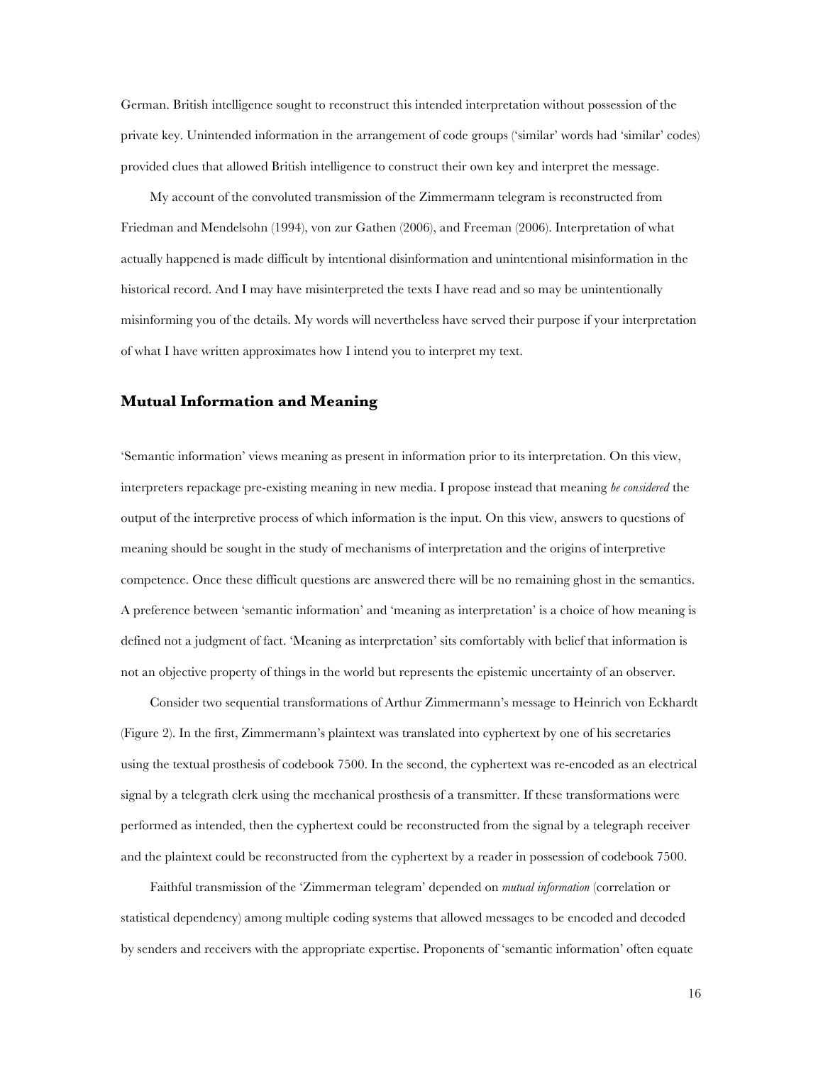German. British intelligence sought to reconstruct this intended interpretation without possession of the private key. Unintended information in the arrangement of code groups ('similar' words had 'similar' codes) provided clues that allowed British intelligence to construct their own key and interpret the message.

My account of the convoluted transmission of the Zimmermann telegram is reconstructed from Friedman and Mendelsohn (1994), von zur Gathen (2006), and Freeman (2006). Interpretation of what actually happened is made difficult by intentional disinformation and unintentional misinformation in the historical record. And I may have misinterpreted the texts I have read and so may be unintentionally misinforming you of the details. My words will nevertheless have served their purpose if your interpretation of what I have written approximates how I intend you to interpret my text.

## Mutual Information and Meaning

'Semantic information' views meaning as present in information prior to its interpretation. On this view, interpreters repackage pre-existing meaning in new media. I propose instead that meaning *be considered* the output of the interpretive process of which information is the input. On this view, answers to questions of meaning should be sought in the study of mechanisms of interpretation and the origins of interpretive competence. Once these difficult questions are answered there will be no remaining ghost in the semantics. A preference between 'semantic information' and 'meaning as interpretation' is a choice of how meaning is defined not a judgment of fact. 'Meaning as interpretation' sits comfortably with belief that information is not an objective property of things in the world but represents the epistemic uncertainty of an observer.

Consider two sequential transformations of Arthur Zimmermann's message to Heinrich von Eckhardt (Figure 2). In the first, Zimmermann's plaintext was translated into cyphertext by one of his secretaries using the textual prosthesis of codebook 7500. In the second, the cyphertext was re-encoded as an electrical signal by a telegrath clerk using the mechanical prosthesis of a transmitter. If these transformations were performed as intended, then the cyphertext could be reconstructed from the signal by a telegraph receiver and the plaintext could be reconstructed from the cyphertext by a reader in possession of codebook 7500.

Faithful transmission of the 'Zimmerman telegram' depended on *mutual information* (correlation or statistical dependency) among multiple coding systems that allowed messages to be encoded and decoded by senders and receivers with the appropriate expertise. Proponents of 'semantic information' often equate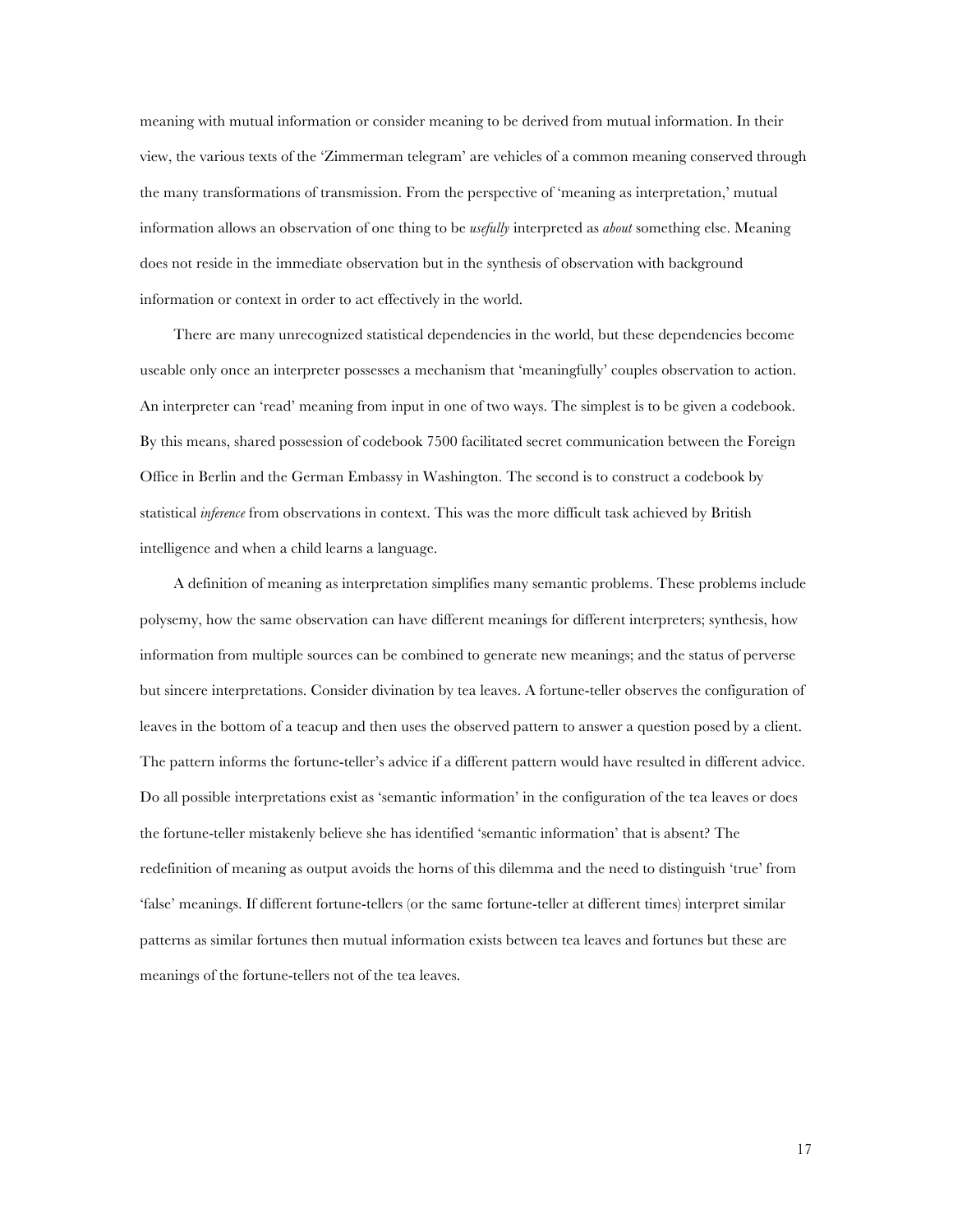meaning with mutual information or consider meaning to be derived from mutual information. In their view, the various texts of the 'Zimmerman telegram' are vehicles of a common meaning conserved through the many transformations of transmission. From the perspective of 'meaning as interpretation,' mutual information allows an observation of one thing to be *usefully* interpreted as *about* something else. Meaning does not reside in the immediate observation but in the synthesis of observation with background information or context in order to act effectively in the world.

There are many unrecognized statistical dependencies in the world, but these dependencies become useable only once an interpreter possesses a mechanism that 'meaningfully' couples observation to action. An interpreter can 'read' meaning from input in one of two ways. The simplest is to be given a codebook. By this means, shared possession of codebook 7500 facilitated secret communication between the Foreign Office in Berlin and the German Embassy in Washington. The second is to construct a codebook by statistical *inference* from observations in context. This was the more difficult task achieved by British intelligence and when a child learns a language.

A definition of meaning as interpretation simplifies many semantic problems. These problems include polysemy, how the same observation can have different meanings for different interpreters; synthesis, how information from multiple sources can be combined to generate new meanings; and the status of perverse but sincere interpretations. Consider divination by tea leaves. A fortune-teller observes the configuration of leaves in the bottom of a teacup and then uses the observed pattern to answer a question posed by a client. The pattern informs the fortune-teller's advice if a different pattern would have resulted in different advice. Do all possible interpretations exist as 'semantic information' in the configuration of the tea leaves or does the fortune-teller mistakenly believe she has identified 'semantic information' that is absent? The redefinition of meaning as output avoids the horns of this dilemma and the need to distinguish 'true' from 'false' meanings. If different fortune-tellers (or the same fortune-teller at different times) interpret similar patterns as similar fortunes then mutual information exists between tea leaves and fortunes but these are meanings of the fortune-tellers not of the tea leaves.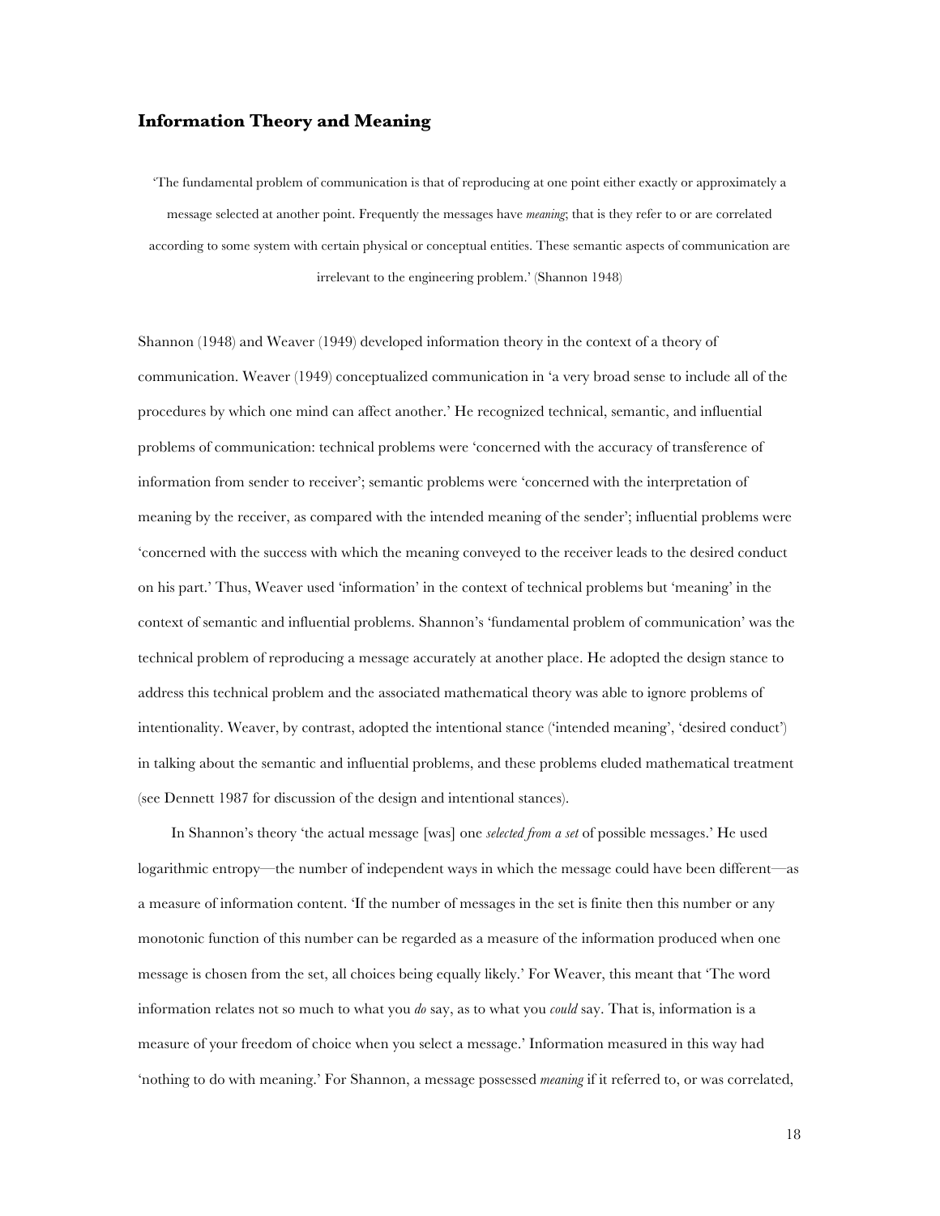## Information Theory and Meaning

> 'The fundamental problem of communication is that of reproducing at one point either exactly or approximately a message selected at another point. Frequently the messages have *meaning*; that is they refer to or are correlated according to some system with certain physical or conceptual entities. These semantic aspects of communication are irrelevant to the engineering problem.' (Shannon 1948)

Shannon (1948) and Weaver (1949) developed information theory in the context of a theory of communication. Weaver (1949) conceptualized communication in 'a very broad sense to include all of the procedures by which one mind can affect another.' He recognized technical, semantic, and influential problems of communication: technical problems were 'concerned with the accuracy of transference of information from sender to receiver'; semantic problems were 'concerned with the interpretation of meaning by the receiver, as compared with the intended meaning of the sender'; influential problems were 'concerned with the success with which the meaning conveyed to the receiver leads to the desired conduct on his part.' Thus, Weaver used 'information' in the context of technical problems but 'meaning' in the context of semantic and influential problems. Shannon's 'fundamental problem of communication' was the technical problem of reproducing a message accurately at another place. He adopted the design stance to address this technical problem and the associated mathematical theory was able to ignore problems of intentionality. Weaver, by contrast, adopted the intentional stance ('intended meaning', 'desired conduct') in talking about the semantic and influential problems, and these problems eluded mathematical treatment (see Dennett 1987 for discussion of the design and intentional stances).

In Shannon's theory 'the actual message [was] one *selected from a set* of possible messages.' He used logarithmic entropy—the number of independent ways in which the message could have been different—as a measure of information content. 'If the number of messages in the set is finite then this number or any monotonic function of this number can be regarded as a measure of the information produced when one message is chosen from the set, all choices being equally likely.' For Weaver, this meant that 'The word information relates not so much to what you *do* say, as to what you *could* say. That is, information is a measure of your freedom of choice when you select a message.' Information measured in this way had 'nothing to do with meaning.' For Shannon, a message possessed *meaning* if it referred to, or was correlated,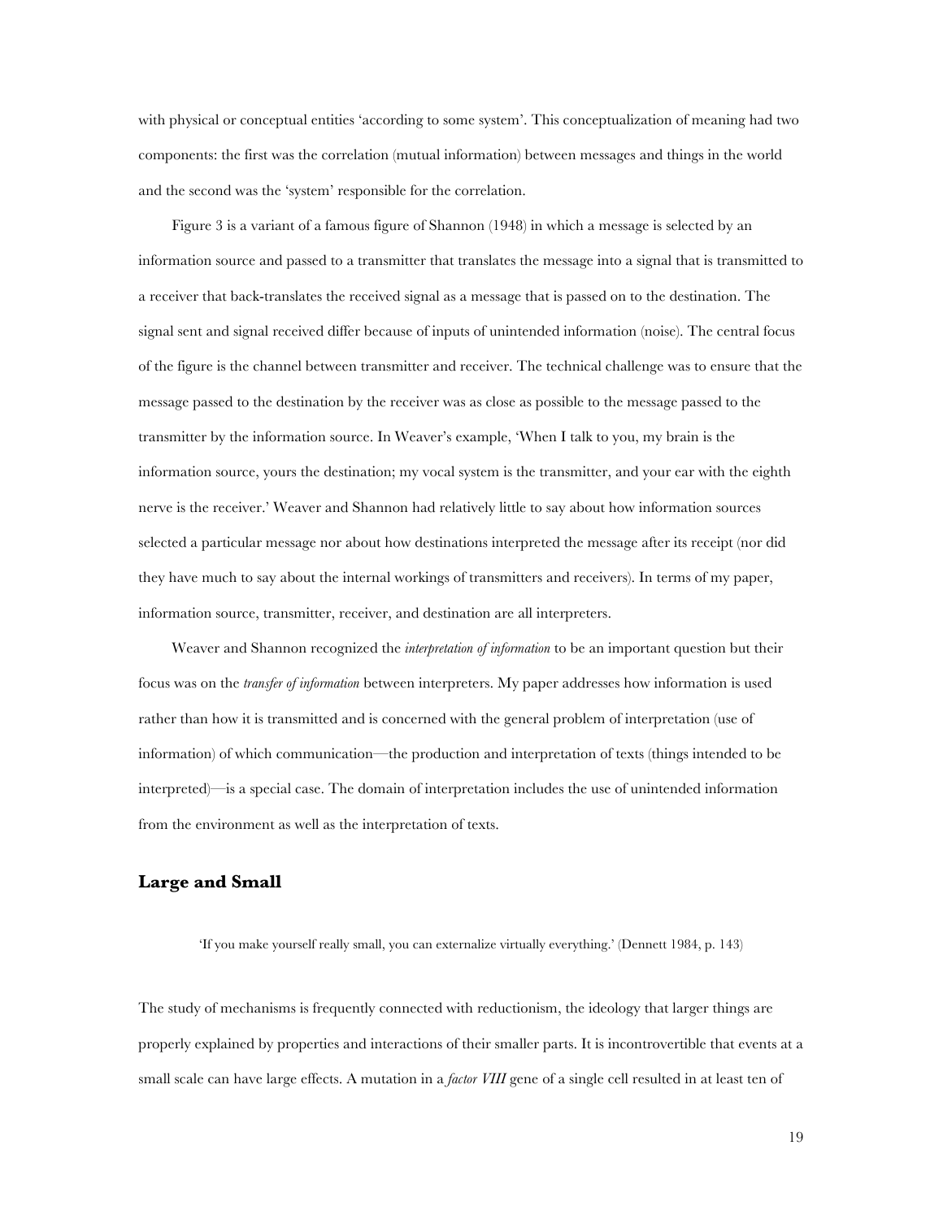with physical or conceptual entities 'according to some system'. This conceptualization of meaning had two components: the first was the correlation (mutual information) between messages and things in the world and the second was the 'system' responsible for the correlation.

Figure 3 is a variant of a famous figure of Shannon (1948) in which a message is selected by an information source and passed to a transmitter that translates the message into a signal that is transmitted to a receiver that back-translates the received signal as a message that is passed on to the destination. The signal sent and signal received differ because of inputs of unintended information (noise). The central focus of the figure is the channel between transmitter and receiver. The technical challenge was to ensure that the message passed to the destination by the receiver was as close as possible to the message passed to the transmitter by the information source. In Weaver's example, 'When I talk to you, my brain is the information source, yours the destination; my vocal system is the transmitter, and your ear with the eighth nerve is the receiver.' Weaver and Shannon had relatively little to say about how information sources selected a particular message nor about how destinations interpreted the message after its receipt (nor did they have much to say about the internal workings of transmitters and receivers). In terms of my paper, information source, transmitter, receiver, and destination are all interpreters.

Weaver and Shannon recognized the *interpretation of information* to be an important question but their focus was on the *transfer of information* between interpreters. My paper addresses how information is used rather than how it is transmitted and is concerned with the general problem of interpretation (use of information) of which communication—the production and interpretation of texts (things intended to be interpreted)—is a special case. The domain of interpretation includes the use of unintended information from the environment as well as the interpretation of texts.

## Large and Small

> 'If you make yourself really small, you can externalize virtually everything.' (Dennett 1984, p. 143)

The study of mechanisms is frequently connected with reductionism, the ideology that larger things are properly explained by properties and interactions of their smaller parts. It is incontrovertible that events at a small scale can have large effects. A mutation in a *factor VIII* gene of a single cell resulted in at least ten of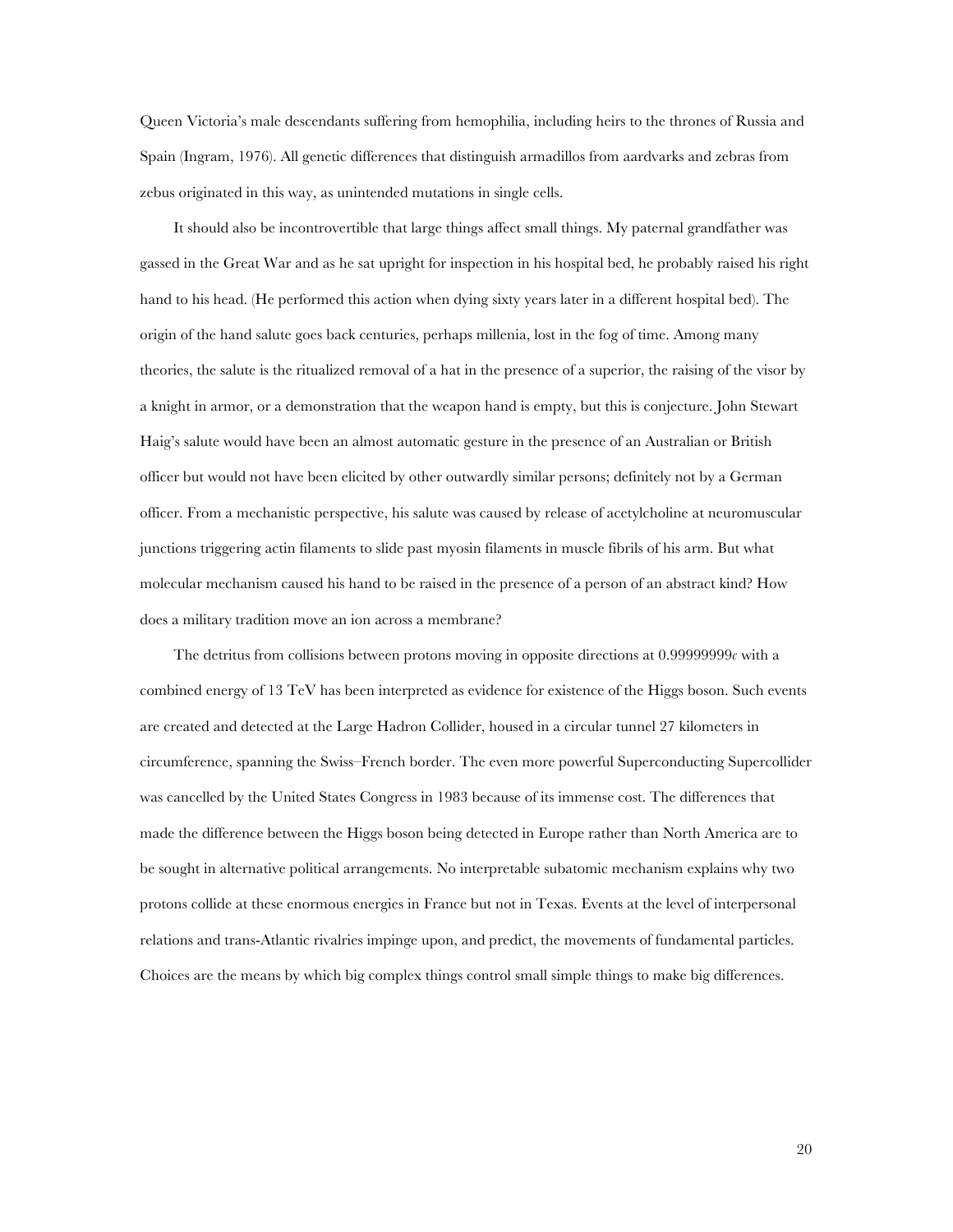Queen Victoria's male descendants suffering from hemophilia, including heirs to the thrones of Russia and Spain (Ingram, 1976). All genetic differences that distinguish armadillos from aardvarks and zebras from zebus originated in this way, as unintended mutations in single cells.

It should also be incontrovertible that large things affect small things. My paternal grandfather was gassed in the Great War and as he sat upright for inspection in his hospital bed, he probably raised his right hand to his head. (He performed this action when dying sixty years later in a different hospital bed). The origin of the hand salute goes back centuries, perhaps millenia, lost in the fog of time. Among many theories, the salute is the ritualized removal of a hat in the presence of a superior, the raising of the visor by a knight in armor, or a demonstration that the weapon hand is empty, but this is conjecture. John Stewart Haig's salute would have been an almost automatic gesture in the presence of an Australian or British officer but would not have been elicited by other outwardly similar persons; definitely not by a German officer. From a mechanistic perspective, his salute was caused by release of acetylcholine at neuromuscular junctions triggering actin filaments to slide past myosin filaments in muscle fibrils of his arm. But what molecular mechanism caused his hand to be raised in the presence of a person of an abstract kind? How does a military tradition move an ion across a membrane?

The detritus from collisions between protons moving in opposite directions at $0.99999999c$ with a combined energy of 13 TeV has been interpreted as evidence for existence of the Higgs boson. Such events are created and detected at the Large Hadron Collider, housed in a circular tunnel 27 kilometers in circumference, spanning the Swiss–French border. The even more powerful Superconducting Supercollider was cancelled by the United States Congress in 1983 because of its immense cost. The differences that made the difference between the Higgs boson being detected in Europe rather than North America are to be sought in alternative political arrangements. No interpretable subatomic mechanism explains why two protons collide at these enormous energies in France but not in Texas. Events at the level of interpersonal relations and trans-Atlantic rivalries impinge upon, and predict, the movements of fundamental particles. Choices are the means by which big complex things control small simple things to make big differences.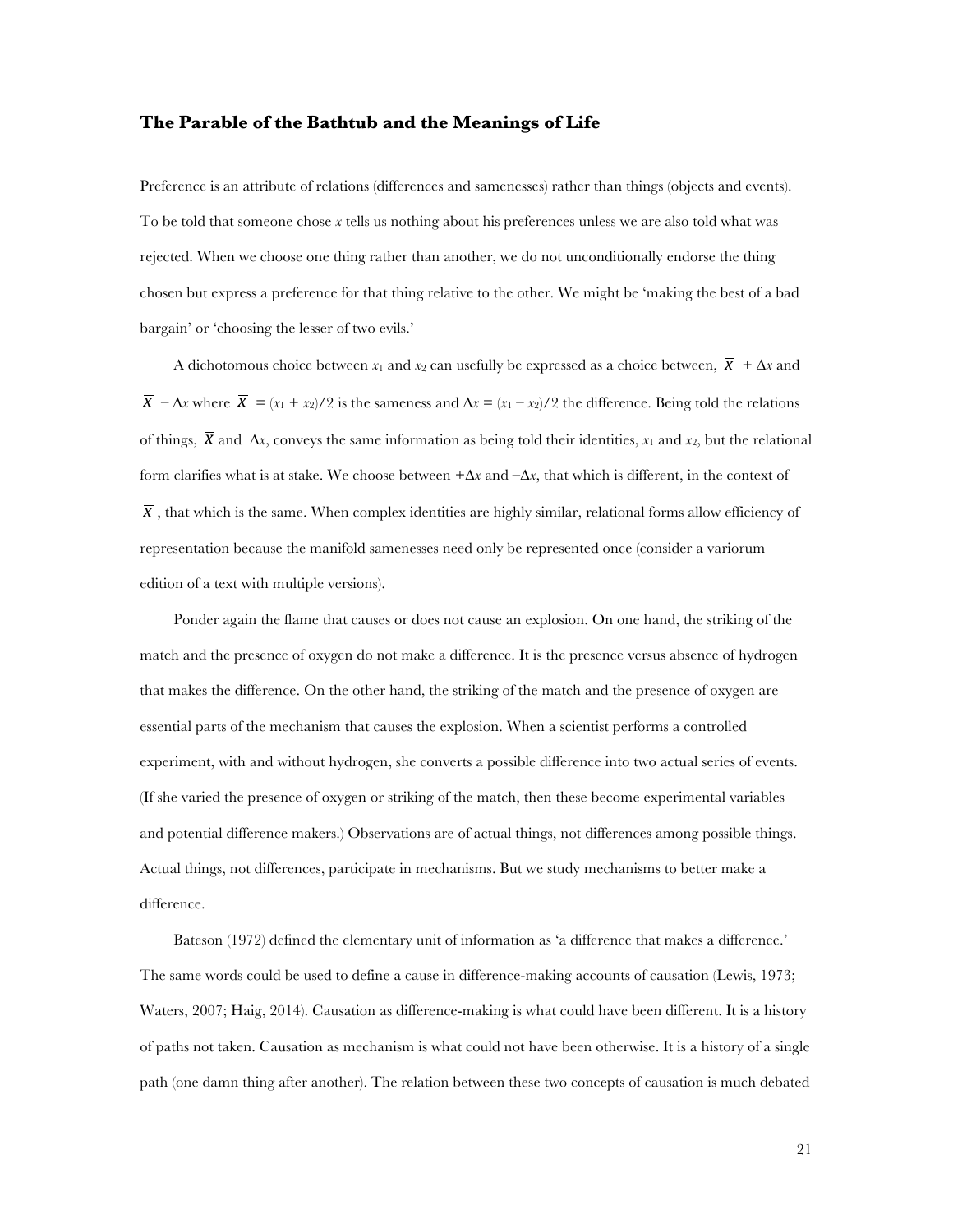### The Parable of the Bathtub and the Meanings of Life

Preference is an attribute of relations (differences and samenesses) rather than things (objects and events). To be told that someone chose *x* tells us nothing about his preferences unless we are also told what was rejected. When we choose one thing rather than another, we do not unconditionally endorse the thing chosen but express a preference for that thing relative to the other. We might be 'making the best of a bad bargain' or 'choosing the lesser of two evils.'

A dichotomous choice between $x_1$ and $x_2$ can usefully be expressed as a choice between, $\overline{X} + \Delta x$ and $\overline{X} - \Delta x$ where $\overline{X} = (x_1 + x_2)/2$ is the sameness and $\Delta x = (x_1 - x_2)/2$ the difference. Being told the relations of things, $\overline{X}$ and $\Delta x$, conveys the same information as being told their identities, $x_1$ and $x_2$, but the relational form clarifies what is at stake. We choose between $+\Delta x$ and $-\Delta x$, that which is different, in the context of $\overline{X}$, that which is the same. When complex identities are highly similar, relational forms allow efficiency of representation because the manifold samenesses need only be represented once (consider a variorum edition of a text with multiple versions).

Ponder again the flame that causes or does not cause an explosion. On one hand, the striking of the match and the presence of oxygen do not make a difference. It is the presence versus absence of hydrogen that makes the difference. On the other hand, the striking of the match and the presence of oxygen are essential parts of the mechanism that causes the explosion. When a scientist performs a controlled experiment, with and without hydrogen, she converts a possible difference into two actual series of events. (If she varied the presence of oxygen or striking of the match, then these become experimental variables and potential difference makers.) Observations are of actual things, not differences among possible things. Actual things, not differences, participate in mechanisms. But we study mechanisms to better make a difference.

Bateson (1972) defined the elementary unit of information as 'a difference that makes a difference.' The same words could be used to define a cause in difference-making accounts of causation (Lewis, 1973; Waters, 2007; Haig, 2014). Causation as difference-making is what could have been different. It is a history of paths not taken. Causation as mechanism is what could not have been otherwise. It is a history of a single path (one damn thing after another). The relation between these two concepts of causation is much debated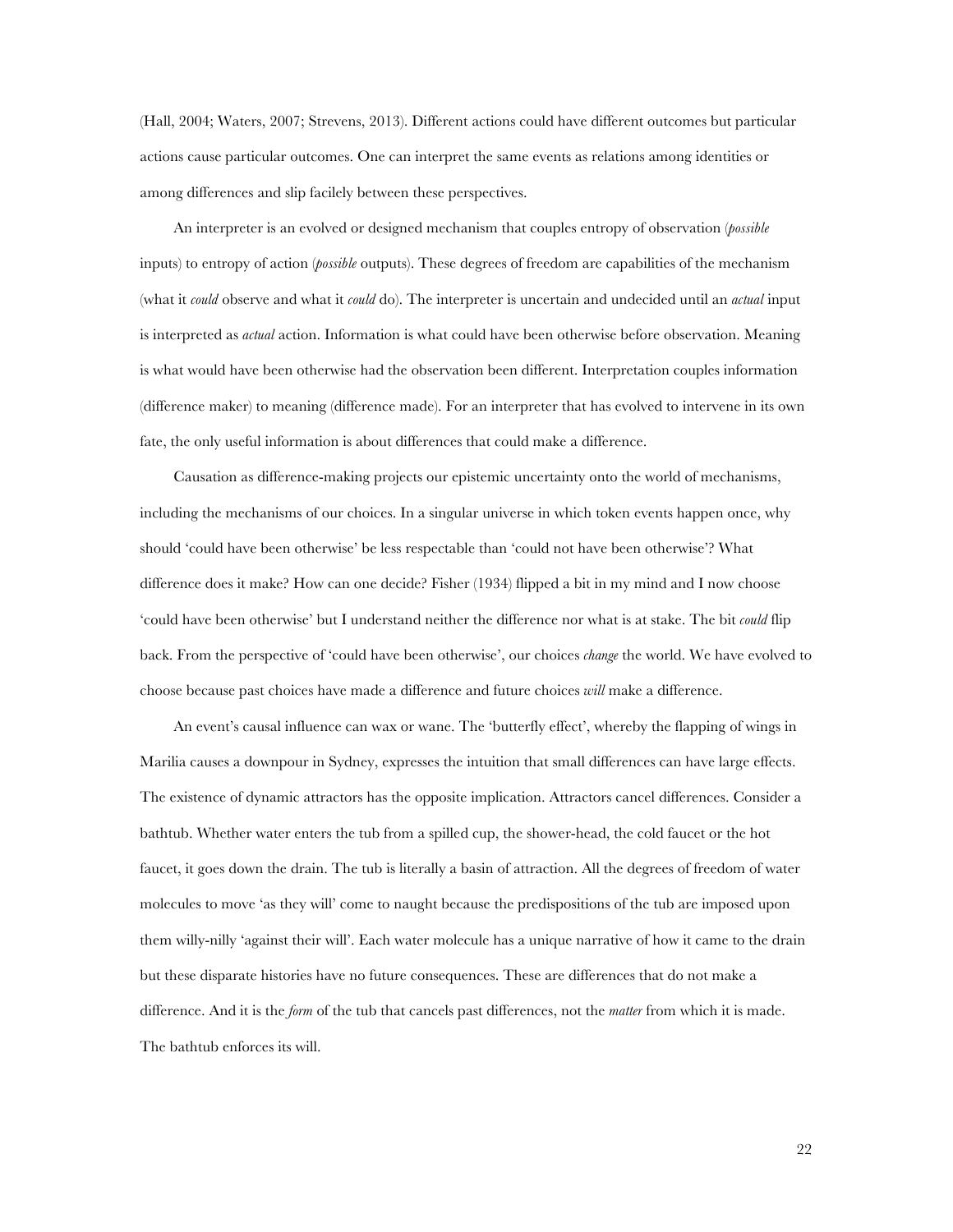(Hall, 2004; Waters, 2007; Strevens, 2013). Different actions could have different outcomes but particular actions cause particular outcomes. One can interpret the same events as relations among identities or among differences and slip facilely between these perspectives.

An interpreter is an evolved or designed mechanism that couples entropy of observation (*possible* inputs) to entropy of action (*possible* outputs). These degrees of freedom are capabilities of the mechanism (what it *could* observe and what it *could* do). The interpreter is uncertain and undecided until an *actual* input is interpreted as *actual* action. Information is what could have been otherwise before observation. Meaning is what would have been otherwise had the observation been different. Interpretation couples information (difference maker) to meaning (difference made). For an interpreter that has evolved to intervene in its own fate, the only useful information is about differences that could make a difference.

Causation as difference-making projects our epistemic uncertainty onto the world of mechanisms, including the mechanisms of our choices. In a singular universe in which token events happen once, why should 'could have been otherwise' be less respectable than 'could not have been otherwise'? What difference does it make? How can one decide? Fisher (1934) flipped a bit in my mind and I now choose 'could have been otherwise' but I understand neither the difference nor what is at stake. The bit *could* flip back. From the perspective of 'could have been otherwise', our choices *change* the world. We have evolved to choose because past choices have made a difference and future choices *will* make a difference.

An event's causal influence can wax or wane. The 'butterfly effect', whereby the flapping of wings in Marilia causes a downpour in Sydney, expresses the intuition that small differences can have large effects. The existence of dynamic attractors has the opposite implication. Attractors cancel differences. Consider a bathtub. Whether water enters the tub from a spilled cup, the shower-head, the cold faucet or the hot faucet, it goes down the drain. The tub is literally a basin of attraction. All the degrees of freedom of water molecules to move 'as they will' come to naught because the predispositions of the tub are imposed upon them willy-nilly 'against their will'. Each water molecule has a unique narrative of how it came to the drain but these disparate histories have no future consequences. These are differences that do not make a difference. And it is the *form* of the tub that cancels past differences, not the *matter* from which it is made. The bathtub enforces its will.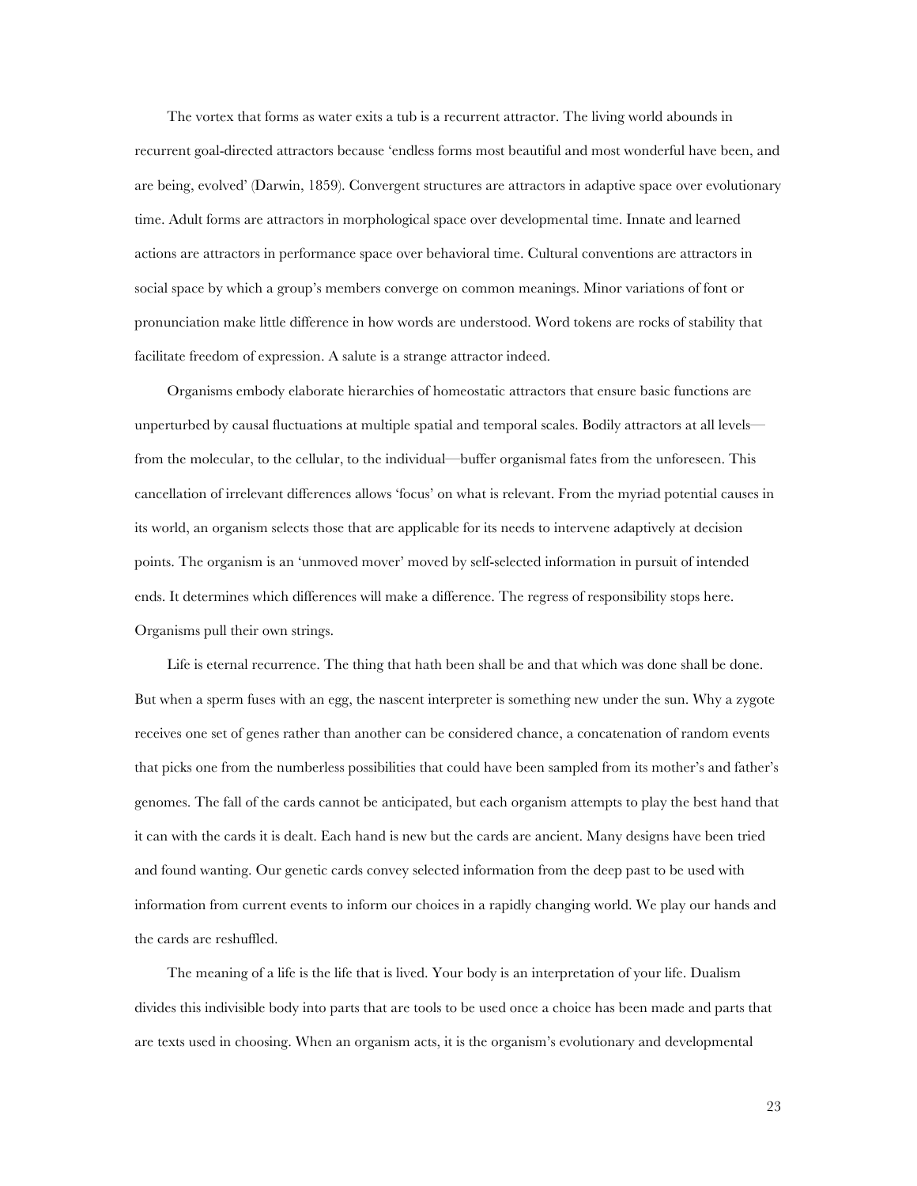The vortex that forms as water exits a tub is a recurrent attractor. The living world abounds in recurrent goal-directed attractors because 'endless forms most beautiful and most wonderful have been, and are being, evolved' (Darwin, 1859). Convergent structures are attractors in adaptive space over evolutionary time. Adult forms are attractors in morphological space over developmental time. Innate and learned actions are attractors in performance space over behavioral time. Cultural conventions are attractors in social space by which a group's members converge on common meanings. Minor variations of font or pronunciation make little difference in how words are understood. Word tokens are rocks of stability that facilitate freedom of expression. A salute is a strange attractor indeed.

Organisms embody elaborate hierarchies of homeostatic attractors that ensure basic functions are unperturbed by causal fluctuations at multiple spatial and temporal scales. Bodily attractors at all levels—from the molecular, to the cellular, to the individual—buffer organismal fates from the unforeseen. This cancellation of irrelevant differences allows 'focus' on what is relevant. From the myriad potential causes in its world, an organism selects those that are applicable for its needs to intervene adaptively at decision points. The organism is an 'unmoved mover' moved by self-selected information in pursuit of intended ends. It determines which differences will make a difference. The regress of responsibility stops here. Organisms pull their own strings.

Life is eternal recurrence. The thing that hath been shall be and that which was done shall be done. But when a sperm fuses with an egg, the nascent interpreter is something new under the sun. Why a zygote receives one set of genes rather than another can be considered chance, a concatenation of random events that picks one from the numberless possibilities that could have been sampled from its mother's and father's genomes. The fall of the cards cannot be anticipated, but each organism attempts to play the best hand that it can with the cards it is dealt. Each hand is new but the cards are ancient. Many designs have been tried and found wanting. Our genetic cards convey selected information from the deep past to be used with information from current events to inform our choices in a rapidly changing world. We play our hands and the cards are reshuffled.

The meaning of a life is the life that is lived. Your body is an interpretation of your life. Dualism divides this indivisible body into parts that are tools to be used once a choice has been made and parts that are texts used in choosing. When an organism acts, it is the organism's evolutionary and developmental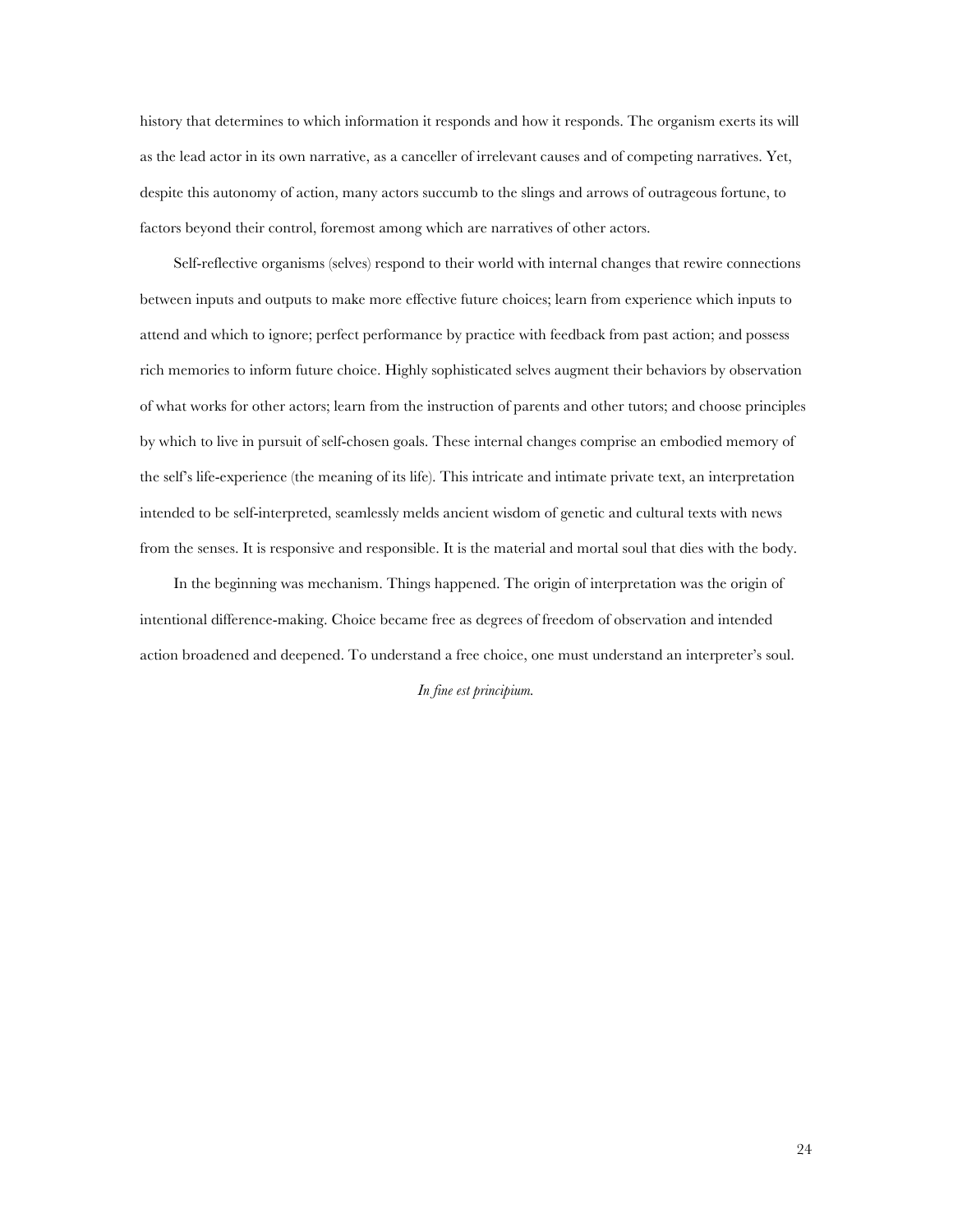history that determines to which information it responds and how it responds. The organism exerts its will as the lead actor in its own narrative, as a canceller of irrelevant causes and of competing narratives. Yet, despite this autonomy of action, many actors succumb to the slings and arrows of outrageous fortune, to factors beyond their control, foremost among which are narratives of other actors.

Self-reflective organisms (selves) respond to their world with internal changes that rewire connections between inputs and outputs to make more effective future choices; learn from experience which inputs to attend and which to ignore; perfect performance by practice with feedback from past action; and possess rich memories to inform future choice. Highly sophisticated selves augment their behaviors by observation of what works for other actors; learn from the instruction of parents and other tutors; and choose principles by which to live in pursuit of self-chosen goals. These internal changes comprise an embodied memory of the self's life-experience (the meaning of its life). This intricate and intimate private text, an interpretation intended to be self-interpreted, seamlessly melds ancient wisdom of genetic and cultural texts with news from the senses. It is responsive and responsible. It is the material and mortal soul that dies with the body.

In the beginning was mechanism. Things happened. The origin of interpretation was the origin of intentional difference-making. Choice became free as degrees of freedom of observation and intended action broadened and deepened. To understand a free choice, one must understand an interpreter's soul.

*In fine est principium.*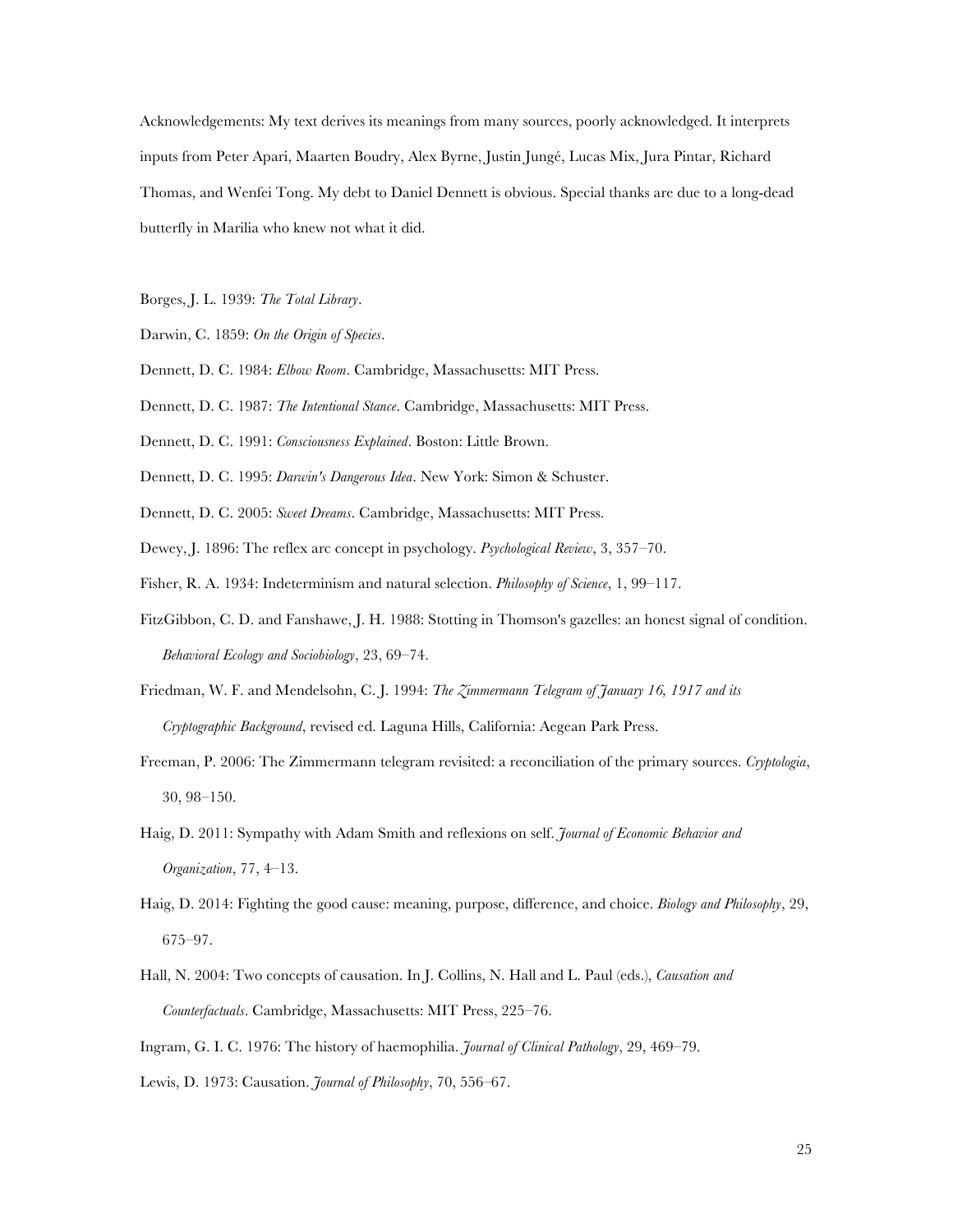Acknowledgements: My text derives its meanings from many sources, poorly acknowledged. It interprets inputs from Peter Apari, Maarten Boudry, Alex Byrne, Justin Jungé, Lucas Mix, Jura Pintar, Richard Thomas, and Wenfei Tong. My debt to Daniel Dennett is obvious. Special thanks are due to a long-dead butterfly in Marilia who knew not what it did.

Borges, J. L. 1939: *The Total Library*.

Darwin, C. 1859: *On the Origin of Species*.

Dennett, D. C. 1984: *Elbow Room*. Cambridge, Massachusetts: MIT Press.

Dennett, D. C. 1987: *The Intentional Stance*. Cambridge, Massachusetts: MIT Press.

Dennett, D. C. 1991: *Consciousness Explained*. Boston: Little Brown.

Dennett, D. C. 1995: *Darwin's Dangerous Idea*. New York: Simon & Schuster.

Dennett, D. C. 2005: *Sweet Dreams*. Cambridge, Massachusetts: MIT Press.

Dewey, J. 1896: The reflex arc concept in psychology. *Psychological Review*, 3, 357–70.

Fisher, R. A. 1934: Indeterminism and natural selection. *Philosophy of Science*, 1, 99–117.

FitzGibbon, C. D. and Fanshawe, J. H. 1988: Stotting in Thomson's gazelles: an honest signal of condition. *Behavioral Ecology and Sociobiology*, 23, 69–74.

Friedman, W. F. and Mendelsohn, C. J. 1994: *The Zimmermann Telegram of January 16, 1917 and its Cryptographic Background*, revised ed. Laguna Hills, California: Aegean Park Press.

Freeman, P. 2006: The Zimmermann telegram revisited: a reconciliation of the primary sources. *Cryptologia*, 30, 98–150.

Haig, D. 2011: Sympathy with Adam Smith and reflexions on self. *Journal of Economic Behavior and Organization*, 77, 4–13.

Haig, D. 2014: Fighting the good cause: meaning, purpose, difference, and choice. *Biology and Philosophy*, 29, 675–97.

Hall, N. 2004: Two concepts of causation. In J. Collins, N. Hall and L. Paul (eds.), *Causation and Counterfactuals*. Cambridge, Massachusetts: MIT Press, 225–76.

Ingram, G. I. C. 1976: The history of haemophilia. *Journal of Clinical Pathology*, 29, 469–79.

Lewis, D. 1973: Causation. *Journal of Philosophy*, 70, 556–67.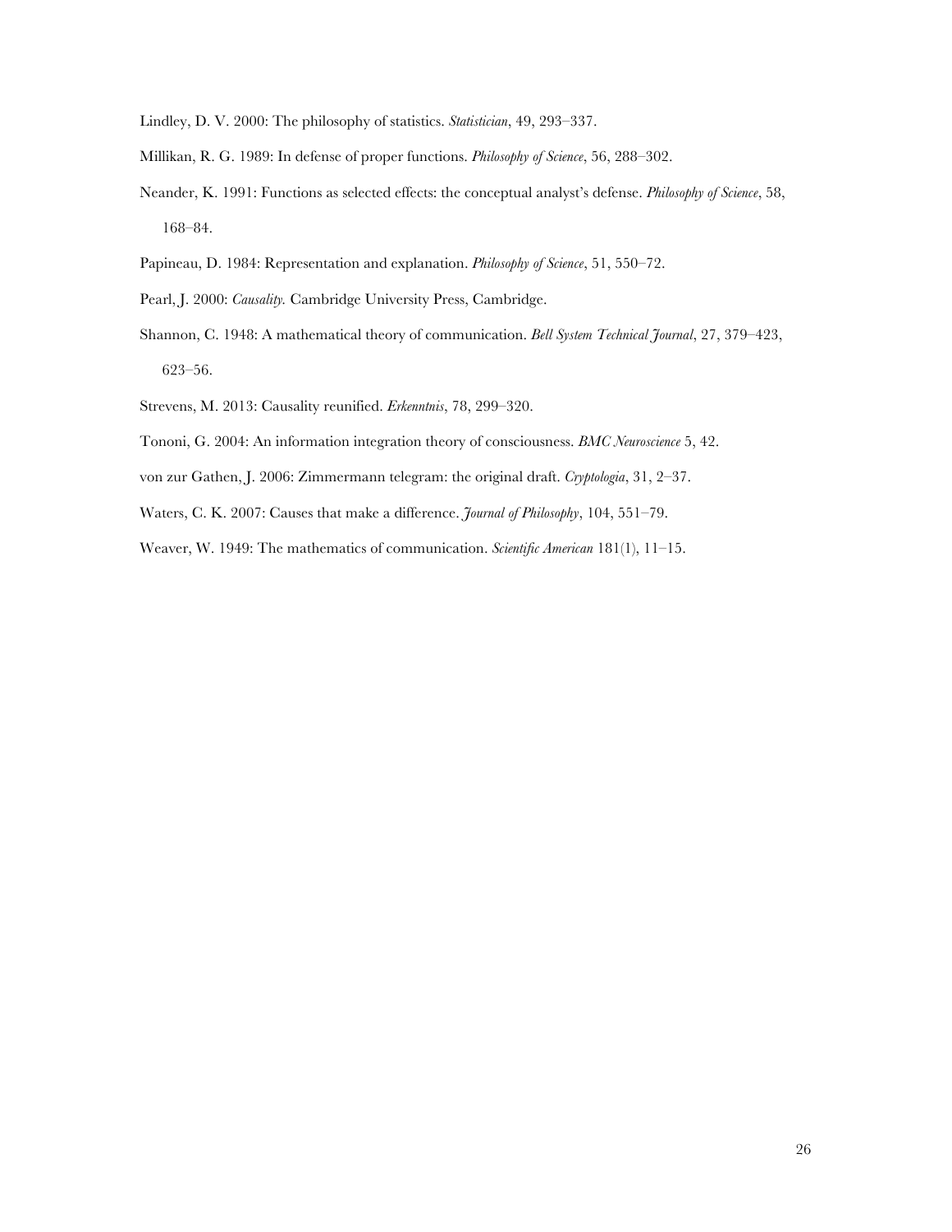Lindley, D. V. 2000: The philosophy of statistics. *Statistician*, 49, 293–337.

Millikan, R. G. 1989: In defense of proper functions. *Philosophy of Science*, 56, 288–302.

Neander, K. 1991: Functions as selected effects: the conceptual analyst's defense. *Philosophy of Science*, 58, 168–84.

Papineau, D. 1984: Representation and explanation. *Philosophy of Science*, 51, 550–72.

Pearl, J. 2000: *Causality.* Cambridge University Press, Cambridge.

Shannon, C. 1948: A mathematical theory of communication. *Bell System Technical Journal*, 27, 379–423, 623–56.

Strevens, M. 2013: Causality reunified. *Erkenntnis*, 78, 299–320.

Tononi, G. 2004: An information integration theory of consciousness. *BMC Neuroscience* 5, 42.

von zur Gathen, J. 2006: Zimmermann telegram: the original draft. *Cryptologia*, 31, 2–37.

Waters, C. K. 2007: Causes that make a difference. *Journal of Philosophy*, 104, 551–79.

Weaver, W. 1949: The mathematics of communication. *Scientific American* 181(1), 11–15.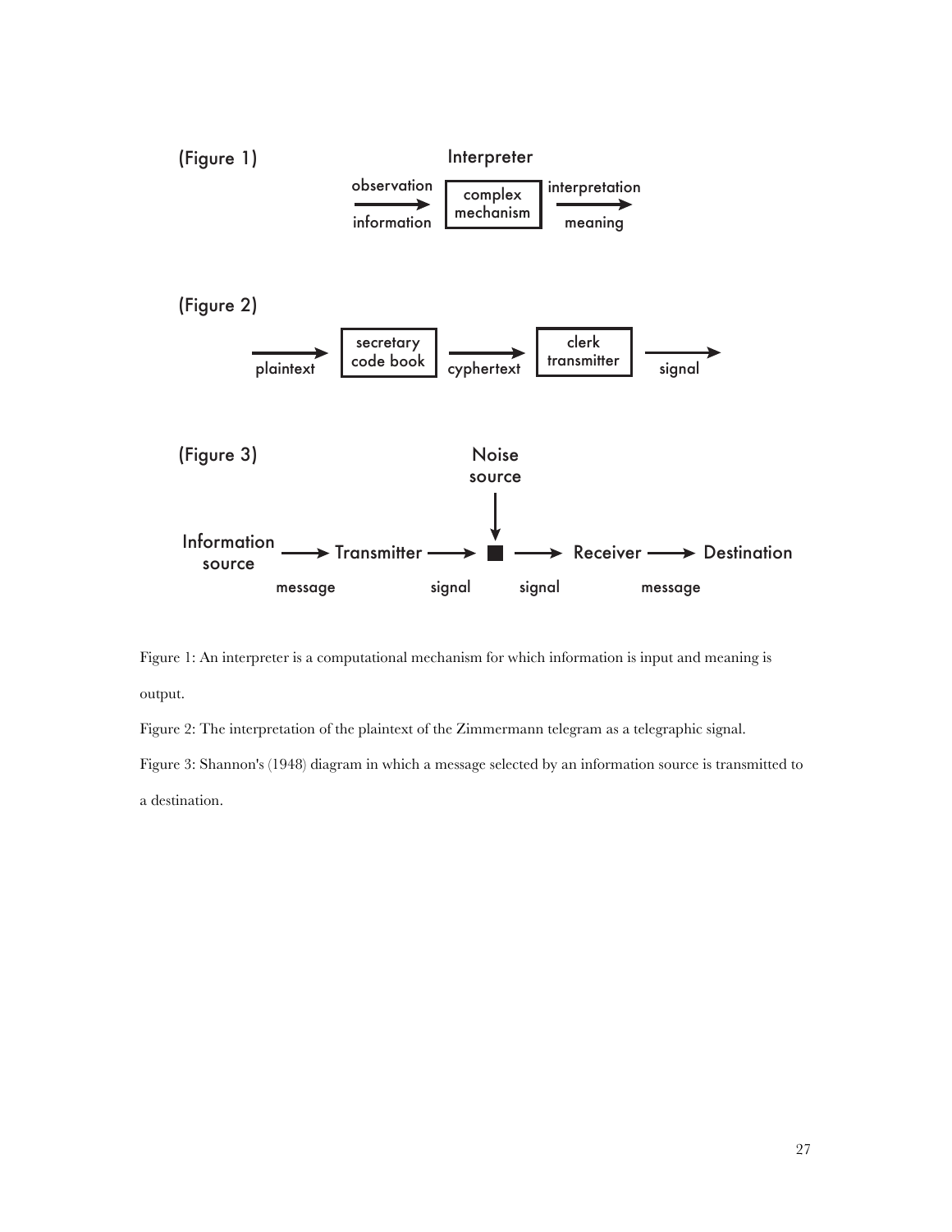(Figure 1)

Interpreter

observation → [complex mechanism] → interpretation

information → meaning

(Figure 2)

plaintext → [secretary code book] → cyphertext → [clerk transmitter] → signal

(Figure 3)

Noise source

Information source → Transmitter → ■ → Receiver → Destination

message — signal — signal — message

Figure 1: An interpreter is a computational mechanism for which information is input and meaning is output.

Figure 2: The interpretation of the plaintext of the Zimmermann telegram as a telegraphic signal.

Figure 3: Shannon's (1948) diagram in which a message selected by an information source is transmitted to a destination.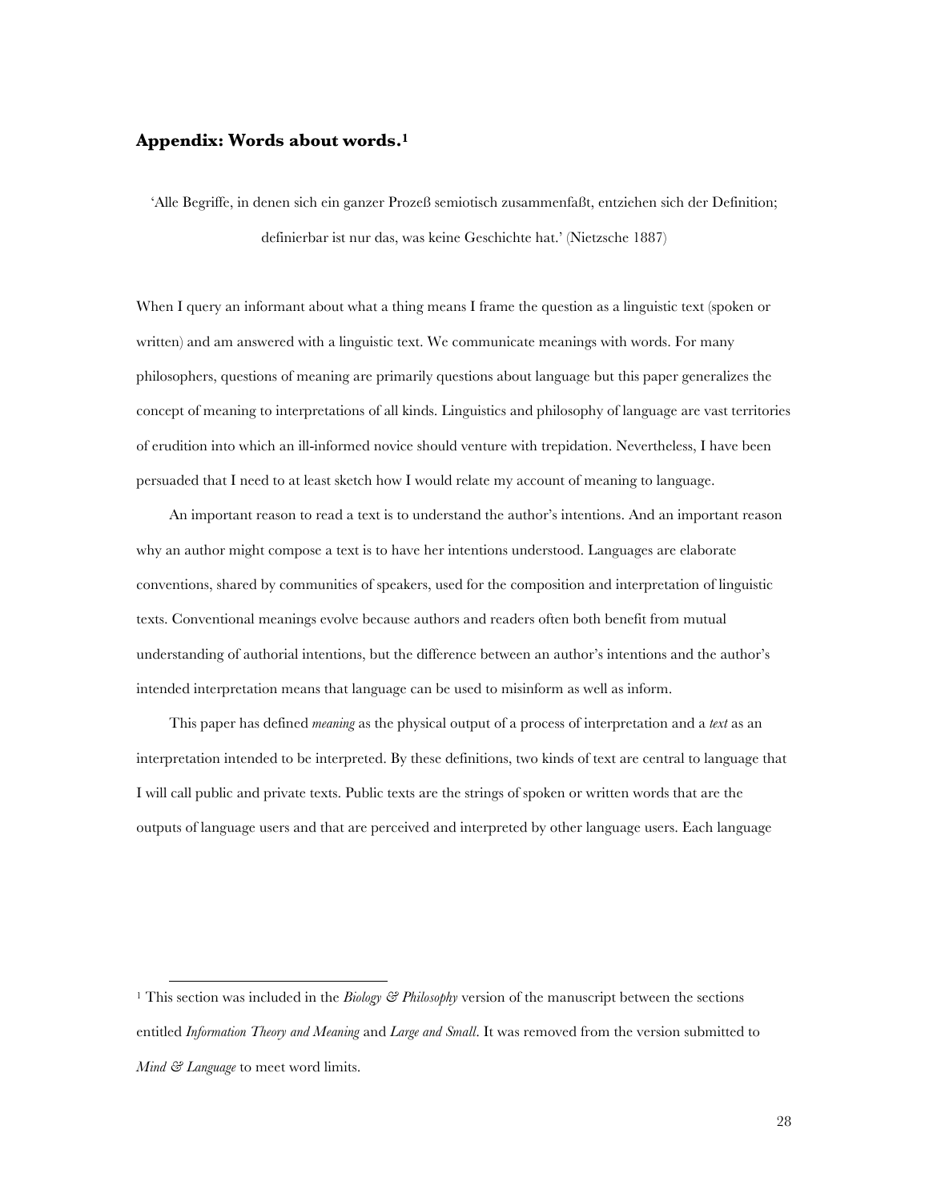## **Appendix: Words about words.**[1]

> 'Alle Begriffe, in denen sich ein ganzer Prozeß semiotisch zusammenfaßt, entziehen sich der Definition; definierbar ist nur das, was keine Geschichte hat.' (Nietzsche 1887)

When I query an informant about what a thing means I frame the question as a linguistic text (spoken or written) and am answered with a linguistic text. We communicate meanings with words. For many philosophers, questions of meaning are primarily questions about language but this paper generalizes the concept of meaning to interpretations of all kinds. Linguistics and philosophy of language are vast territories of erudition into which an ill-informed novice should venture with trepidation. Nevertheless, I have been persuaded that I need to at least sketch how I would relate my account of meaning to language.

An important reason to read a text is to understand the author's intentions. And an important reason why an author might compose a text is to have her intentions understood. Languages are elaborate conventions, shared by communities of speakers, used for the composition and interpretation of linguistic texts. Conventional meanings evolve because authors and readers often both benefit from mutual understanding of authorial intentions, but the difference between an author's intentions and the author's intended interpretation means that language can be used to misinform as well as inform.

This paper has defined *meaning* as the physical output of a process of interpretation and a *text* as an interpretation intended to be interpreted. By these definitions, two kinds of text are central to language that I will call public and private texts. Public texts are the strings of spoken or written words that are the outputs of language users and that are perceived and interpreted by other language users. Each language

---

[1] This section was included in the *Biology & Philosophy* version of the manuscript between the sections entitled *Information Theory and Meaning* and *Large and Small*. It was removed from the version submitted to *Mind & Language* to meet word limits.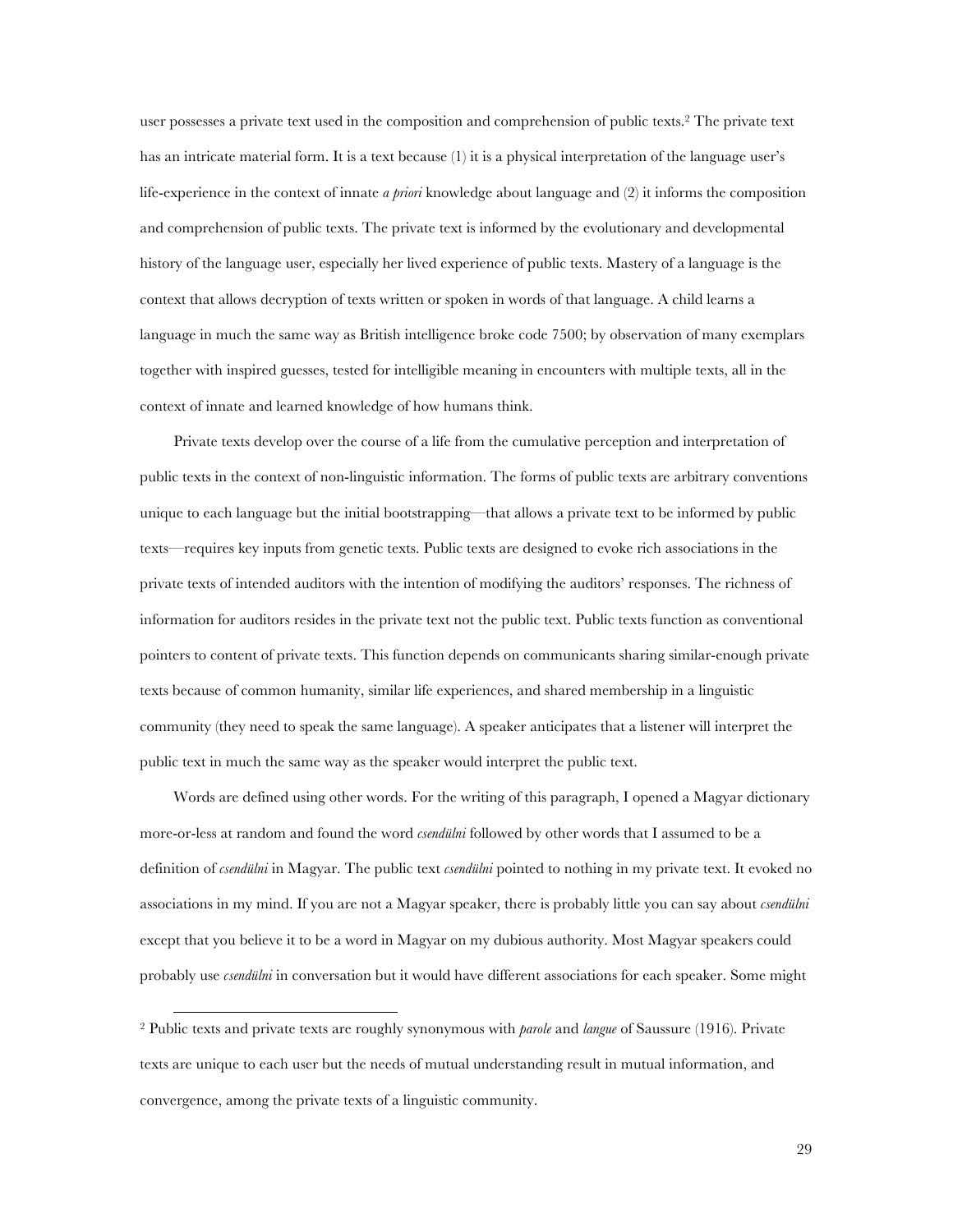user possesses a private text used in the composition and comprehension of public texts.[2] The private text has an intricate material form. It is a text because (1) it is a physical interpretation of the language user's life-experience in the context of innate *a priori* knowledge about language and (2) it informs the composition and comprehension of public texts. The private text is informed by the evolutionary and developmental history of the language user, especially her lived experience of public texts. Mastery of a language is the context that allows decryption of texts written or spoken in words of that language. A child learns a language in much the same way as British intelligence broke code 7500; by observation of many exemplars together with inspired guesses, tested for intelligible meaning in encounters with multiple texts, all in the context of innate and learned knowledge of how humans think.

Private texts develop over the course of a life from the cumulative perception and interpretation of public texts in the context of non-linguistic information. The forms of public texts are arbitrary conventions unique to each language but the initial bootstrapping—that allows a private text to be informed by public texts—requires key inputs from genetic texts. Public texts are designed to evoke rich associations in the private texts of intended auditors with the intention of modifying the auditors' responses. The richness of information for auditors resides in the private text not the public text. Public texts function as conventional pointers to content of private texts. This function depends on communicants sharing similar-enough private texts because of common humanity, similar life experiences, and shared membership in a linguistic community (they need to speak the same language). A speaker anticipates that a listener will interpret the public text in much the same way as the speaker would interpret the public text.

Words are defined using other words. For the writing of this paragraph, I opened a Magyar dictionary more-or-less at random and found the word *csendülni* followed by other words that I assumed to be a definition of *csendülni* in Magyar. The public text *csendülni* pointed to nothing in my private text. It evoked no associations in my mind. If you are not a Magyar speaker, there is probably little you can say about *csendülni* except that you believe it to be a word in Magyar on my dubious authority. Most Magyar speakers could probably use *csendülni* in conversation but it would have different associations for each speaker. Some might

[2] Public texts and private texts are roughly synonymous with *parole* and *langue* of Saussure (1916). Private texts are unique to each user but the needs of mutual understanding result in mutual information, and convergence, among the private texts of a linguistic community.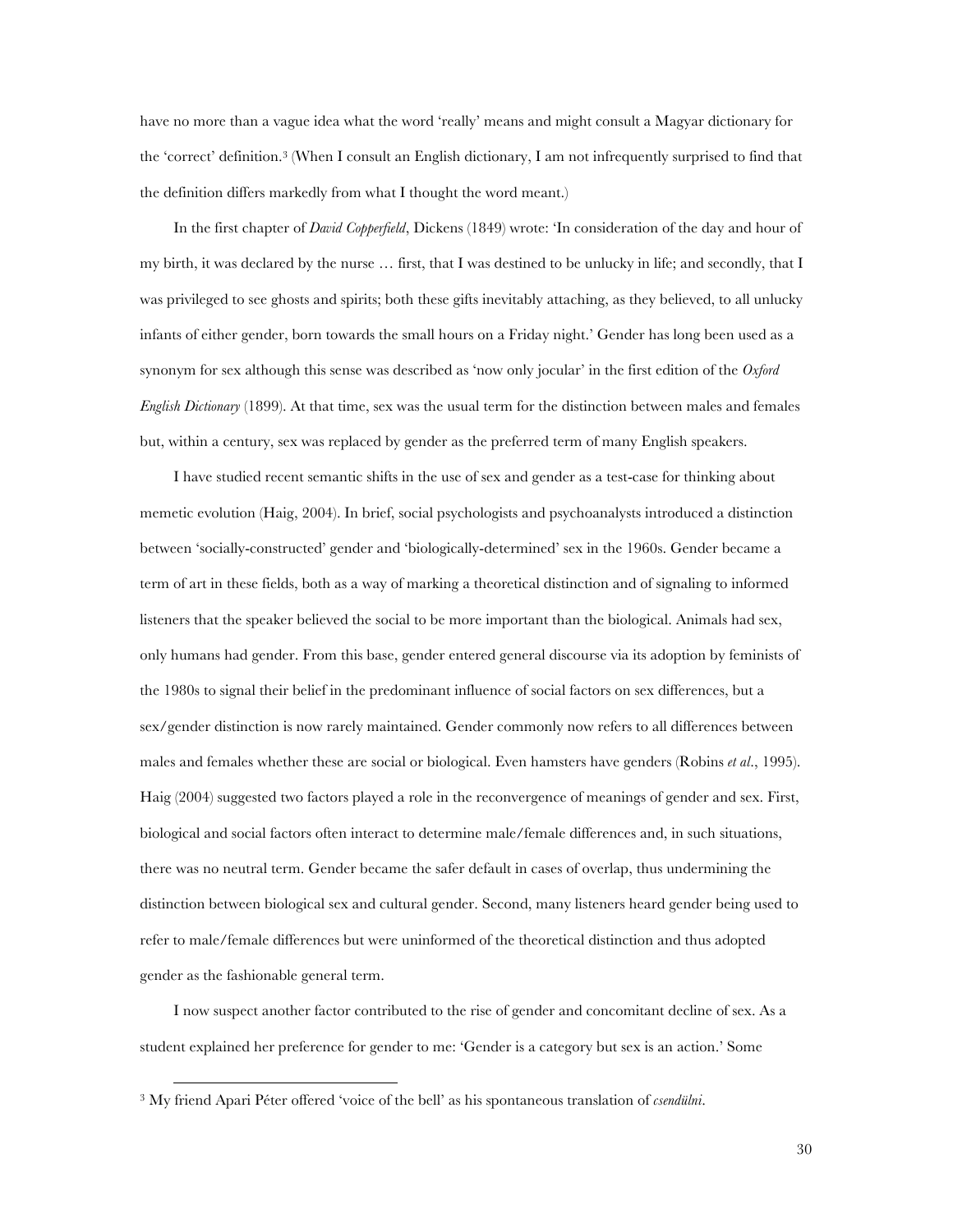have no more than a vague idea what the word 'really' means and might consult a Magyar dictionary for the 'correct' definition.[3] (When I consult an English dictionary, I am not infrequently surprised to find that the definition differs markedly from what I thought the word meant.)

In the first chapter of *David Copperfield*, Dickens (1849) wrote: 'In consideration of the day and hour of my birth, it was declared by the nurse … first, that I was destined to be unlucky in life; and secondly, that I was privileged to see ghosts and spirits; both these gifts inevitably attaching, as they believed, to all unlucky infants of either gender, born towards the small hours on a Friday night.' Gender has long been used as a synonym for sex although this sense was described as 'now only jocular' in the first edition of the *Oxford English Dictionary* (1899). At that time, sex was the usual term for the distinction between males and females but, within a century, sex was replaced by gender as the preferred term of many English speakers.

I have studied recent semantic shifts in the use of sex and gender as a test-case for thinking about memetic evolution (Haig, 2004). In brief, social psychologists and psychoanalysts introduced a distinction between 'socially-constructed' gender and 'biologically-determined' sex in the 1960s. Gender became a term of art in these fields, both as a way of marking a theoretical distinction and of signaling to informed listeners that the speaker believed the social to be more important than the biological. Animals had sex, only humans had gender. From this base, gender entered general discourse via its adoption by feminists of the 1980s to signal their belief in the predominant influence of social factors on sex differences, but a sex/gender distinction is now rarely maintained. Gender commonly now refers to all differences between males and females whether these are social or biological. Even hamsters have genders (Robins *et al*., 1995). Haig (2004) suggested two factors played a role in the reconvergence of meanings of gender and sex. First, biological and social factors often interact to determine male/female differences and, in such situations, there was no neutral term. Gender became the safer default in cases of overlap, thus undermining the distinction between biological sex and cultural gender. Second, many listeners heard gender being used to refer to male/female differences but were uninformed of the theoretical distinction and thus adopted gender as the fashionable general term.

I now suspect another factor contributed to the rise of gender and concomitant decline of sex. As a student explained her preference for gender to me: 'Gender is a category but sex is an action.' Some

---

[3] My friend Apari Péter offered 'voice of the bell' as his spontaneous translation of *csendülni*.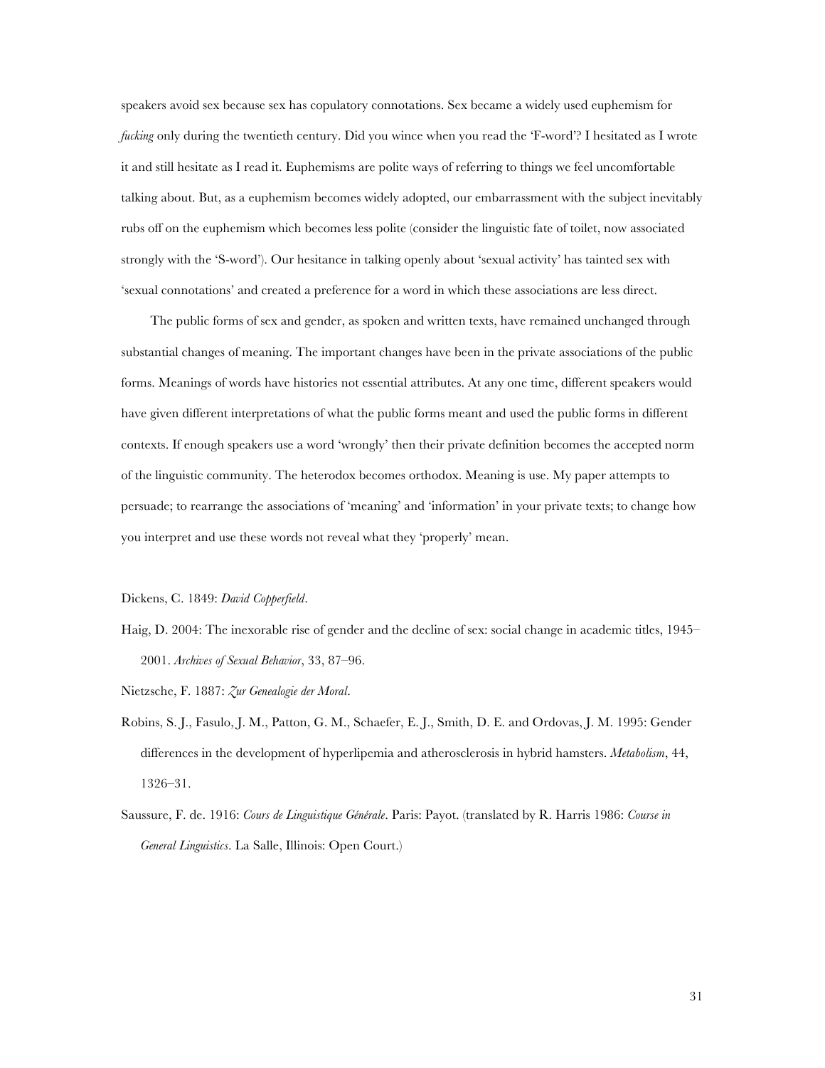speakers avoid sex because sex has copulatory connotations. Sex became a widely used euphemism for *fucking* only during the twentieth century. Did you wince when you read the 'F-word'? I hesitated as I wrote it and still hesitate as I read it. Euphemisms are polite ways of referring to things we feel uncomfortable talking about. But, as a euphemism becomes widely adopted, our embarrassment with the subject inevitably rubs off on the euphemism which becomes less polite (consider the linguistic fate of toilet, now associated strongly with the 'S-word'). Our hesitance in talking openly about 'sexual activity' has tainted sex with 'sexual connotations' and created a preference for a word in which these associations are less direct.

The public forms of sex and gender, as spoken and written texts, have remained unchanged through substantial changes of meaning. The important changes have been in the private associations of the public forms. Meanings of words have histories not essential attributes. At any one time, different speakers would have given different interpretations of what the public forms meant and used the public forms in different contexts. If enough speakers use a word 'wrongly' then their private definition becomes the accepted norm of the linguistic community. The heterodox becomes orthodox. Meaning is use. My paper attempts to persuade; to rearrange the associations of 'meaning' and 'information' in your private texts; to change how you interpret and use these words not reveal what they 'properly' mean.

Dickens, C. 1849: *David Copperfield*.

Haig, D. 2004: The inexorable rise of gender and the decline of sex: social change in academic titles, 1945–2001. *Archives of Sexual Behavior*, 33, 87–96.

Nietzsche, F. 1887: *Zur Genealogie der Moral*.

Robins, S. J., Fasulo, J. M., Patton, G. M., Schaefer, E. J., Smith, D. E. and Ordovas, J. M. 1995: Gender differences in the development of hyperlipemia and atherosclerosis in hybrid hamsters. *Metabolism*, 44, 1326–31.

Saussure, F. de. 1916: *Cours de Linguistique Générale*. Paris: Payot. (translated by R. Harris 1986: *Course in General Linguistics*. La Salle, Illinois: Open Court.)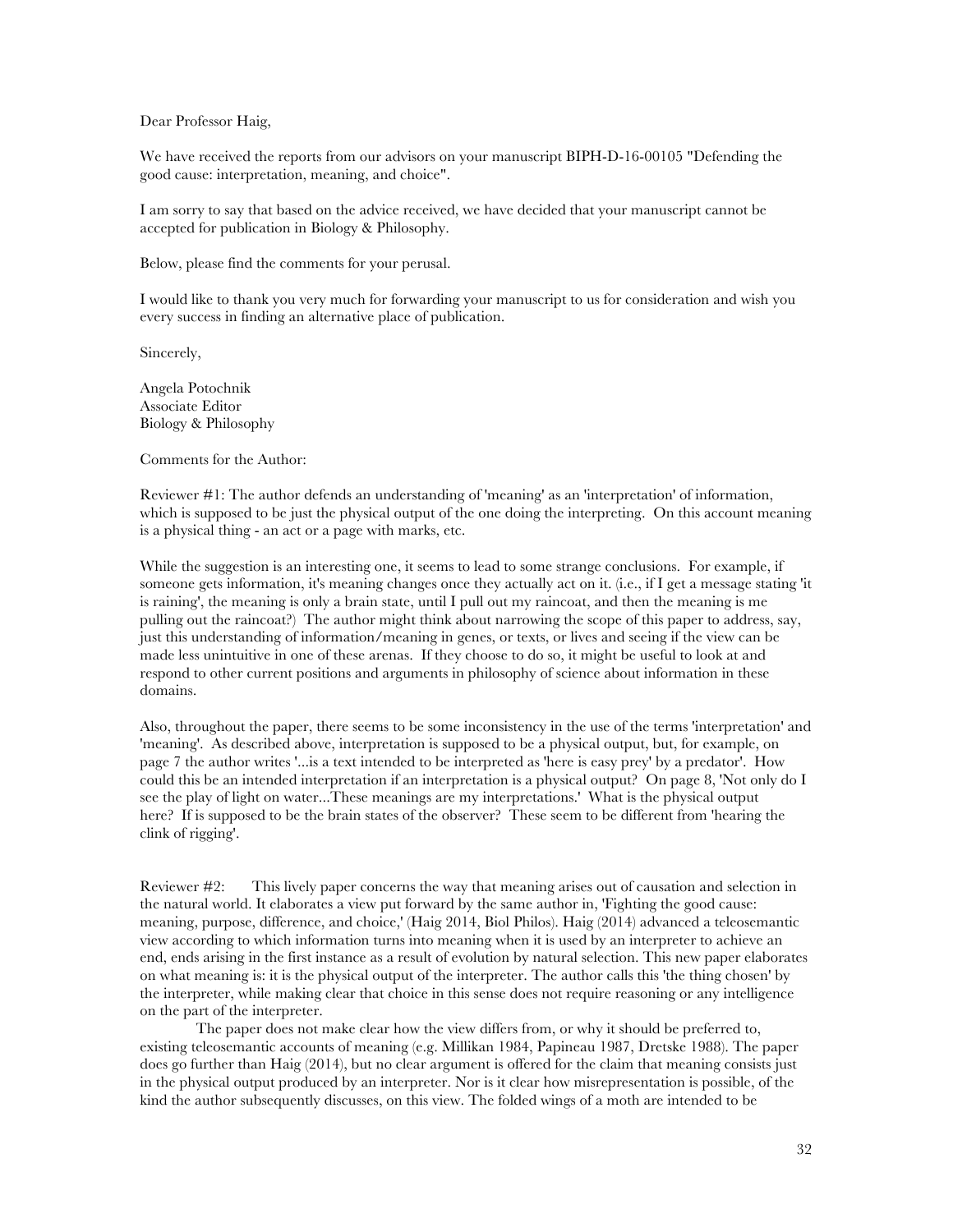Dear Professor Haig,

We have received the reports from our advisors on your manuscript BIPH-D-16-00105 "Defending the good cause: interpretation, meaning, and choice".

I am sorry to say that based on the advice received, we have decided that your manuscript cannot be accepted for publication in Biology & Philosophy.

Below, please find the comments for your perusal.

I would like to thank you very much for forwarding your manuscript to us for consideration and wish you every success in finding an alternative place of publication.

Sincerely,

Angela Potochnik
Associate Editor
Biology & Philosophy

Comments for the Author:

Reviewer #1: The author defends an understanding of 'meaning' as an 'interpretation' of information, which is supposed to be just the physical output of the one doing the interpreting. On this account meaning is a physical thing - an act or a page with marks, etc.

While the suggestion is an interesting one, it seems to lead to some strange conclusions. For example, if someone gets information, it's meaning changes once they actually act on it. (i.e., if I get a message stating 'it is raining', the meaning is only a brain state, until I pull out my raincoat, and then the meaning is me pulling out the raincoat?) The author might think about narrowing the scope of this paper to address, say, just this understanding of information/meaning in genes, or texts, or lives and seeing if the view can be made less unintuitive in one of these arenas. If they choose to do so, it might be useful to look at and respond to other current positions and arguments in philosophy of science about information in these domains.

Also, throughout the paper, there seems to be some inconsistency in the use of the terms 'interpretation' and 'meaning'. As described above, interpretation is supposed to be a physical output, but, for example, on page 7 the author writes '...is a text intended to be interpreted as 'here is easy prey' by a predator'. How could this be an intended interpretation if an interpretation is a physical output? On page 8, 'Not only do I see the play of light on water...These meanings are my interpretations.' What is the physical output here? If is supposed to be the brain states of the observer? These seem to be different from 'hearing the clink of rigging'.

Reviewer #2: This lively paper concerns the way that meaning arises out of causation and selection in the natural world. It elaborates a view put forward by the same author in, 'Fighting the good cause: meaning, purpose, difference, and choice,' (Haig 2014, Biol Philos). Haig (2014) advanced a teleosemantic view according to which information turns into meaning when it is used by an interpreter to achieve an end, ends arising in the first instance as a result of evolution by natural selection. This new paper elaborates on what meaning is: it is the physical output of the interpreter. The author calls this 'the thing chosen' by the interpreter, while making clear that choice in this sense does not require reasoning or any intelligence on the part of the interpreter.

The paper does not make clear how the view differs from, or why it should be preferred to, existing teleosemantic accounts of meaning (e.g. Millikan 1984, Papineau 1987, Dretske 1988). The paper does go further than Haig (2014), but no clear argument is offered for the claim that meaning consists just in the physical output produced by an interpreter. Nor is it clear how misrepresentation is possible, of the kind the author subsequently discusses, on this view. The folded wings of a moth are intended to be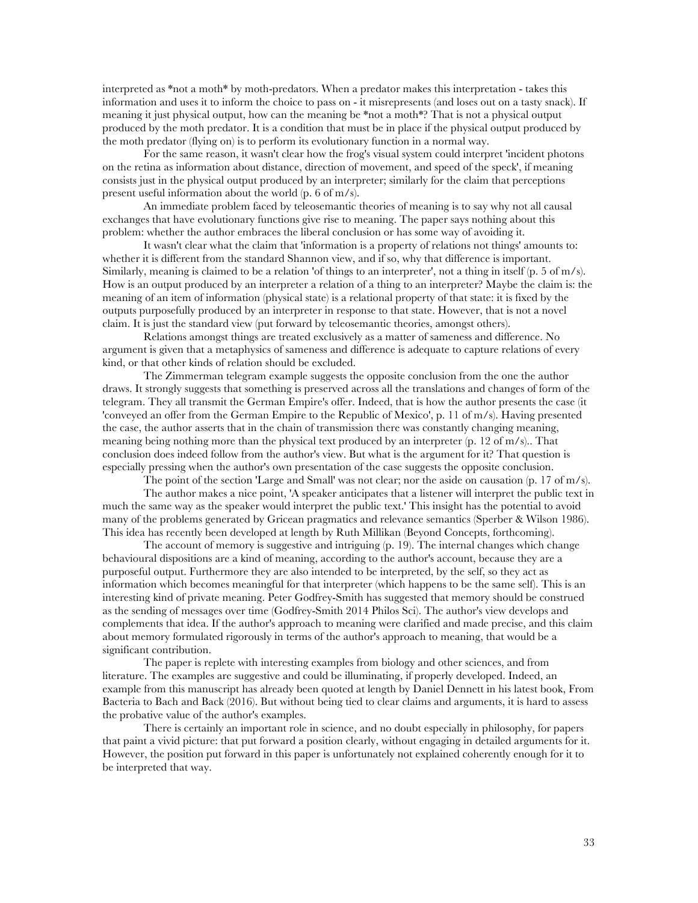interpreted as *not a moth* by moth-predators. When a predator makes this interpretation - takes this information and uses it to inform the choice to pass on - it misrepresents (and loses out on a tasty snack). If meaning it just physical output, how can the meaning be *not a moth*? That is not a physical output produced by the moth predator. It is a condition that must be in place if the physical output produced by the moth predator (flying on) is to perform its evolutionary function in a normal way.

For the same reason, it wasn't clear how the frog's visual system could interpret 'incident photons on the retina as information about distance, direction of movement, and speed of the speck', if meaning consists just in the physical output produced by an interpreter; similarly for the claim that perceptions present useful information about the world (p. 6 of m/s).

An immediate problem faced by teleosemantic theories of meaning is to say why not all causal exchanges that have evolutionary functions give rise to meaning. The paper says nothing about this problem: whether the author embraces the liberal conclusion or has some way of avoiding it.

It wasn't clear what the claim that 'information is a property of relations not things' amounts to: whether it is different from the standard Shannon view, and if so, why that difference is important. Similarly, meaning is claimed to be a relation 'of things to an interpreter', not a thing in itself (p. 5 of m/s). How is an output produced by an interpreter a relation of a thing to an interpreter? Maybe the claim is: the meaning of an item of information (physical state) is a relational property of that state: it is fixed by the outputs purposefully produced by an interpreter in response to that state. However, that is not a novel claim. It is just the standard view (put forward by teleosemantic theories, amongst others).

Relations amongst things are treated exclusively as a matter of sameness and difference. No argument is given that a metaphysics of sameness and difference is adequate to capture relations of every kind, or that other kinds of relation should be excluded.

The Zimmerman telegram example suggests the opposite conclusion from the one the author draws. It strongly suggests that something is preserved across all the translations and changes of form of the telegram. They all transmit the German Empire's offer. Indeed, that is how the author presents the case (it 'conveyed an offer from the German Empire to the Republic of Mexico', p. 11 of m/s). Having presented the case, the author asserts that in the chain of transmission there was constantly changing meaning, meaning being nothing more than the physical text produced by an interpreter (p. 12 of m/s).. That conclusion does indeed follow from the author's view. But what is the argument for it? That question is especially pressing when the author's own presentation of the case suggests the opposite conclusion.

The point of the section 'Large and Small' was not clear; nor the aside on causation (p. 17 of m/s).

The author makes a nice point, 'A speaker anticipates that a listener will interpret the public text in much the same way as the speaker would interpret the public text.' This insight has the potential to avoid many of the problems generated by Gricean pragmatics and relevance semantics (Sperber & Wilson 1986). This idea has recently been developed at length by Ruth Millikan (Beyond Concepts, forthcoming).

The account of memory is suggestive and intriguing (p. 19). The internal changes which change behavioural dispositions are a kind of meaning, according to the author's account, because they are a purposeful output. Furthermore they are also intended to be interpreted, by the self, so they act as information which becomes meaningful for that interpreter (which happens to be the same self). This is an interesting kind of private meaning. Peter Godfrey-Smith has suggested that memory should be construed as the sending of messages over time (Godfrey-Smith 2014 Philos Sci). The author's view develops and complements that idea. If the author's approach to meaning were clarified and made precise, and this claim about memory formulated rigorously in terms of the author's approach to meaning, that would be a significant contribution.

The paper is replete with interesting examples from biology and other sciences, and from literature. The examples are suggestive and could be illuminating, if properly developed. Indeed, an example from this manuscript has already been quoted at length by Daniel Dennett in his latest book, From Bacteria to Bach and Back (2016). But without being tied to clear claims and arguments, it is hard to assess the probative value of the author's examples.

There is certainly an important role in science, and no doubt especially in philosophy, for papers that paint a vivid picture: that put forward a position clearly, without engaging in detailed arguments for it. However, the position put forward in this paper is unfortunately not explained coherently enough for it to be interpreted that way.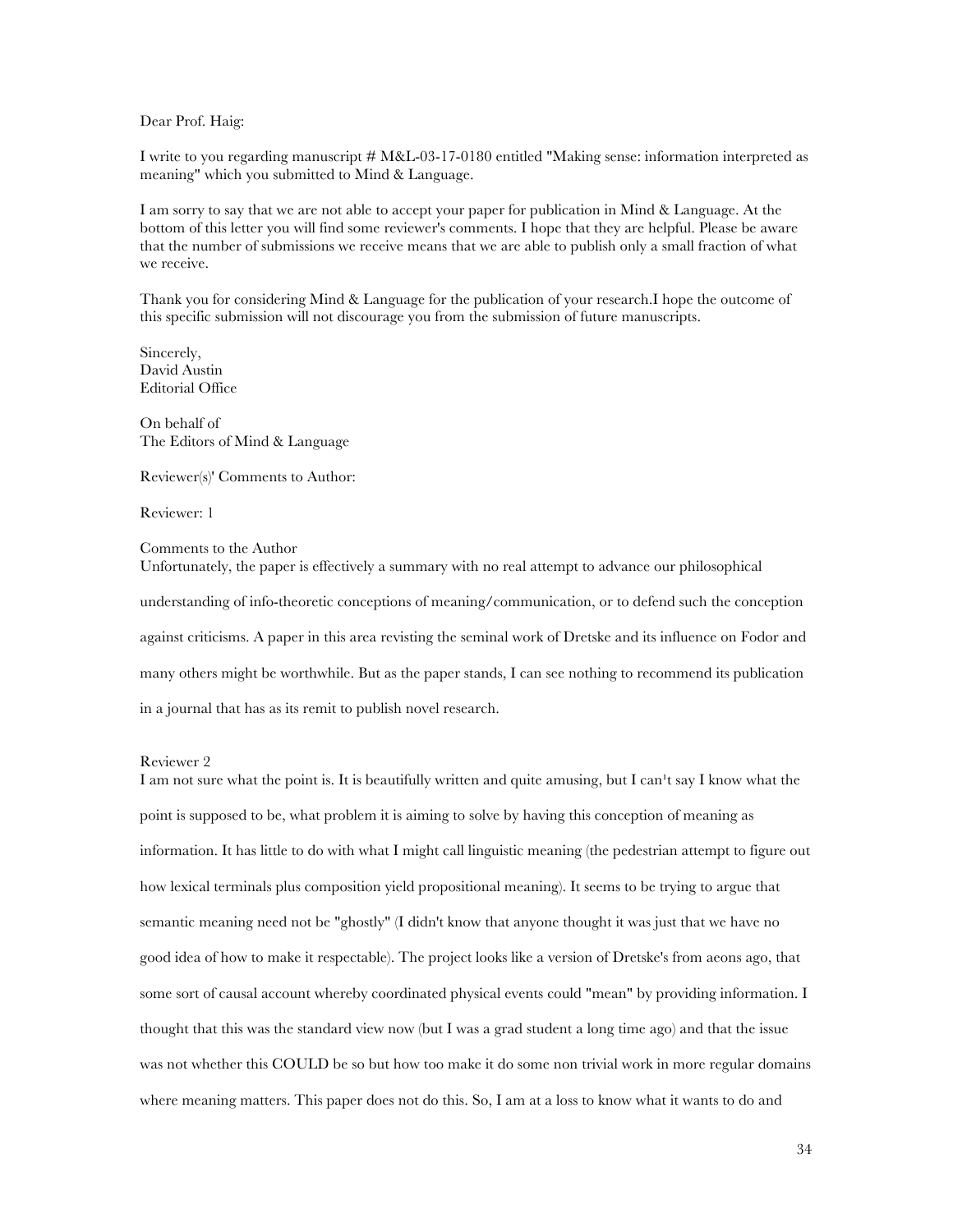Dear Prof. Haig:

I write to you regarding manuscript # M&L-03-17-0180 entitled "Making sense: information interpreted as meaning" which you submitted to Mind & Language.

I am sorry to say that we are not able to accept your paper for publication in Mind & Language. At the bottom of this letter you will find some reviewer's comments. I hope that they are helpful. Please be aware that the number of submissions we receive means that we are able to publish only a small fraction of what we receive.

Thank you for considering Mind & Language for the publication of your research.I hope the outcome of this specific submission will not discourage you from the submission of future manuscripts.

Sincerely,
David Austin
Editorial Office

On behalf of
The Editors of Mind & Language

Reviewer(s)' Comments to Author:

Reviewer: 1

Comments to the Author
Unfortunately, the paper is effectively a summary with no real attempt to advance our philosophical understanding of info-theoretic conceptions of meaning/communication, or to defend such the conception against criticisms. A paper in this area revisting the seminal work of Dretske and its influence on Fodor and many others might be worthwhile. But as the paper stands, I can see nothing to recommend its publication in a journal that has as its remit to publish novel research.

Reviewer 2
I am not sure what the point is. It is beautifully written and quite amusing, but I can't say I know what the point is supposed to be, what problem it is aiming to solve by having this conception of meaning as information. It has little to do with what I might call linguistic meaning (the pedestrian attempt to figure out how lexical terminals plus composition yield propositional meaning). It seems to be trying to argue that semantic meaning need not be "ghostly" (I didn't know that anyone thought it was just that we have no good idea of how to make it respectable). The project looks like a version of Dretske's from aeons ago, that some sort of causal account whereby coordinated physical events could "mean" by providing information. I thought that this was the standard view now (but I was a grad student a long time ago) and that the issue was not whether this COULD be so but how too make it do some non trivial work in more regular domains where meaning matters. This paper does not do this. So, I am at a loss to know what it wants to do and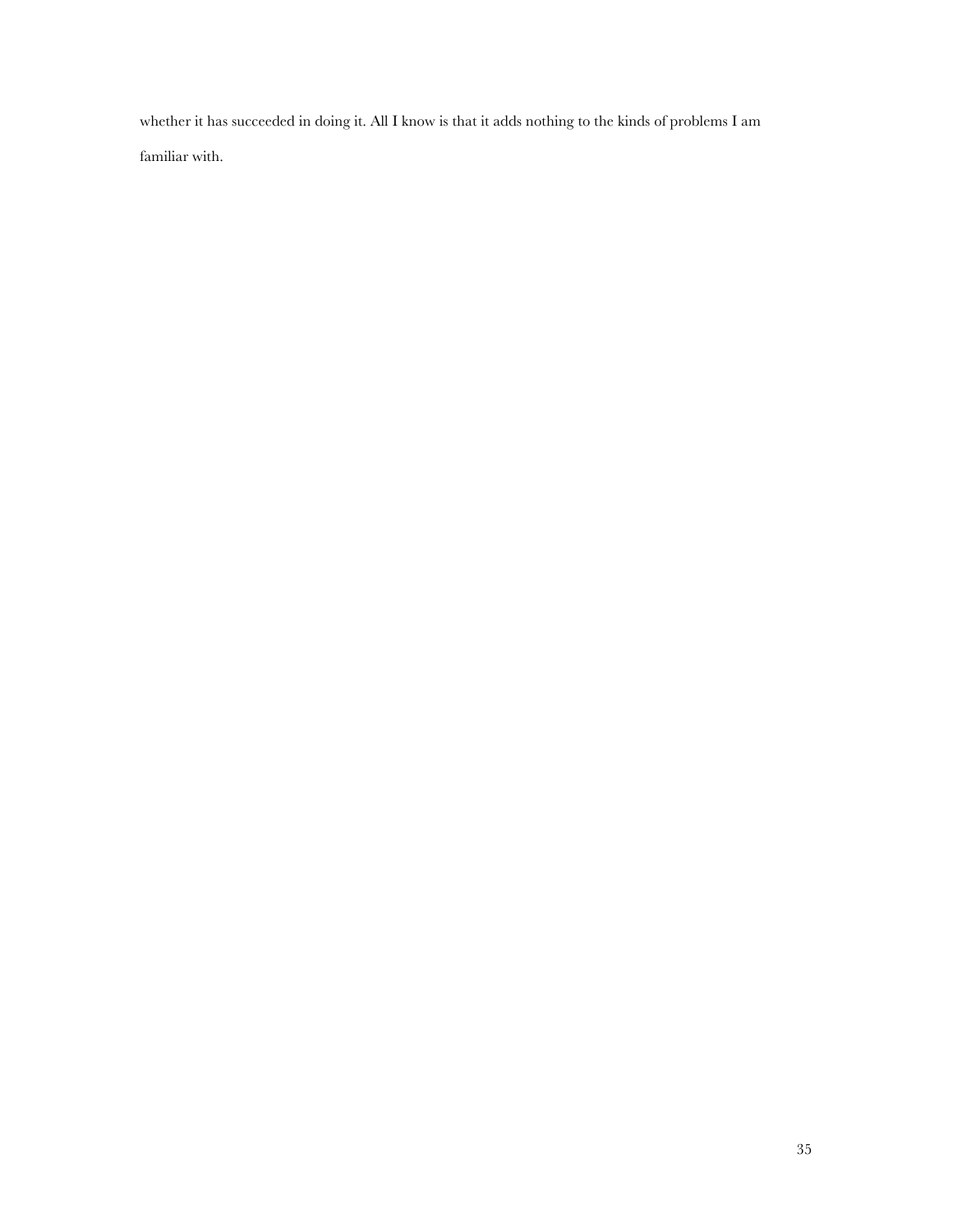whether it has succeeded in doing it. All I know is that it adds nothing to the kinds of problems I am familiar with.